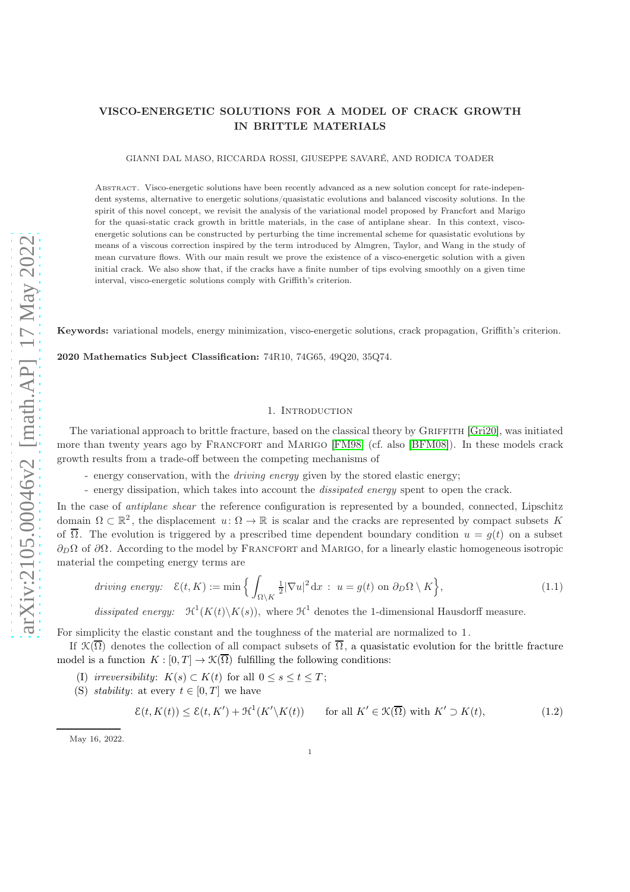# VISCO-ENERGETIC SOLUTIONS FOR A MODEL OF CRACK GROWTH IN BRITTLE MATERIALS

GIANNI DAL MASO, RICCARDA ROSSI, GIUSEPPE SAVARÉ, AND RODICA TOADER

Abstract. Visco-energetic solutions have been recently advanced as a new solution concept for rate-independent systems, alternative to energetic solutions/quasistatic evolutions and balanced viscosity solutions. In the spirit of this novel concept, we revisit the analysis of the variational model proposed by Francfort and Marigo for the quasi-static crack growth in brittle materials, in the case of antiplane shear. In this context, visco-energetic solutions can be constructed by perturbing the time incremental scheme for quasistatic evolutions by means of a viscous correction inspired by the term introduced by Almgren, Taylor, and Wang in the study of mean curvature flows. With our main result we prove the existence of a visco-energetic solution with a given initial crack. We also show that, if the cracks have a finite number of tips evolving smoothly on a given time interval, visco-energetic solutions comply with Griffith's criterion.

**Keywords:** variational models, energy minimization, visco-energetic solutions, crack propagation, Griffith's criterion.

**2020 Mathematics Subject Classification:** 74R10, 74G65, 49Q20, 35Q74.

## 1. Introduction

The variational approach to brittle fracture, based on the classical theory by Griffith [Gri20], was initiated more than twenty years ago by Francfort and Marigo [FM98] (cf. also [BFM08]). In these models crack growth results from a trade-off between the competing mechanisms of

- energy conservation, with the *driving energy* given by the stored elastic energy;
- energy dissipation, which takes into account the *dissipated energy* spent to open the crack.

In the case of *antiplane shear* the reference configuration is represented by a bounded, connected, Lipschitz domain $\Omega \subset \mathbb{R}^2$, the displacement $u\colon \Omega \to \mathbb{R}$ is scalar and the cracks are represented by compact subsets $K$ of $\overline{\Omega}$. The evolution is triggered by a prescribed time dependent boundary condition $u = g(t)$ on a subset $\partial_D\Omega$ of $\partial\Omega$. According to the model by Francfort and Marigo, for a linearly elastic homogeneous isotropic material the competing energy terms are

$$\textit{driving energy:} \quad \mathcal{E}(t,K) := \min\Big\{ \int_{\Omega\setminus K} \tfrac{1}{2}|\nabla u|^2\,\mathrm{d}x \ : \ u = g(t) \text{ on } \partial_D\Omega \setminus K \Big\}, \tag{1.1}$$

$$\textit{dissipated energy:} \quad \mathcal{H}^1(K(t)\setminus K(s)), \text{ where } \mathcal{H}^1 \text{ denotes the 1-dimensional Hausdorff measure.}$$

For simplicity the elastic constant and the toughness of the material are normalized to 1.

If $\mathcal{K}(\overline{\Omega})$ denotes the collection of all compact subsets of $\overline{\Omega}$, a quasistatic evolution for the brittle fracture model is a function $K : [0,T] \to \mathcal{K}(\overline{\Omega})$ fulfilling the following conditions:

(I) *irreversibility*: $K(s) \subset K(t)$ for all $0 \le s \le t \le T$;

(S) *stability*: at every $t \in [0,T]$ we have

$$\mathcal{E}(t,K(t)) \le \mathcal{E}(t,K') + \mathcal{H}^1(K'\setminus K(t)) \qquad \text{for all } K' \in \mathcal{K}(\overline{\Omega}) \text{ with } K' \supset K(t), \tag{1.2}$$

May 16, 2022.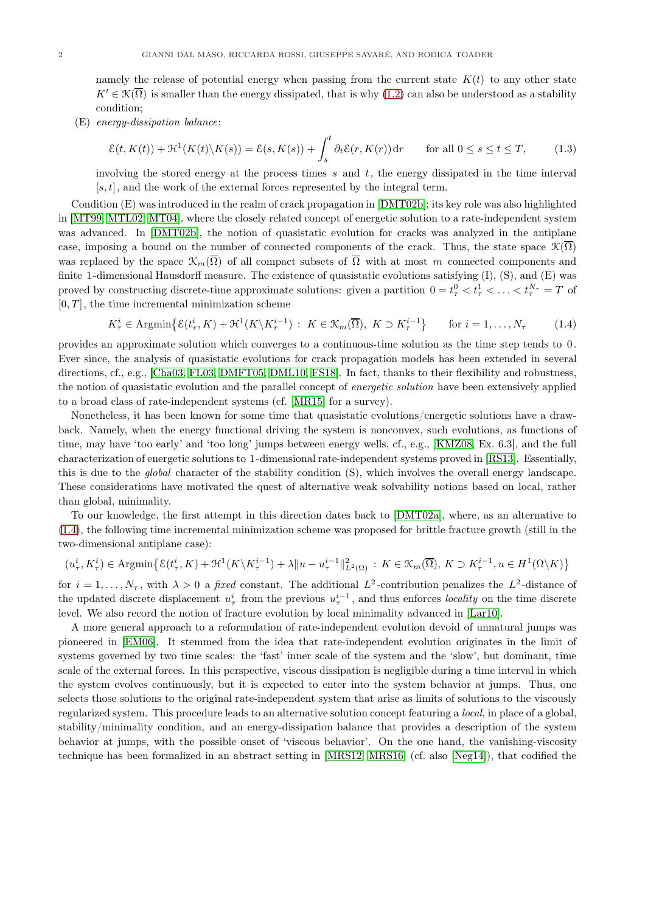namely the release of potential energy when passing from the current state $K(t)$ to any other state $K' \in \mathcal{K}(\overline{\Omega})$ is smaller than the energy dissipated, that is why (1.2) can also be understood as a stability condition;

(E) *energy-dissipation balance*:

$$
\mathcal{E}(t, K(t)) + \mathcal{H}^1(K(t)\backslash K(s)) = \mathcal{E}(s, K(s)) + \int_s^t \partial_t \mathcal{E}(r, K(r))\,\mathrm{d}r \qquad \text{for all } 0 \le s \le t \le T, \tag{1.3}
$$

involving the stored energy at the process times $s$ and $t$, the energy dissipated in the time interval $[s, t]$, and the work of the external forces represented by the integral term.

Condition (E) was introduced in the realm of crack propagation in [DMT02b]; its key role was also highlighted in [MT99, MTL02, MT04], where the closely related concept of energetic solution to a rate-independent system was advanced. In [DMT02b], the notion of quasistatic evolution for cracks was analyzed in the antiplane case, imposing a bound on the number of connected components of the crack. Thus, the state space $\mathcal{K}(\overline{\Omega})$ was replaced by the space $\mathcal{K}_m(\overline{\Omega})$ of all compact subsets of $\overline{\Omega}$ with at most $m$ connected components and finite 1-dimensional Hausdorff measure. The existence of quasistatic evolutions satisfying (I), (S), and (E) was proved by constructing discrete-time approximate solutions: given a partition $0 = t_\tau^0 < t_\tau^1 < \ldots < t_\tau^{N_\tau} = T$ of $[0, T]$, the time incremental minimization scheme

$$
K_\tau^i \in \operatorname{Argmin}\big\{\mathcal{E}(t_\tau^i, K) + \mathcal{H}^1(K\backslash K_\tau^{i-1}) \,:\, K \in \mathcal{K}_m(\overline{\Omega}),\ K \supset K_\tau^{i-1}\big\} \qquad \text{for } i = 1, \ldots, N_\tau \tag{1.4}
$$

provides an approximate solution which converges to a continuous-time solution as the time step tends to 0. Ever since, the analysis of quasistatic evolutions for crack propagation models has been extended in several directions, cf., e.g., [Cha03, FL03, DMFT05, DML10, FS18]. In fact, thanks to their flexibility and robustness, the notion of quasistatic evolution and the parallel concept of *energetic solution* have been extensively applied to a broad class of rate-independent systems (cf. [MR15] for a survey).

Nonetheless, it has been known for some time that quasistatic evolutions/energetic solutions have a drawback. Namely, when the energy functional driving the system is nonconvex, such evolutions, as functions of time, may have 'too early' and 'too long' jumps between energy wells, cf., e.g., [KMZ08, Ex. 6.3], and the full characterization of energetic solutions to 1-dimensional rate-independent systems proved in [RS13]. Essentially, this is due to the *global* character of the stability condition (S), which involves the overall energy landscape. These considerations have motivated the quest of alternative weak solvability notions based on local, rather than global, minimality.

To our knowledge, the first attempt in this direction dates back to [DMT02a], where, as an alternative to (1.4), the following time incremental minimization scheme was proposed for brittle fracture growth (still in the two-dimensional antiplane case):

$$
(u_\tau^i, K_\tau^i) \in \operatorname{Argmin}\big\{\mathcal{E}(t_\tau^i, K) + \mathcal{H}^1(K\backslash K_\tau^{i-1}) + \lambda\|u - u_\tau^{i-1}\|^2_{L^2(\Omega)} \,:\, K \in \mathcal{K}_m(\overline{\Omega}),\ K \supset K_\tau^{i-1}, u \in H^1(\Omega\backslash K)\big\}
$$

for $i = 1, \ldots, N_\tau$, with $\lambda > 0$ a *fixed* constant. The additional $L^2$-contribution penalizes the $L^2$-distance of the updated discrete displacement $u_\tau^i$ from the previous $u_\tau^{i-1}$, and thus enforces *locality* on the time discrete level. We also record the notion of fracture evolution by local minimality advanced in [Lar10].

A more general approach to a reformulation of rate-independent evolution devoid of unnatural jumps was pioneered in [EM06]. It stemmed from the idea that rate-independent evolution originates in the limit of systems governed by two time scales: the 'fast' inner scale of the system and the 'slow', but dominant, time scale of the external forces. In this perspective, viscous dissipation is negligible during a time interval in which the system evolves continuously, but it is expected to enter into the system behavior at jumps. Thus, one selects those solutions to the original rate-independent system that arise as limits of solutions to the viscously regularized system. This procedure leads to an alternative solution concept featuring a *local*, in place of a global, stability/minimality condition, and an energy-dissipation balance that provides a description of the system behavior at jumps, with the possible onset of 'viscous behavior'. On the one hand, the vanishing-viscosity technique has been formalized in an abstract setting in [MRS12, MRS16] (cf. also [Neg14]), that codified the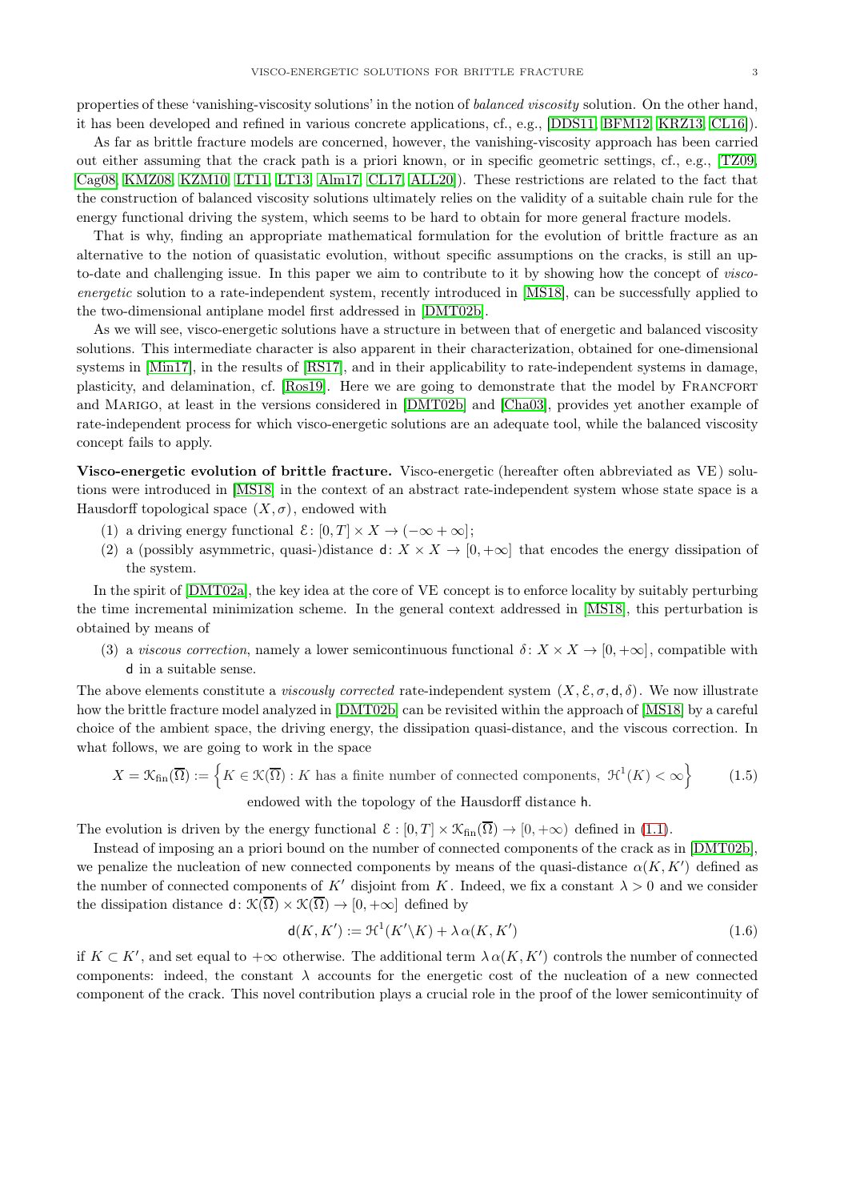properties of these 'vanishing-viscosity solutions' in the notion of *balanced viscosity* solution. On the other hand, it has been developed and refined in various concrete applications, cf., e.g., [DDS11, BFM12, KRZ13, CL16]).

As far as brittle fracture models are concerned, however, the vanishing-viscosity approach has been carried out either assuming that the crack path is a priori known, or in specific geometric settings, cf., e.g., [TZ09, Cag08, KMZ08, KZM10, LT11, LT13, Alm17, CL17, ALL20]). These restrictions are related to the fact that the construction of balanced viscosity solutions ultimately relies on the validity of a suitable chain rule for the energy functional driving the system, which seems to be hard to obtain for more general fracture models.

That is why, finding an appropriate mathematical formulation for the evolution of brittle fracture as an alternative to the notion of quasistatic evolution, without specific assumptions on the cracks, is still an up-to-date and challenging issue. In this paper we aim to contribute to it by showing how the concept of *visco-energetic* solution to a rate-independent system, recently introduced in [MS18], can be successfully applied to the two-dimensional antiplane model first addressed in [DMT02b].

As we will see, visco-energetic solutions have a structure in between that of energetic and balanced viscosity solutions. This intermediate character is also apparent in their characterization, obtained for one-dimensional systems in [Min17], in the results of [RS17], and in their applicability to rate-independent systems in damage, plasticity, and delamination, cf. [Ros19]. Here we are going to demonstrate that the model by Francfort and Marigo, at least in the versions considered in [DMT02b] and [Cha03], provides yet another example of rate-independent process for which visco-energetic solutions are an adequate tool, while the balanced viscosity concept fails to apply.

**Visco-energetic evolution of brittle fracture.** Visco-energetic (hereafter often abbreviated as VE) solutions were introduced in [MS18] in the context of an abstract rate-independent system whose state space is a Hausdorff topological space $(X, \sigma)$, endowed with

(1) a driving energy functional $\mathcal{E}\colon [0,T]\times X \to (-\infty+\infty]$;
(2) a (possibly asymmetric, quasi-)distance $\mathsf{d}\colon X\times X \to [0,+\infty]$ that encodes the energy dissipation of the system.

In the spirit of [DMT02a], the key idea at the core of VE concept is to enforce locality by suitably perturbing the time incremental minimization scheme. In the general context addressed in [MS18], this perturbation is obtained by means of

(3) a *viscous correction*, namely a lower semicontinuous functional $\delta\colon X\times X\to[0,+\infty]$, compatible with $\mathsf{d}$ in a suitable sense.

The above elements constitute a *viscously corrected* rate-independent system $(X,\mathcal{E},\sigma,\mathsf{d},\delta)$. We now illustrate how the brittle fracture model analyzed in [DMT02b] can be revisited within the approach of [MS18] by a careful choice of the ambient space, the driving energy, the dissipation quasi-distance, and the viscous correction. In what follows, we are going to work in the space

$$X = \mathcal{K}_{\rm fin}(\overline{\Omega}) := \Big\{ K \in \mathcal{K}(\overline{\Omega}) : K \text{ has a finite number of connected components, } \mathcal{H}^1(K)<\infty \Big\} \tag{1.5}$$

endowed with the topology of the Hausdorff distance $\mathsf{h}$.

The evolution is driven by the energy functional $\mathcal{E} : [0,T]\times\mathcal{K}_{\rm fin}(\overline{\Omega}) \to [0,+\infty)$ defined in (1.1).

Instead of imposing an a priori bound on the number of connected components of the crack as in [DMT02b], we penalize the nucleation of new connected components by means of the quasi-distance $\alpha(K,K')$ defined as the number of connected components of $K'$ disjoint from $K$. Indeed, we fix a constant $\lambda>0$ and we consider the dissipation distance $\mathsf{d}\colon \mathcal{K}(\overline{\Omega})\times\mathcal{K}(\overline{\Omega})\to[0,+\infty]$ defined by

$$\mathsf{d}(K,K') := \mathcal{H}^1(K'\backslash K) + \lambda\,\alpha(K,K') \tag{1.6}$$

if $K\subset K'$, and set equal to $+\infty$ otherwise. The additional term $\lambda\,\alpha(K,K')$ controls the number of connected components: indeed, the constant $\lambda$ accounts for the energetic cost of the nucleation of a new connected component of the crack. This novel contribution plays a crucial role in the proof of the lower semicontinuity of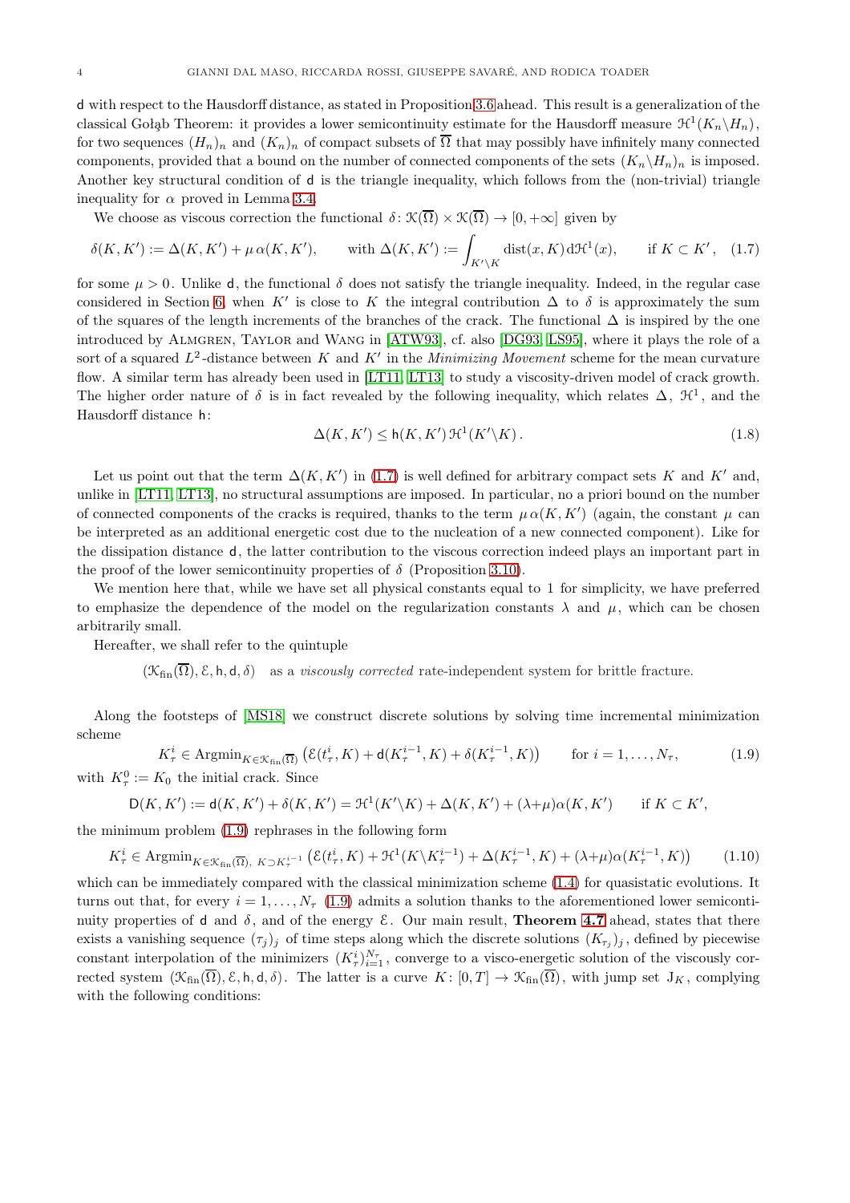$\mathsf{d}$ with respect to the Hausdorff distance, as stated in Proposition 3.6 ahead. This result is a generalization of the classical Gołąb Theorem: it provides a lower semicontinuity estimate for the Hausdorff measure $\mathcal{H}^1(K_n \backslash H_n)$, for two sequences $(H_n)_n$ and $(K_n)_n$ of compact subsets of $\overline{\Omega}$ that may possibly have infinitely many connected components, provided that a bound on the number of connected components of the sets $(K_n \backslash H_n)_n$ is imposed. Another key structural condition of $\mathsf{d}$ is the triangle inequality, which follows from the (non-trivial) triangle inequality for $\alpha$ proved in Lemma 3.4.

We choose as viscous correction the functional $\delta \colon \mathcal{K}(\overline{\Omega}) \times \mathcal{K}(\overline{\Omega}) \to [0, +\infty]$ given by

$$\delta(K, K') := \Delta(K, K') + \mu\, \alpha(K, K'), \qquad \text{with } \Delta(K, K') := \int_{K' \backslash K} \mathrm{dist}(x, K)\, \mathrm{d}\mathcal{H}^1(x), \qquad \text{if } K \subset K', \tag{1.7}$$

for some $\mu > 0$. Unlike $\mathsf{d}$, the functional $\delta$ does not satisfy the triangle inequality. Indeed, in the regular case considered in Section 6, when $K'$ is close to $K$ the integral contribution $\Delta$ to $\delta$ is approximately the sum of the squares of the length increments of the branches of the crack. The functional $\Delta$ is inspired by the one introduced by Almgren, Taylor and Wang in [ATW93], cf. also [DG93, LS95], where it plays the role of a sort of a squared $L^2$-distance between $K$ and $K'$ in the *Minimizing Movement* scheme for the mean curvature flow. A similar term has already been used in [LT11, LT13] to study a viscosity-driven model of crack growth. The higher order nature of $\delta$ is in fact revealed by the following inequality, which relates $\Delta$, $\mathcal{H}^1$, and the Hausdorff distance $\mathsf{h}$:

$$\Delta(K, K') \le \mathsf{h}(K, K')\, \mathcal{H}^1(K' \backslash K)\,. \tag{1.8}$$

Let us point out that the term $\Delta(K, K')$ in (1.7) is well defined for arbitrary compact sets $K$ and $K'$ and, unlike in [LT11, LT13], no structural assumptions are imposed. In particular, no a priori bound on the number of connected components of the cracks is required, thanks to the term $\mu\, \alpha(K, K')$ (again, the constant $\mu$ can be interpreted as an additional energetic cost due to the nucleation of a new connected component). Like for the dissipation distance $\mathsf{d}$, the latter contribution to the viscous correction indeed plays an important part in the proof of the lower semicontinuity properties of $\delta$ (Proposition 3.10).

We mention here that, while we have set all physical constants equal to 1 for simplicity, we have preferred to emphasize the dependence of the model on the regularization constants $\lambda$ and $\mu$, which can be chosen arbitrarily small.

Hereafter, we shall refer to the quintuple

$(\mathcal{K}_{\mathrm{fin}}(\overline{\Omega}), \mathcal{E}, \mathsf{h}, \mathsf{d}, \delta)$ as a *viscously corrected* rate-independent system for brittle fracture.

Along the footsteps of [MS18] we construct discrete solutions by solving time incremental minimization scheme

$$K_\tau^i \in \mathrm{Argmin}_{K \in \mathcal{K}_{\mathrm{fin}}(\overline{\Omega})} \left( \mathcal{E}(t_\tau^i, K) + \mathsf{d}(K_\tau^{i-1}, K) + \delta(K_\tau^{i-1}, K) \right) \qquad \text{for } i = 1, \ldots, N_\tau, \tag{1.9}$$

with $K_\tau^0 := K_0$ the initial crack. Since

$$\mathsf{D}(K, K') := \mathsf{d}(K, K') + \delta(K, K') = \mathcal{H}^1(K' \backslash K) + \Delta(K, K') + (\lambda + \mu)\alpha(K, K') \qquad \text{if } K \subset K',$$

the minimum problem (1.9) rephrases in the following form

$$K_\tau^i \in \mathrm{Argmin}_{K \in \mathcal{K}_{\mathrm{fin}}(\overline{\Omega}),\ K \supset K_\tau^{i-1}} \left( \mathcal{E}(t_\tau^i, K) + \mathcal{H}^1(K \backslash K_\tau^{i-1}) + \Delta(K_\tau^{i-1}, K) + (\lambda + \mu)\alpha(K_\tau^{i-1}, K) \right) \tag{1.10}$$

which can be immediately compared with the classical minimization scheme (1.4) for quasistatic evolutions. It turns out that, for every $i = 1, \ldots, N_\tau$ (1.9) admits a solution thanks to the aforementioned lower semicontinuity properties of $\mathsf{d}$ and $\delta$, and of the energy $\mathcal{E}$. Our main result, **Theorem 4.7** ahead, states that there exists a vanishing sequence $(\tau_j)_j$ of time steps along which the discrete solutions $(K_{\tau_j})_j$, defined by piecewise constant interpolation of the minimizers $(K_\tau^i)_{i=1}^{N_\tau}$, converge to a visco-energetic solution of the viscously corrected system $(\mathcal{K}_{\mathrm{fin}}(\overline{\Omega}), \mathcal{E}, \mathsf{h}, \mathsf{d}, \delta)$. The latter is a curve $K \colon [0, T] \to \mathcal{K}_{\mathrm{fin}}(\overline{\Omega})$, with jump set $\mathrm{J}_K$, complying with the following conditions: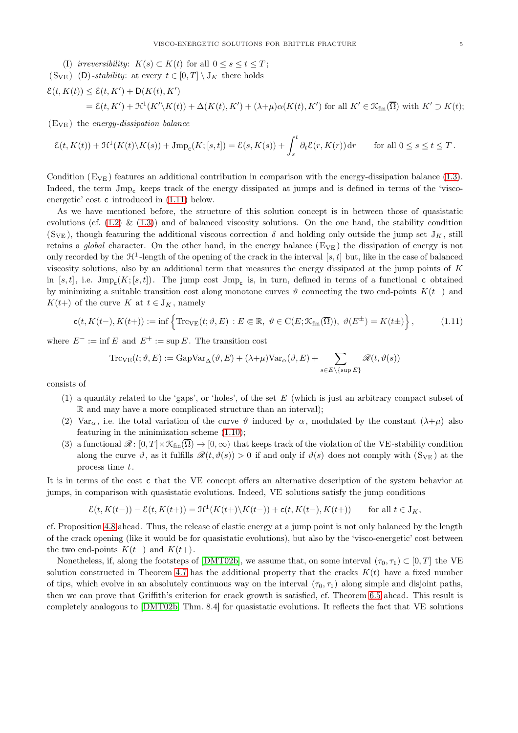(I) *irreversibility*: $K(s) \subset K(t)$ for all $0 \le s \le t \le T$;

($\mathrm{S}_{\mathrm{VE}}$) ($\mathsf{D}$)*-stability*: at every $t \in [0,T] \setminus \mathrm{J}_K$ there holds

$$
\begin{aligned}
\mathcal{E}(t,K(t)) &\le \mathcal{E}(t,K') + \mathsf{D}(K(t),K') \\
&= \mathcal{E}(t,K') + \mathcal{H}^1(K' \backslash K(t)) + \Delta(K(t),K') + (\lambda{+}\mu)\alpha(K(t),K') \quad \text{for all } K' \in \mathcal{K}_{\mathrm{fin}}(\overline{\Omega}) \text{ with } K' \supset K(t);
\end{aligned}
$$

($\mathrm{E}_{\mathrm{VE}}$) the *energy-dissipation balance*

$$
\mathcal{E}(t,K(t)) + \mathcal{H}^1(K(t)\backslash K(s)) + \mathrm{Jmp}_{\mathsf{c}}(K;[s,t]) = \mathcal{E}(s,K(s)) + \int_s^t \partial_t \mathcal{E}(r,K(r))\,\mathrm{d}r \qquad \text{for all } 0 \le s \le t \le T\,.
$$

Condition ($\mathrm{E}_{\mathrm{VE}}$) features an additional contribution in comparison with the energy-dissipation balance (1.3). Indeed, the term $\mathrm{Jmp}_{\mathsf{c}}$ keeps track of the energy dissipated at jumps and is defined in terms of the 'visco-energetic' cost $\mathsf{c}$ introduced in (1.11) below.

As we have mentioned before, the structure of this solution concept is in between those of quasistatic evolutions (cf. (1.2) & (1.3)) and of balanced viscosity solutions. On the one hand, the stability condition ($\mathrm{S}_{\mathrm{VE}}$), though featuring the additional viscous correction $\delta$ and holding only outside the jump set $\mathrm{J}_K$, still retains a *global* character. On the other hand, in the energy balance ($\mathrm{E}_{\mathrm{VE}}$) the dissipation of energy is not only recorded by the $\mathcal{H}^1$-length of the opening of the crack in the interval $[s,t]$ but, like in the case of balanced viscosity solutions, also by an additional term that measures the energy dissipated at the jump points of $K$ in $[s,t]$, i.e. $\mathrm{Jmp}_{\mathsf{c}}(K;[s,t])$. The jump cost $\mathrm{Jmp}_{\mathsf{c}}$ is, in turn, defined in terms of a functional $\mathsf{c}$ obtained by minimizing a suitable transition cost along monotone curves $\vartheta$ connecting the two end-points $K(t-)$ and $K(t+)$ of the curve $K$ at $t \in \mathrm{J}_K$, namely

$$
\mathsf{c}(t,K(t-),K(t+)) := \inf\Big\{ \mathrm{Trc}_{\mathrm{VE}}(t;\vartheta,E) \,:\, E \Subset \mathbb{R},\ \vartheta \in \mathrm{C}(E;\mathcal{K}_{\mathrm{fin}}(\overline{\Omega})),\ \vartheta(E^{\pm}) = K(t\pm) \Big\}\,, \tag{1.11}
$$

where $E^- := \inf E$ and $E^+ := \sup E$. The transition cost

$$
\mathrm{Trc}_{\mathrm{VE}}(t;\vartheta,E) := \mathrm{GapVar}_{\Delta}(\vartheta,E) + (\lambda{+}\mu)\mathrm{Var}_{\alpha}(\vartheta,E) + \sum_{s \in E\backslash\{\sup E\}} \mathscr{R}(t,\vartheta(s))
$$

consists of

1. a quantity related to the 'gaps', or 'holes', of the set $E$ (which is just an arbitrary compact subset of $\mathbb{R}$ and may have a more complicated structure than an interval);
2. $\mathrm{Var}_{\alpha}$, i.e. the total variation of the curve $\vartheta$ induced by $\alpha$, modulated by the constant $(\lambda{+}\mu)$ also featuring in the minimization scheme (1.10);
3. a functional $\mathscr{R}\colon [0,T]\times\mathcal{K}_{\mathrm{fin}}(\overline{\Omega}) \to [0,\infty)$ that keeps track of the violation of the VE-stability condition along the curve $\vartheta$, as it fulfills $\mathscr{R}(t,\vartheta(s))>0$ if and only if $\vartheta(s)$ does not comply with ($\mathrm{S}_{\mathrm{VE}}$) at the process time $t$.

It is in terms of the cost $\mathsf{c}$ that the VE concept offers an alternative description of the system behavior at jumps, in comparison with quasistatic evolutions. Indeed, VE solutions satisfy the jump conditions

$$
\mathcal{E}(t,K(t-)) - \mathcal{E}(t,K(t+)) = \mathcal{H}^1(K(t+)\backslash K(t-)) + \mathsf{c}(t,K(t-),K(t+)) \qquad \text{for all } t \in \mathrm{J}_K,
$$

cf. Proposition 4.8 ahead. Thus, the release of elastic energy at a jump point is not only balanced by the length of the crack opening (like it would be for quasistatic evolutions), but also by the 'visco-energetic' cost between the two end-points $K(t-)$ and $K(t+)$.

Nonetheless, if, along the footsteps of [DMT02b], we assume that, on some interval $(\tau_0,\tau_1) \subset [0,T]$ the VE solution constructed in Theorem 4.7 has the additional property that the cracks $K(t)$ have a fixed number of tips, which evolve in an absolutely continuous way on the interval $(\tau_0,\tau_1)$ along simple and disjoint paths, then we can prove that Griffith's criterion for crack growth is satisfied, cf. Theorem 6.5 ahead. This result is completely analogous to [DMT02b, Thm. 8.4] for quasistatic evolutions. It reflects the fact that VE solutions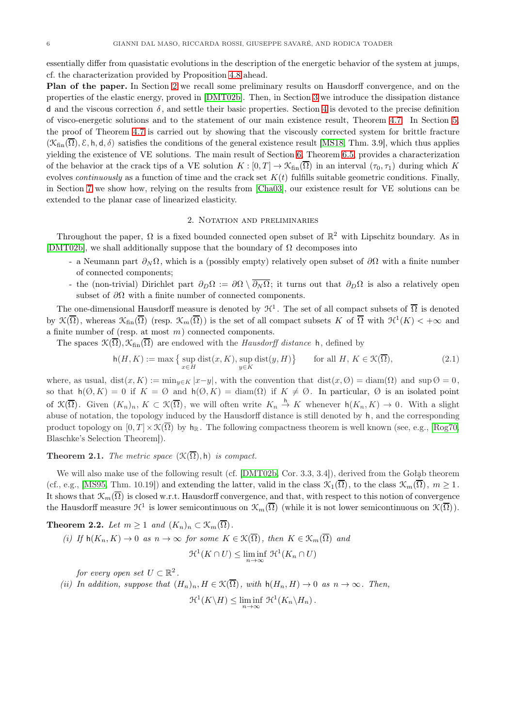essentially differ from quasistatic evolutions in the description of the energetic behavior of the system at jumps, cf. the characterization provided by Proposition 4.8 ahead.

**Plan of the paper.** In Section 2 we recall some preliminary results on Hausdorff convergence, and on the properties of the elastic energy, proved in [DMT02b]. Then, in Section 3 we introduce the dissipation distance $\mathsf{d}$ and the viscous correction $\delta$, and settle their basic properties. Section 4 is devoted to the precise definition of visco-energetic solutions and to the statement of our main existence result, Theorem 4.7. In Section 5, the proof of Theorem 4.7 is carried out by showing that the viscously corrected system for brittle fracture $(\mathcal{K}_{\mathrm{fin}}(\overline{\Omega}), \mathcal{E}, \mathsf{h}, \mathsf{d}, \delta)$ satisfies the conditions of the general existence result [MS18, Thm. 3.9], which thus applies yielding the existence of VE solutions. The main result of Section 6, Theorem 6.5, provides a characterization of the behavior at the crack tips of a VE solution $K : [0,T] \to \mathcal{K}_{\mathrm{fin}}(\overline{\Omega})$ in an interval $(\tau_0, \tau_1)$ during which $K$ evolves *continuously* as a function of time and the crack set $K(t)$ fulfills suitable geometric conditions. Finally, in Section 7 we show how, relying on the results from [Cha03], our existence result for VE solutions can be extended to the planar case of linearized elasticity.

## 2. Notation and preliminaries

Throughout the paper, $\Omega$ is a fixed bounded connected open subset of $\mathbb{R}^2$ with Lipschitz boundary. As in [DMT02b], we shall additionally suppose that the boundary of $\Omega$ decomposes into

- a Neumann part $\partial_N\Omega$, which is a (possibly empty) relatively open subset of $\partial\Omega$ with a finite number of connected components;
- the (non-trivial) Dirichlet part $\partial_D\Omega := \partial\Omega \setminus \overline{\partial_N\Omega}$; it turns out that $\partial_D\Omega$ is also a relatively open subset of $\partial\Omega$ with a finite number of connected components.

The one-dimensional Hausdorff measure is denoted by $\mathcal{H}^1$. The set of all compact subsets of $\overline{\Omega}$ is denoted by $\mathcal{K}(\overline{\Omega})$, whereas $\mathcal{K}_{\mathrm{fin}}(\overline{\Omega})$ (resp. $\mathcal{K}_m(\overline{\Omega})$) is the set of all compact subsets $K$ of $\overline{\Omega}$ with $\mathcal{H}^1(K) < +\infty$ and a finite number of (resp. at most $m$) connected components.

The spaces $\mathcal{K}(\overline{\Omega}), \mathcal{K}_{\mathrm{fin}}(\overline{\Omega})$ are endowed with the *Hausdorff distance* $\mathsf{h}$, defined by

$$
\mathsf{h}(H,K) := \max\big\{ \sup_{x\in H} \mathrm{dist}(x,K), \sup_{y\in K} \mathrm{dist}(y,H)\big\} \qquad \text{for all } H,\, K \in \mathcal{K}(\overline{\Omega}), \tag{2.1}
$$

where, as usual, $\mathrm{dist}(x,K) := \min_{y\in K} |x-y|$, with the convention that $\mathrm{dist}(x,\emptyset) = \mathrm{diam}(\Omega)$ and $\sup\emptyset = 0$, so that $\mathsf{h}(\emptyset, K) = 0$ if $K = \emptyset$ and $\mathsf{h}(\emptyset, K) = \mathrm{diam}(\Omega)$ if $K \neq \emptyset$. In particular, $\emptyset$ is an isolated point of $\mathcal{K}(\overline{\Omega})$. Given $(K_n)_n, K \subset \mathcal{K}(\overline{\Omega})$, we will often write $K_n \stackrel{\mathsf{h}}{\to} K$ whenever $\mathsf{h}(K_n, K) \to 0$. With a slight abuse of notation, the topology induced by the Hausdorff distance is still denoted by $\mathsf{h}$, and the corresponding product topology on $[0,T] \times \mathcal{K}(\overline{\Omega})$ by $\mathsf{h}_{\mathbb{R}}$. The following compactness theorem is well known (see, e.g., [Rog70, Blaschke's Selection Theorem]).

**Theorem 2.1.** *The metric space $(\mathcal{K}(\overline{\Omega}), \mathsf{h})$ is compact.*

We will also make use of the following result (cf. [DMT02b, Cor. 3.3, 3.4]), derived from the Gołąb theorem (cf., e.g., [MS95, Thm. 10.19]) and extending the latter, valid in the class $\mathcal{K}_1(\overline{\Omega})$, to the class $\mathcal{K}_m(\overline{\Omega})$, $m \geq 1$. It shows that $\mathcal{K}_m(\overline{\Omega})$ is closed w.r.t. Hausdorff convergence, and that, with respect to this notion of convergence the Hausdorff measure $\mathcal{H}^1$ is lower semicontinuous on $\mathcal{K}_m(\overline{\Omega})$ (while it is not lower semicontinuous on $\mathcal{K}(\overline{\Omega})$).

**Theorem 2.2.** *Let $m \geq 1$ and $(K_n)_n \subset \mathcal{K}_m(\overline{\Omega})$.*

*(i) If $\mathsf{h}(K_n, K) \to 0$ as $n \to \infty$ for some $K \in \mathcal{K}(\overline{\Omega})$, then $K \in \mathcal{K}_m(\overline{\Omega})$ and*

$$
\mathcal{H}^1(K \cap U) \leq \liminf_{n\to\infty} \mathcal{H}^1(K_n \cap U)
$$

*for every open set $U \subset \mathbb{R}^2$.*

*(ii) In addition, suppose that $(H_n)_n, H \in \mathcal{K}(\overline{\Omega})$, with $\mathsf{h}(H_n, H) \to 0$ as $n \to \infty$. Then,*

$$
\mathcal{H}^1(K \backslash H) \leq \liminf_{n\to\infty} \mathcal{H}^1(K_n \backslash H_n)\,.
$$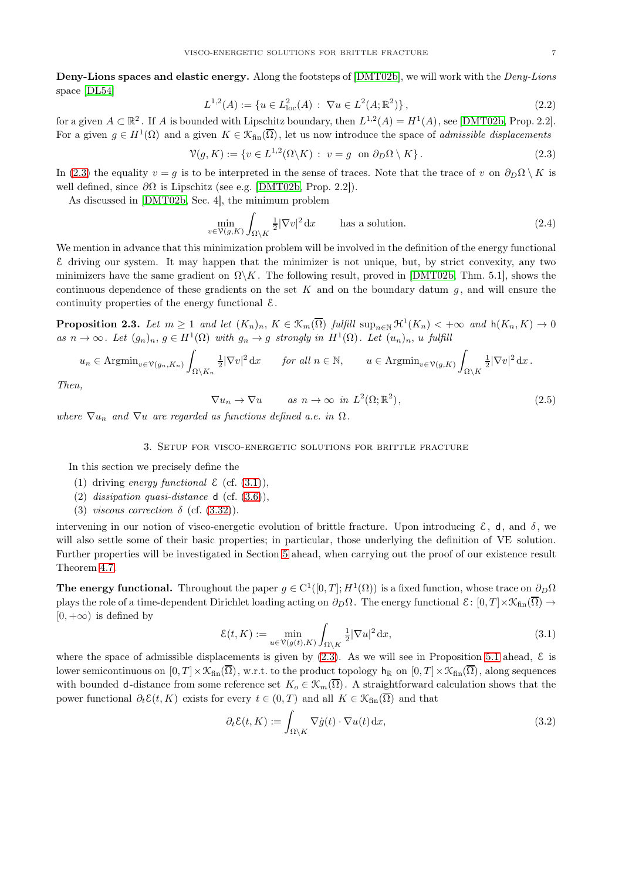**Deny-Lions spaces and elastic energy.** Along the footsteps of [DMT02b], we will work with the *Deny-Lions* space [DL54]

$$L^{1,2}(A) := \{u \in L^2_{\mathrm{loc}}(A) \,:\, \nabla u \in L^2(A;\mathbb{R}^2)\}\,, \tag{2.2}$$

for a given $A \subset \mathbb{R}^2$. If $A$ is bounded with Lipschitz boundary, then $L^{1,2}(A) = H^1(A)$, see [DMT02b, Prop. 2.2]. For a given $g \in H^1(\Omega)$ and a given $K \in \mathcal{K}_{\mathrm{fin}}(\overline{\Omega})$, let us now introduce the space of *admissible displacements*

$$\mathcal{V}(g,K) := \{v \in L^{1,2}(\Omega \backslash K) \,:\, v = g \ \text{ on } \partial_D\Omega \setminus K\}\,. \tag{2.3}$$

In (2.3) the equality $v = g$ is to be interpreted in the sense of traces. Note that the trace of $v$ on $\partial_D\Omega \setminus K$ is well defined, since $\partial\Omega$ is Lipschitz (see e.g. [DMT02b, Prop. 2.2]).

As discussed in [DMT02b, Sec. 4], the minimum problem

$$\min_{v\in\mathcal{V}(g,K)} \int_{\Omega\backslash K} \tfrac{1}{2}|\nabla v|^2\,\mathrm{d}x \qquad \text{has a solution.} \tag{2.4}$$

We mention in advance that this minimization problem will be involved in the definition of the energy functional $\mathcal{E}$ driving our system. It may happen that the minimizer is not unique, but, by strict convexity, any two minimizers have the same gradient on $\Omega\backslash K$. The following result, proved in [DMT02b, Thm. 5.1], shows the continuous dependence of these gradients on the set $K$ and on the boundary datum $g$, and will ensure the continuity properties of the energy functional $\mathcal{E}$.

**Proposition 2.3.** *Let $m \geq 1$ and let $(K_n)_n$, $K \in \mathcal{K}_m(\overline{\Omega})$ fulfill $\sup_{n\in\mathbb{N}} \mathcal{H}^1(K_n) < +\infty$ and $\mathsf{h}(K_n, K) \to 0$ as $n \to \infty$. Let $(g_n)_n$, $g \in H^1(\Omega)$ with $g_n \to g$ strongly in $H^1(\Omega)$. Let $(u_n)_n$, $u$ fulfill*

$$u_n \in \mathrm{Argmin}_{v\in\mathcal{V}(g_n,K_n)} \int_{\Omega\backslash K_n} \tfrac{1}{2}|\nabla v|^2\,\mathrm{d}x \qquad \text{for all } n \in \mathbb{N}, \qquad u \in \mathrm{Argmin}_{v\in\mathcal{V}(g,K)} \int_{\Omega\backslash K} \tfrac{1}{2}|\nabla v|^2\,\mathrm{d}x\,.$$

*Then,*

$$\nabla u_n \to \nabla u \qquad \text{as } n \to \infty \ \text{ in } L^2(\Omega;\mathbb{R}^2), \tag{2.5}$$

*where $\nabla u_n$ and $\nabla u$ are regarded as functions defined a.e. in $\Omega$.*

## 3. Setup for visco-energetic solutions for brittle fracture

In this section we precisely define the

1. driving *energy functional* $\mathcal{E}$ (cf. (3.1)),
2. *dissipation quasi-distance* $\mathsf{d}$ (cf. (3.6)),
3. *viscous correction* $\delta$ (cf. (3.32)).

intervening in our notion of visco-energetic evolution of brittle fracture. Upon introducing $\mathcal{E}$, $\mathsf{d}$, and $\delta$, we will also settle some of their basic properties; in particular, those underlying the definition of VE solution. Further properties will be investigated in Section 5 ahead, when carrying out the proof of our existence result Theorem 4.7.

**The energy functional.** Throughout the paper $g \in \mathrm{C}^1([0,T];H^1(\Omega))$ is a fixed function, whose trace on $\partial_D\Omega$ plays the role of a time-dependent Dirichlet loading acting on $\partial_D\Omega$. The energy functional $\mathcal{E}\colon [0,T]\times\mathcal{K}_{\mathrm{fin}}(\overline{\Omega}) \to [0,+\infty)$ is defined by

$$\mathcal{E}(t,K) := \min_{u\in\mathcal{V}(g(t),K)} \int_{\Omega\backslash K} \tfrac{1}{2}|\nabla u|^2\,\mathrm{d}x, \tag{3.1}$$

where the space of admissible displacements is given by (2.3). As we will see in Proposition 5.1 ahead, $\mathcal{E}$ is lower semicontinuous on $[0,T]\times\mathcal{K}_{\mathrm{fin}}(\overline{\Omega})$, w.r.t. to the product topology $\mathsf{h}_{\mathbb{R}}$ on $[0,T]\times\mathcal{K}_{\mathrm{fin}}(\overline{\Omega})$, along sequences with bounded $\mathsf{d}$-distance from some reference set $K_o \in \mathcal{K}_m(\overline{\Omega})$. A straightforward calculation shows that the power functional $\partial_t\mathcal{E}(t,K)$ exists for every $t \in (0,T)$ and all $K \in \mathcal{K}_{\mathrm{fin}}(\overline{\Omega})$ and that

$$\partial_t\mathcal{E}(t,K) := \int_{\Omega\backslash K} \nabla\dot{g}(t)\cdot\nabla u(t)\,\mathrm{d}x, \tag{3.2}$$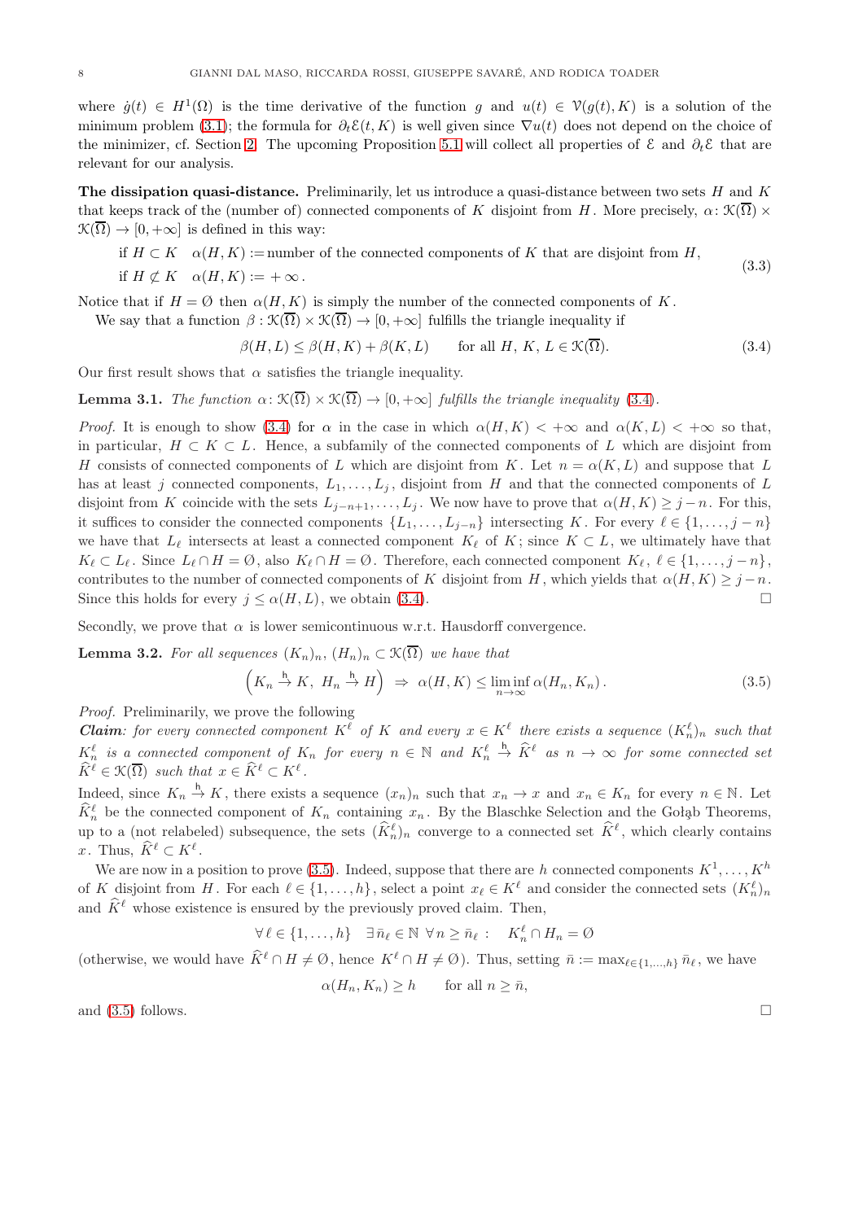where $\dot{g}(t) \in H^1(\Omega)$ is the time derivative of the function $g$ and $u(t) \in \mathcal{V}(g(t), K)$ is a solution of the minimum problem (3.1); the formula for $\partial_t \mathcal{E}(t, K)$ is well given since $\nabla u(t)$ does not depend on the choice of the minimizer, cf. Section 2. The upcoming Proposition 5.1 will collect all properties of $\mathcal{E}$ and $\partial_t \mathcal{E}$ that are relevant for our analysis.

**The dissipation quasi-distance.** Preliminarily, let us introduce a quasi-distance between two sets $H$ and $K$ that keeps track of the (number of) connected components of $K$ disjoint from $H$. More precisely, $\alpha \colon \mathcal{K}(\overline{\Omega}) \times \mathcal{K}(\overline{\Omega}) \to [0, +\infty]$ is defined in this way:

$$
\begin{aligned}
&\text{if } H \subset K \quad \alpha(H, K) := \text{number of the connected components of } K \text{ that are disjoint from } H, \\
&\text{if } H \not\subset K \quad \alpha(H, K) := +\infty\,.
\end{aligned}
\tag{3.3}
$$

Notice that if $H = \emptyset$ then $\alpha(H, K)$ is simply the number of the connected components of $K$.

We say that a function $\beta : \mathcal{K}(\overline{\Omega}) \times \mathcal{K}(\overline{\Omega}) \to [0, +\infty]$ fulfills the triangle inequality if

$$
\beta(H, L) \le \beta(H, K) + \beta(K, L) \qquad \text{for all } H,\ K,\ L \in \mathcal{K}(\overline{\Omega}). \tag{3.4}
$$

Our first result shows that $\alpha$ satisfies the triangle inequality.

**Lemma 3.1.** *The function $\alpha \colon \mathcal{K}(\overline{\Omega}) \times \mathcal{K}(\overline{\Omega}) \to [0, +\infty]$ fulfills the triangle inequality (3.4).*

*Proof.* It is enough to show (3.4) for $\alpha$ in the case in which $\alpha(H, K) < +\infty$ and $\alpha(K, L) < +\infty$ so that, in particular, $H \subset K \subset L$. Hence, a subfamily of the connected components of $L$ which are disjoint from $H$ consists of connected components of $L$ which are disjoint from $K$. Let $n = \alpha(K, L)$ and suppose that $L$ has at least $j$ connected components, $L_1, \ldots, L_j$, disjoint from $H$ and that the connected components of $L$ disjoint from $K$ coincide with the sets $L_{j-n+1}, \ldots, L_j$. We now have to prove that $\alpha(H, K) \ge j - n$. For this, it suffices to consider the connected components $\{L_1, \ldots, L_{j-n}\}$ intersecting $K$. For every $\ell \in \{1, \ldots, j-n\}$ we have that $L_\ell$ intersects at least a connected component $K_\ell$ of $K$; since $K \subset L$, we ultimately have that $K_\ell \subset L_\ell$. Since $L_\ell \cap H = \emptyset$, also $K_\ell \cap H = \emptyset$. Therefore, each connected component $K_\ell$, $\ell \in \{1, \ldots, j-n\}$, contributes to the number of connected components of $K$ disjoint from $H$, which yields that $\alpha(H, K) \ge j - n$. Since this holds for every $j \le \alpha(H, L)$, we obtain (3.4). $\square$

Secondly, we prove that $\alpha$ is lower semicontinuous w.r.t. Hausdorff convergence.

**Lemma 3.2.** *For all sequences $(K_n)_n$, $(H_n)_n \subset \mathcal{K}(\overline{\Omega})$ we have that*

$$
\left(K_n \xrightarrow{\mathsf{h}} K,\ H_n \xrightarrow{\mathsf{h}} H\right) \ \Rightarrow\ \alpha(H, K) \le \liminf_{n \to \infty} \alpha(H_n, K_n)\,. \tag{3.5}
$$

*Proof.* Preliminarily, we prove the following

***Claim**: for every connected component $K^\ell$ of $K$ and every $x \in K^\ell$ there exists a sequence $(K_n^\ell)_n$ such that $K_n^\ell$ is a connected component of $K_n$ for every $n \in \mathbb{N}$ and $K_n^\ell \xrightarrow{\mathsf{h}} \widehat{K}^\ell$ as $n \to \infty$ for some connected set $\widehat{K}^\ell \in \mathcal{K}(\overline{\Omega})$ such that $x \in \widehat{K}^\ell \subset K^\ell$.*

Indeed, since $K_n \xrightarrow{\mathsf{h}} K$, there exists a sequence $(x_n)_n$ such that $x_n \to x$ and $x_n \in K_n$ for every $n \in \mathbb{N}$. Let $\widehat{K}_n^\ell$ be the connected component of $K_n$ containing $x_n$. By the Blaschke Selection and the Gołąb Theorems, up to a (not relabeled) subsequence, the sets $(\widehat{K}_n^\ell)_n$ converge to a connected set $\widehat{K}^\ell$, which clearly contains $x$. Thus, $\widehat{K}^\ell \subset K^\ell$.

We are now in a position to prove (3.5). Indeed, suppose that there are $h$ connected components $K^1, \ldots, K^h$ of $K$ disjoint from $H$. For each $\ell \in \{1, \ldots, h\}$, select a point $x_\ell \in K^\ell$ and consider the connected sets $(K_n^\ell)_n$ and $\widehat{K}^\ell$ whose existence is ensured by the previously proved claim. Then,

$$
\forall\, \ell \in \{1, \ldots, h\} \quad \exists\, \bar{n}_\ell \in \mathbb{N}\ \forall\, n \ge \bar{n}_\ell : \quad K_n^\ell \cap H_n = \emptyset
$$

(otherwise, we would have $\widehat{K}^\ell \cap H \neq \emptyset$, hence $K^\ell \cap H \neq \emptyset$). Thus, setting $\bar{n} := \max_{\ell \in \{1, \ldots, h\}} \bar{n}_\ell$, we have

$$
\alpha(H_n, K_n) \ge h \qquad \text{for all } n \ge \bar{n},
$$

and (3.5) follows. $\square$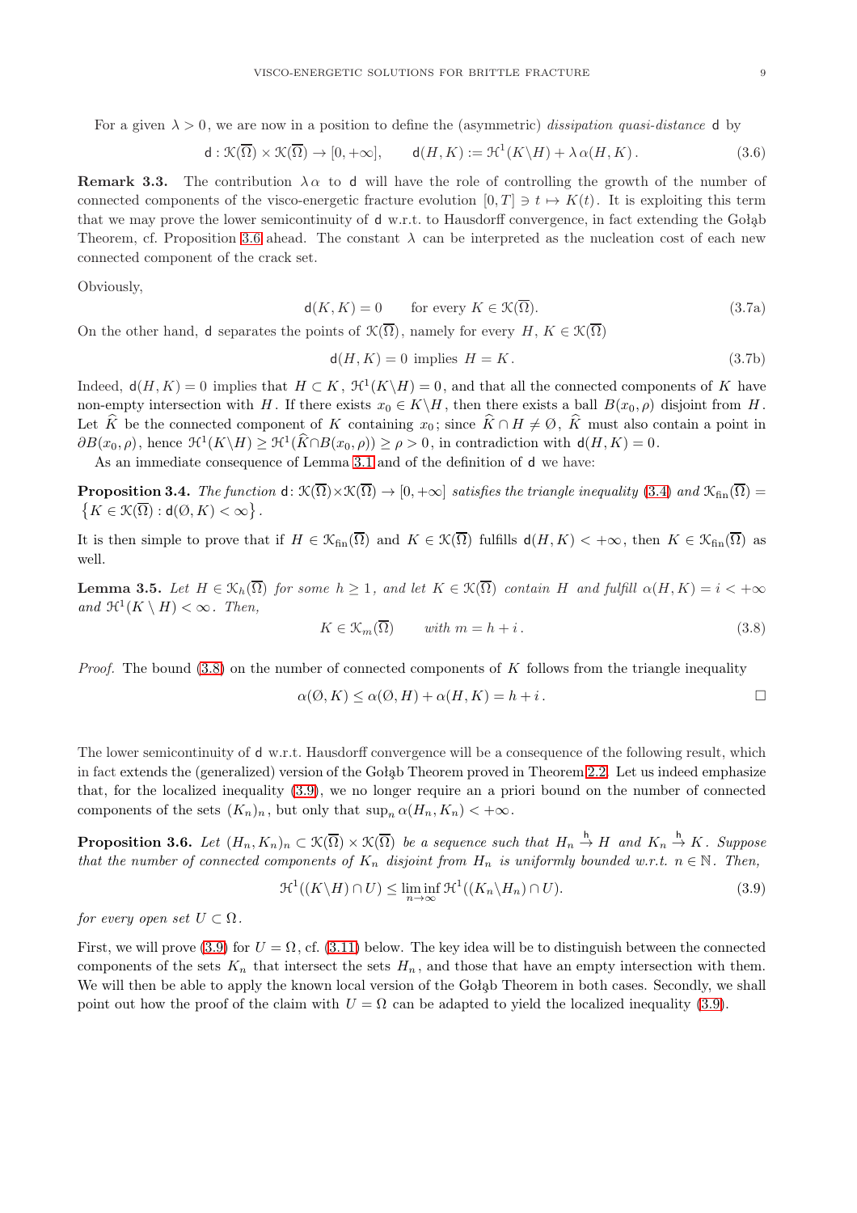For a given $\lambda > 0$, we are now in a position to define the (asymmetric) *dissipation quasi-distance* $\mathsf{d}$ by

$$\mathsf{d} : \mathcal{K}(\overline{\Omega}) \times \mathcal{K}(\overline{\Omega}) \to [0, +\infty], \qquad \mathsf{d}(H, K) := \mathcal{H}^1(K \backslash H) + \lambda\, \alpha(H, K)\,. \tag{3.6}$$

**Remark 3.3.** The contribution $\lambda\alpha$ to $\mathsf{d}$ will have the role of controlling the growth of the number of connected components of the visco-energetic fracture evolution $[0, T] \ni t \mapsto K(t)$. It is exploiting this term that we may prove the lower semicontinuity of $\mathsf{d}$ w.r.t. to Hausdorff convergence, in fact extending the Gołąb Theorem, cf. Proposition 3.6 ahead. The constant $\lambda$ can be interpreted as the nucleation cost of each new connected component of the crack set.

Obviously,

$$\mathsf{d}(K, K) = 0 \qquad \text{for every } K \in \mathcal{K}(\overline{\Omega}). \tag{3.7a}$$

On the other hand, $\mathsf{d}$ separates the points of $\mathcal{K}(\overline{\Omega})$, namely for every $H,\, K \in \mathcal{K}(\overline{\Omega})$

$$\mathsf{d}(H, K) = 0 \text{ implies } H = K. \tag{3.7b}$$

Indeed, $\mathsf{d}(H, K) = 0$ implies that $H \subset K$, $\mathcal{H}^1(K \backslash H) = 0$, and that all the connected components of $K$ have non-empty intersection with $H$. If there exists $x_0 \in K \backslash H$, then there exists a ball $B(x_0, \rho)$ disjoint from $H$. Let $\widehat{K}$ be the connected component of $K$ containing $x_0$; since $\widehat{K} \cap H \neq \emptyset$, $\widehat{K}$ must also contain a point in $\partial B(x_0, \rho)$, hence $\mathcal{H}^1(K \backslash H) \geq \mathcal{H}^1(\widehat{K} \cap B(x_0, \rho)) \geq \rho > 0$, in contradiction with $\mathsf{d}(H, K) = 0$.

As an immediate consequence of Lemma 3.1 and of the definition of $\mathsf{d}$ we have:

**Proposition 3.4.** *The function $\mathsf{d} \colon \mathcal{K}(\overline{\Omega}) \times \mathcal{K}(\overline{\Omega}) \to [0, +\infty]$ satisfies the triangle inequality (3.4) and $\mathcal{K}_{\mathrm{fin}}(\overline{\Omega}) = \{ K \in \mathcal{K}(\overline{\Omega}) : \mathsf{d}(\emptyset, K) < \infty \}$.*

It is then simple to prove that if $H \in \mathcal{K}_{\mathrm{fin}}(\overline{\Omega})$ and $K \in \mathcal{K}(\overline{\Omega})$ fulfills $\mathsf{d}(H, K) < +\infty$, then $K \in \mathcal{K}_{\mathrm{fin}}(\overline{\Omega})$ as well.

**Lemma 3.5.** *Let $H \in \mathcal{K}_h(\overline{\Omega})$ for some $h \geq 1$, and let $K \in \mathcal{K}(\overline{\Omega})$ contain $H$ and fulfill $\alpha(H, K) = i < +\infty$ and $\mathcal{H}^1(K \setminus H) < \infty$. Then,*

$$K \in \mathcal{K}_m(\overline{\Omega}) \qquad \textit{with } m = h + i\,. \tag{3.8}$$

*Proof.* The bound (3.8) on the number of connected components of $K$ follows from the triangle inequality

$$\alpha(\emptyset, K) \leq \alpha(\emptyset, H) + \alpha(H, K) = h + i\,. \qquad \square$$

The lower semicontinuity of $\mathsf{d}$ w.r.t. Hausdorff convergence will be a consequence of the following result, which in fact extends the (generalized) version of the Gołąb Theorem proved in Theorem 2.2. Let us indeed emphasize that, for the localized inequality (3.9), we no longer require an a priori bound on the number of connected components of the sets $(K_n)_n$, but only that $\sup_n \alpha(H_n, K_n) < +\infty$.

**Proposition 3.6.** *Let $(H_n, K_n)_n \subset \mathcal{K}(\overline{\Omega}) \times \mathcal{K}(\overline{\Omega})$ be a sequence such that $H_n \xrightarrow{\mathsf{h}} H$ and $K_n \xrightarrow{\mathsf{h}} K$. Suppose that the number of connected components of $K_n$ disjoint from $H_n$ is uniformly bounded w.r.t. $n \in \mathbb{N}$. Then,*

$$\mathcal{H}^1((K \backslash H) \cap U) \leq \liminf_{n \to \infty} \mathcal{H}^1((K_n \backslash H_n) \cap U). \tag{3.9}$$

*for every open set $U \subset \Omega$.*

First, we will prove (3.9) for $U = \Omega$, cf. (3.11) below. The key idea will be to distinguish between the connected components of the sets $K_n$ that intersect the sets $H_n$, and those that have an empty intersection with them. We will then be able to apply the known local version of the Gołąb Theorem in both cases. Secondly, we shall point out how the proof of the claim with $U = \Omega$ can be adapted to yield the localized inequality (3.9).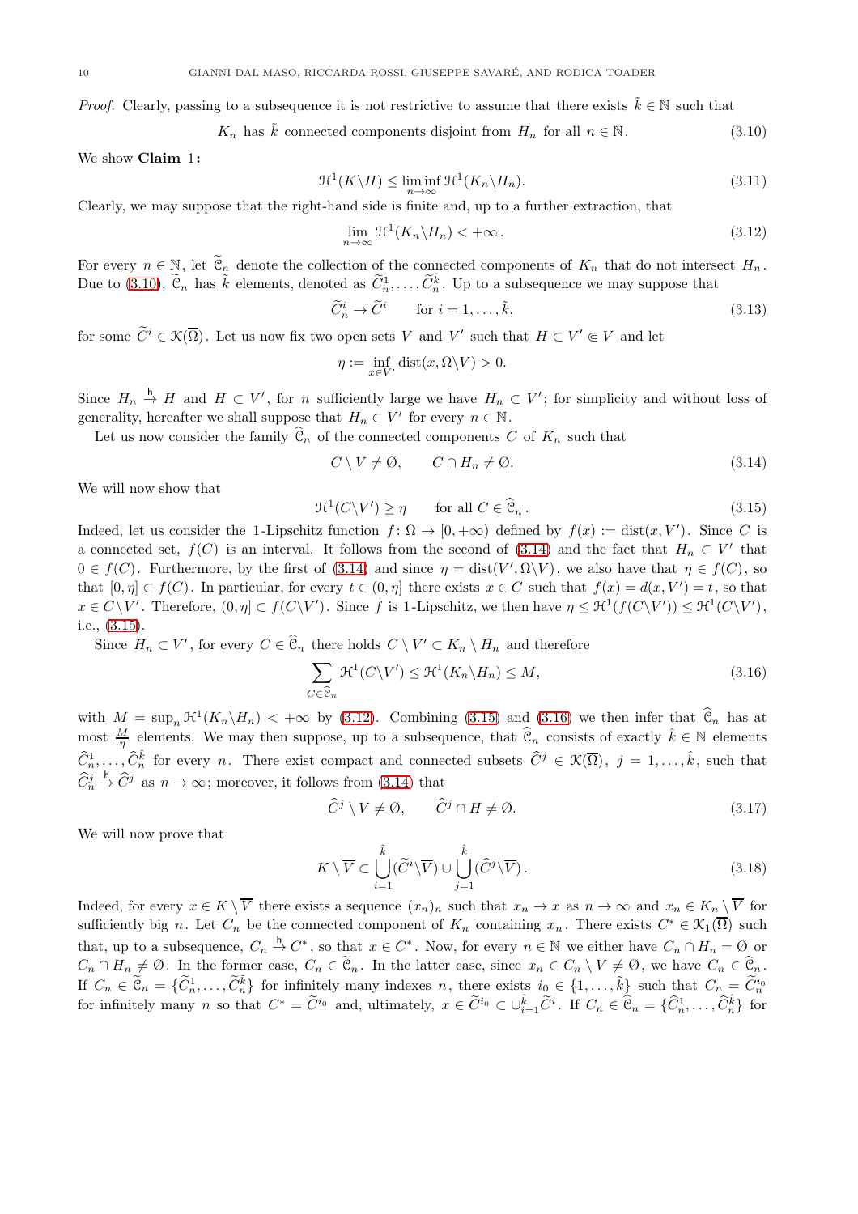*Proof.* Clearly, passing to a subsequence it is not restrictive to assume that there exists $\tilde{k} \in \mathbb{N}$ such that

$$K_n \text{ has } \tilde{k} \text{ connected components disjoint from } H_n \text{ for all } n \in \mathbb{N}. \tag{3.10}$$

We show **Claim** 1**:**

$$\mathcal{H}^1(K \backslash H) \leq \liminf_{n\to\infty} \mathcal{H}^1(K_n \backslash H_n). \tag{3.11}$$

Clearly, we may suppose that the right-hand side is finite and, up to a further extraction, that

$$\lim_{n\to\infty} \mathcal{H}^1(K_n \backslash H_n) < +\infty\,. \tag{3.12}$$

For every $n \in \mathbb{N}$, let $\widetilde{\mathcal{C}}_n$ denote the collection of the connected components of $K_n$ that do not intersect $H_n$. Due to (3.10), $\widetilde{\mathcal{C}}_n$ has $\tilde{k}$ elements, denoted as $\widetilde{C}_n^1, \ldots, \widetilde{C}_n^{\tilde{k}}$. Up to a subsequence we may suppose that

$$\widetilde{C}_n^i \to \widetilde{C}^i \qquad \text{for } i = 1, \ldots, \tilde{k}, \tag{3.13}$$

for some $\widetilde{C}^i \in \mathcal{K}(\overline{\Omega})$. Let us now fix two open sets $V$ and $V'$ such that $H \subset V' \Subset V$ and let

$$\eta := \inf_{x \in V'} \mathrm{dist}(x, \Omega \backslash V) > 0.$$

Since $H_n \xrightarrow{\mathsf{h}} H$ and $H \subset V'$, for $n$ sufficiently large we have $H_n \subset V'$; for simplicity and without loss of generality, hereafter we shall suppose that $H_n \subset V'$ for every $n \in \mathbb{N}$.

Let us now consider the family $\widehat{\mathcal{C}}_n$ of the connected components $C$ of $K_n$ such that

$$C \setminus V \neq \emptyset, \qquad C \cap H_n \neq \emptyset. \tag{3.14}$$

We will now show that

$$\mathcal{H}^1(C \backslash V') \geq \eta \qquad \text{for all } C \in \widehat{\mathcal{C}}_n\,. \tag{3.15}$$

Indeed, let us consider the 1-Lipschitz function $f \colon \Omega \to [0, +\infty)$ defined by $f(x) := \mathrm{dist}(x, V')$. Since $C$ is a connected set, $f(C)$ is an interval. It follows from the second of (3.14) and the fact that $H_n \subset V'$ that $0 \in f(C)$. Furthermore, by the first of (3.14) and since $\eta = \mathrm{dist}(V', \Omega \backslash V)$, we also have that $\eta \in f(C)$, so that $[0, \eta] \subset f(C)$. In particular, for every $t \in (0, \eta]$ there exists $x \in C$ such that $f(x) = d(x, V') = t$, so that $x \in C \backslash V'$. Therefore, $(0, \eta] \subset f(C \backslash V')$. Since $f$ is 1-Lipschitz, we then have $\eta \leq \mathcal{H}^1(f(C \backslash V')) \leq \mathcal{H}^1(C \backslash V')$, i.e., (3.15).

Since $H_n \subset V'$, for every $C \in \widehat{\mathcal{C}}_n$ there holds $C \setminus V' \subset K_n \setminus H_n$ and therefore

$$\sum_{C \in \widehat{\mathcal{C}}_n} \mathcal{H}^1(C \backslash V') \leq \mathcal{H}^1(K_n \backslash H_n) \leq M, \tag{3.16}$$

with $M = \sup_n \mathcal{H}^1(K_n \backslash H_n) < +\infty$ by (3.12). Combining (3.15) and (3.16) we then infer that $\widehat{\mathcal{C}}_n$ has at most $\frac{M}{\eta}$ elements. We may then suppose, up to a subsequence, that $\widehat{\mathcal{C}}_n$ consists of exactly $\hat{k} \in \mathbb{N}$ elements $\widehat{C}_n^1, \ldots, \widehat{C}_n^{\hat{k}}$ for every $n$. There exist compact and connected subsets $\widehat{C}^j \in \mathcal{K}(\overline{\Omega})$, $j = 1, \ldots, \hat{k}$, such that $\widehat{C}_n^j \xrightarrow{\mathsf{h}} \widehat{C}^j$ as $n \to \infty$; moreover, it follows from (3.14) that

$$\widehat{C}^j \setminus V \neq \emptyset, \qquad \widehat{C}^j \cap H \neq \emptyset. \tag{3.17}$$

We will now prove that

$$K \setminus \overline{V} \subset \bigcup_{i=1}^{\tilde{k}} (\widetilde{C}^i \backslash \overline{V}) \cup \bigcup_{j=1}^{\hat{k}} (\widehat{C}^j \backslash \overline{V})\,. \tag{3.18}$$

Indeed, for every $x \in K \setminus \overline{V}$ there exists a sequence $(x_n)_n$ such that $x_n \to x$ as $n \to \infty$ and $x_n \in K_n \setminus \overline{V}$ for sufficiently big $n$. Let $C_n$ be the connected component of $K_n$ containing $x_n$. There exists $C^* \in \mathcal{K}_1(\overline{\Omega})$ such that, up to a subsequence, $C_n \xrightarrow{\mathsf{h}} C^*$, so that $x \in C^*$. Now, for every $n \in \mathbb{N}$ we either have $C_n \cap H_n = \emptyset$ or $C_n \cap H_n \neq \emptyset$. In the former case, $C_n \in \widetilde{\mathcal{C}}_n$. In the latter case, since $x_n \in C_n \setminus V \neq \emptyset$, we have $C_n \in \widehat{\mathcal{C}}_n$. If $C_n \in \widetilde{\mathcal{C}}_n = \{\widetilde{C}_n^1, \ldots, \widetilde{C}_n^{\tilde{k}}\}$ for infinitely many indexes $n$, there exists $i_0 \in \{1, \ldots, \tilde{k}\}$ such that $C_n = \widetilde{C}_n^{i_0}$ for infinitely many $n$ so that $C^* = \widetilde{C}^{i_0}$ and, ultimately, $x \in \widetilde{C}^{i_0} \subset \cup_{i=1}^{\tilde{k}} \widetilde{C}^i$. If $C_n \in \widehat{\mathcal{C}}_n = \{\widehat{C}_n^1, \ldots, \widehat{C}_n^{\hat{k}}\}$ for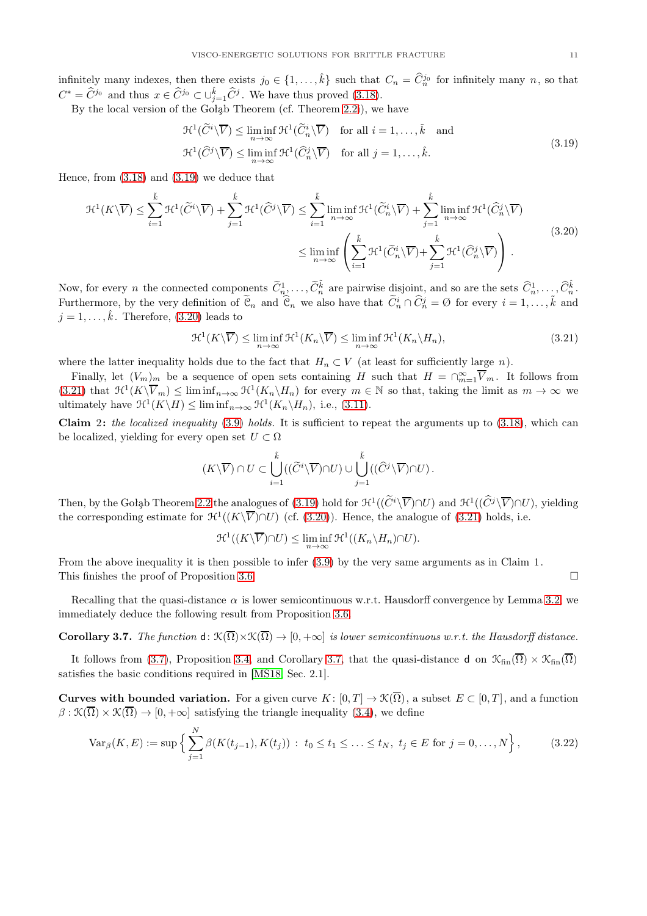infinitely many indexes, then there exists $j_0 \in \{1,\dots,\hat{k}\}$ such that $C_n = \widehat{C}_n^{j_0}$ for infinitely many $n$, so that $C^* = \widehat{C}^{j_0}$ and thus $x \in \widehat{C}^{j_0} \subset \cup_{j=1}^{\hat{k}} \widehat{C}^j$. We have thus proved (3.18).

By the local version of the Gołąb Theorem (cf. Theorem 2.2), we have

$$
\begin{aligned}
&\mathcal{H}^1(\widetilde{C}^i \backslash \overline{V}) \leq \liminf_{n\to\infty} \mathcal{H}^1(\widetilde{C}_n^i \backslash \overline{V}) \quad \text{for all } i = 1,\dots,\tilde{k} \quad \text{and} \\
&\mathcal{H}^1(\widehat{C}^j \backslash \overline{V}) \leq \liminf_{n\to\infty} \mathcal{H}^1(\widehat{C}_n^j \backslash \overline{V}) \quad \text{for all } j = 1,\dots,\hat{k}.
\end{aligned}
\tag{3.19}
$$

Hence, from (3.18) and (3.19) we deduce that

$$
\begin{aligned}
\mathcal{H}^1(K \backslash \overline{V}) \leq \sum_{i=1}^{\tilde{k}} \mathcal{H}^1(\widetilde{C}^i \backslash \overline{V}) + \sum_{j=1}^{\hat{k}} \mathcal{H}^1(\widehat{C}^j \backslash \overline{V}) &\leq \sum_{i=1}^{\tilde{k}} \liminf_{n\to\infty} \mathcal{H}^1(\widetilde{C}_n^i \backslash \overline{V}) + \sum_{j=1}^{\hat{k}} \liminf_{n\to\infty} \mathcal{H}^1(\widehat{C}_n^j \backslash \overline{V}) \\
&\leq \liminf_{n\to\infty} \left( \sum_{i=1}^{\tilde{k}} \mathcal{H}^1(\widetilde{C}_n^i \backslash \overline{V}) + \sum_{j=1}^{\hat{k}} \mathcal{H}^1(\widehat{C}_n^j \backslash \overline{V}) \right).
\end{aligned}
\tag{3.20}
$$

Now, for every $n$ the connected components $\widetilde{C}_n^1, \dots, \widetilde{C}_n^{\tilde{k}}$ are pairwise disjoint, and so are the sets $\widehat{C}_n^1, \dots, \widehat{C}_n^{\hat{k}}$. Furthermore, by the very definition of $\widetilde{\mathcal{C}}_n$ and $\widehat{\mathcal{C}}_n$ we also have that $\widetilde{C}_n^i \cap \widehat{C}_n^j = \emptyset$ for every $i = 1,\dots,\tilde{k}$ and $j = 1,\dots,\hat{k}$. Therefore, (3.20) leads to

$$
\mathcal{H}^1(K \backslash \overline{V}) \leq \liminf_{n\to\infty} \mathcal{H}^1(K_n \backslash \overline{V}) \leq \liminf_{n\to\infty} \mathcal{H}^1(K_n \backslash H_n),
\tag{3.21}
$$

where the latter inequality holds due to the fact that $H_n \subset V$ (at least for sufficiently large $n$).

Finally, let $(V_m)_m$ be a sequence of open sets containing $H$ such that $H = \cap_{m=1}^{\infty} \overline{V}_m$. It follows from (3.21) that $\mathcal{H}^1(K \backslash \overline{V}_m) \leq \liminf_{n\to\infty} \mathcal{H}^1(K_n \backslash H_n)$ for every $m \in \mathbb{N}$ so that, taking the limit as $m \to \infty$ we ultimately have $\mathcal{H}^1(K \backslash H) \leq \liminf_{n\to\infty} \mathcal{H}^1(K_n \backslash H_n)$, i.e., (3.11).

**Claim 2:** *the localized inequality* (3.9) *holds.* It is sufficient to repeat the arguments up to (3.18), which can be localized, yielding for every open set $U \subset \Omega$

$$
(K \backslash \overline{V}) \cap U \subset \bigcup_{i=1}^{\tilde{k}} ((\widetilde{C}^i \backslash \overline{V}) \cap U) \cup \bigcup_{j=1}^{\tilde{k}} ((\widehat{C}^j \backslash \overline{V}) \cap U).
$$

Then, by the Gołąb Theorem 2.2 the analogues of (3.19) hold for $\mathcal{H}^1((\widetilde{C}^i \backslash \overline{V}) \cap U)$ and $\mathcal{H}^1((\widehat{C}^j \backslash \overline{V}) \cap U)$, yielding the corresponding estimate for $\mathcal{H}^1((K \backslash \overline{V}) \cap U)$ (cf. (3.20)). Hence, the analogue of (3.21) holds, i.e.

$$
\mathcal{H}^1((K \backslash \overline{V}) \cap U) \leq \liminf_{n\to\infty} \mathcal{H}^1((K_n \backslash H_n) \cap U).
$$

From the above inequality it is then possible to infer (3.9) by the very same arguments as in Claim 1. This finishes the proof of Proposition 3.6. □

Recalling that the quasi-distance $\alpha$ is lower semicontinuous w.r.t. Hausdorff convergence by Lemma 3.2, we immediately deduce the following result from Proposition 3.6.

**Corollary 3.7.** *The function* $\mathsf{d}\colon \mathcal{K}(\overline{\Omega}) \times \mathcal{K}(\overline{\Omega}) \to [0,+\infty]$ *is lower semicontinuous w.r.t. the Hausdorff distance.*

It follows from (3.7), Proposition 3.4, and Corollary 3.7, that the quasi-distance $\mathsf{d}$ on $\mathcal{K}_{\mathrm{fin}}(\overline{\Omega}) \times \mathcal{K}_{\mathrm{fin}}(\overline{\Omega})$ satisfies the basic conditions required in [MS18, Sec. 2.1].

**Curves with bounded variation.** For a given curve $K\colon [0,T] \to \mathcal{K}(\overline{\Omega})$, a subset $E \subset [0,T]$, and a function $\beta : \mathcal{K}(\overline{\Omega}) \times \mathcal{K}(\overline{\Omega}) \to [0,+\infty]$ satisfying the triangle inequality (3.4), we define

$$
\mathrm{Var}_\beta(K,E) := \sup \Big\{ \sum_{j=1}^{N} \beta(K(t_{j-1}), K(t_j)) \ : \ t_0 \leq t_1 \leq \ldots \leq t_N, \ t_j \in E \text{ for } j = 0,\dots,N \Big\},
\tag{3.22}
$$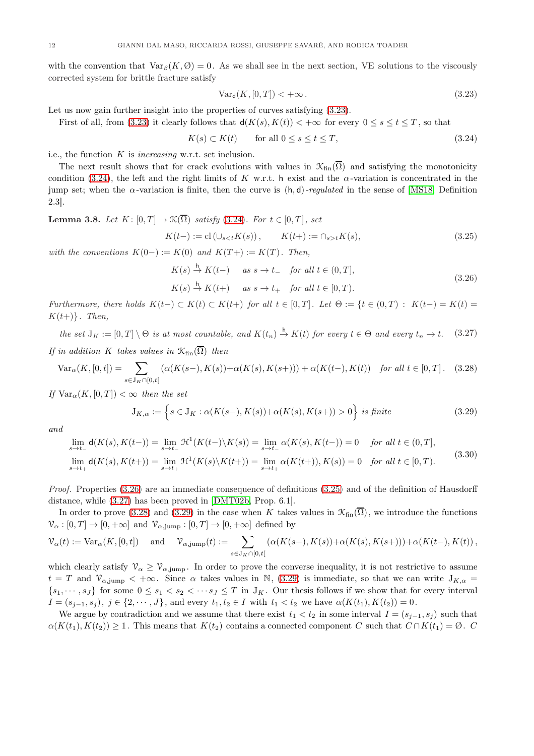with the convention that $\mathrm{Var}_\beta(K,\emptyset)=0$. As we shall see in the next section, VE solutions to the viscously corrected system for brittle fracture satisfy

$$\mathrm{Var}_{\mathsf{d}}(K,[0,T])<+\infty\,. \tag{3.23}$$

Let us now gain further insight into the properties of curves satisfying (3.23).

First of all, from (3.23) it clearly follows that $\mathsf{d}(K(s),K(t))<+\infty$ for every $0\le s\le t\le T$, so that

$$K(s)\subset K(t) \qquad \text{for all } 0\le s\le t\le T, \tag{3.24}$$

i.e., the function $K$ is *increasing* w.r.t. set inclusion.

The next result shows that for crack evolutions with values in $\mathcal{K}_{\mathrm{fin}}(\overline{\Omega})$ and satisfying the monotonicity condition (3.24), the left and the right limits of $K$ w.r.t. $\mathsf{h}$ exist and the $\alpha$-variation is concentrated in the jump set; when the $\alpha$-variation is finite, then the curve is $(\mathsf{h},\mathsf{d})$*-regulated* in the sense of [MS18, Definition 2.3].

**Lemma 3.8.** *Let $K\colon[0,T]\to\mathcal{K}(\overline{\Omega})$ satisfy (3.24). For $t\in[0,T]$, set*

$$K(t-):=\mathrm{cl}\left(\cup_{s<t}K(s)\right), \qquad K(t+):=\cap_{s>t}K(s), \tag{3.25}$$

*with the conventions $K(0-):=K(0)$ and $K(T+):=K(T)$. Then,*

$$\begin{aligned} &K(s)\overset{\mathsf{h}}{\to}K(t-) \quad \text{ as } s\to t_- \quad \text{for all } t\in(0,T],\\ &K(s)\overset{\mathsf{h}}{\to}K(t+) \quad \text{ as } s\to t_+ \quad \text{for all } t\in[0,T). \end{aligned} \tag{3.26}$$

*Furthermore, there holds $K(t-)\subset K(t)\subset K(t+)$ for all $t\in[0,T]$. Let $\Theta:=\{t\in(0,T):\ K(t-)=K(t)=K(t+)\}$. Then,*

$$\text{the set } \mathrm{J}_K:=[0,T]\setminus\Theta \text{ is at most countable, and } K(t_n)\overset{\mathsf{h}}{\to}K(t) \text{ for every } t\in\Theta \text{ and every } t_n\to t. \tag{3.27}$$

*If in addition $K$ takes values in $\mathcal{K}_{\mathrm{fin}}(\overline{\Omega})$ then*

$$\mathrm{Var}_\alpha(K,[0,t])=\sum_{s\in\mathrm{J}_K\cap[0,t[}(\alpha(K(s-),K(s))+\alpha(K(s),K(s+)))+\alpha(K(t-),K(t)) \quad \text{for all } t\in[0,T]. \tag{3.28}$$

*If $\mathrm{Var}_\alpha(K,[0,T])<\infty$ then the set*

$$\mathrm{J}_{K,\alpha}:=\Big\{s\in\mathrm{J}_K:\alpha(K(s-),K(s))+\alpha(K(s),K(s+))>0\Big\} \text{ is finite} \tag{3.29}$$

*and*

$$\begin{aligned} &\lim_{s\to t_-}\mathsf{d}(K(s),K(t-))=\lim_{s\to t_-}\mathcal{H}^1(K(t-)\backslash K(s))=\lim_{s\to t_-}\alpha(K(s),K(t-))=0 \quad \text{for all } t\in(0,T],\\ &\lim_{s\to t_+}\mathsf{d}(K(s),K(t+))=\lim_{s\to t_+}\mathcal{H}^1(K(s)\backslash K(t+))=\lim_{s\to t_+}\alpha(K(t+)),K(s))=0 \quad \text{for all } t\in[0,T). \end{aligned} \tag{3.30}$$

*Proof.* Properties (3.26) are an immediate consequence of definitions (3.25) and of the definition of Hausdorff distance, while (3.27) has been proved in [DMT02b, Prop. 6.1].

In order to prove (3.28) and (3.29) in the case when $K$ takes values in $\mathcal{K}_{\mathrm{fin}}(\overline{\Omega})$, we introduce the functions $\mathcal{V}_\alpha:[0,T]\to[0,+\infty]$ and $\mathcal{V}_{\alpha,\mathrm{jump}}:[0,T]\to[0,+\infty]$ defined by

$$\mathcal{V}_\alpha(t):=\mathrm{Var}_\alpha(K,[0,t]) \quad \text{ and } \quad \mathcal{V}_{\alpha,\mathrm{jump}}(t):=\sum_{s\in\mathrm{J}_K\cap[0,t[}(\alpha(K(s-),K(s))+\alpha(K(s),K(s+)))+\alpha(K(t-),K(t))\,,$$

which clearly satisfy $\mathcal{V}_\alpha\ge\mathcal{V}_{\alpha,\mathrm{jump}}$. In order to prove the converse inequality, it is not restrictive to assume $t=T$ and $\mathcal{V}_{\alpha,\mathrm{jump}}<+\infty$. Since $\alpha$ takes values in $\mathbb{N}$, (3.29) is immediate, so that we can write $\mathrm{J}_{K,\alpha}=\{s_1,\cdots,s_J\}$ for some $0\le s_1<s_2<\cdots s_J\le T$ in $\mathrm{J}_K$. Our thesis follows if we show that for every interval $I=(s_{j-1},s_j)$, $j\in\{2,\cdots,J\}$, and every $t_1,t_2\in I$ with $t_1<t_2$ we have $\alpha(K(t_1),K(t_2))=0$.

We argue by contradiction and we assume that there exist $t_1<t_2$ in some interval $I=(s_{j-1},s_j)$ such that $\alpha(K(t_1),K(t_2))\ge1$. This means that $K(t_2)$ contains a connected component $C$ such that $C\cap K(t_1)=\emptyset$. $C$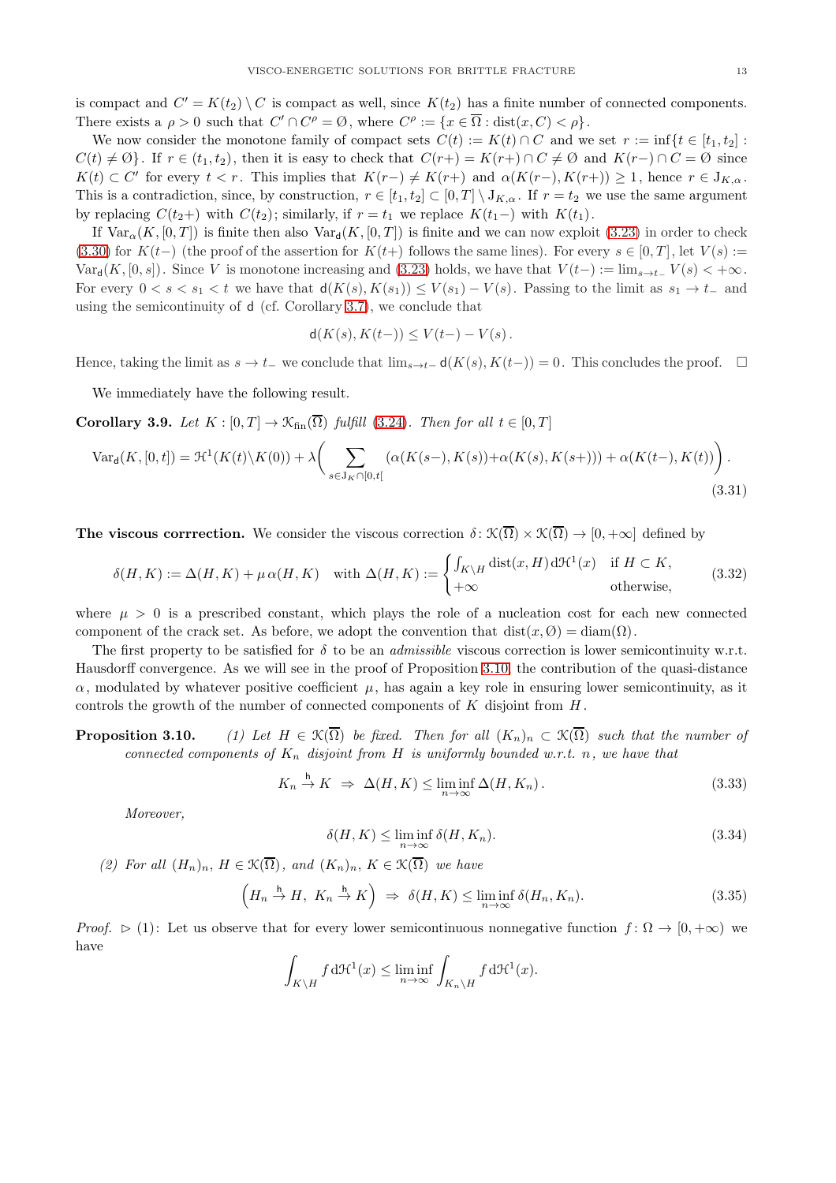is compact and $C' = K(t_2) \setminus C$ is compact as well, since $K(t_2)$ has a finite number of connected components. There exists a $\rho > 0$ such that $C' \cap C^\rho = \emptyset$, where $C^\rho := \{x \in \overline{\Omega} : \mathrm{dist}(x, C) < \rho\}$.

We now consider the monotone family of compact sets $C(t) := K(t) \cap C$ and we set $r := \inf\{t \in [t_1, t_2] : C(t) \neq \emptyset\}$. If $r \in (t_1, t_2)$, then it is easy to check that $C(r+) = K(r+) \cap C \neq \emptyset$ and $K(r-) \cap C = \emptyset$ since $K(t) \subset C'$ for every $t < r$. This implies that $K(r-) \neq K(r+)$ and $\alpha(K(r-), K(r+)) \geq 1$, hence $r \in \mathrm{J}_{K,\alpha}$. This is a contradiction, since, by construction, $r \in [t_1, t_2] \subset [0, T] \setminus \mathrm{J}_{K,\alpha}$. If $r = t_2$ we use the same argument by replacing $C(t_2+)$ with $C(t_2)$; similarly, if $r = t_1$ we replace $K(t_1-)$ with $K(t_1)$.

If $\mathrm{Var}_\alpha(K, [0, T])$ is finite then also $\mathrm{Var}_{\mathsf{d}}(K, [0, T])$ is finite and we can now exploit (3.23) in order to check (3.30) for $K(t-)$ (the proof of the assertion for $K(t+)$ follows the same lines). For every $s \in [0, T]$, let $V(s) := \mathrm{Var}_{\mathsf{d}}(K, [0, s])$. Since $V$ is monotone increasing and (3.23) holds, we have that $V(t-) := \lim_{s \to t_-} V(s) < +\infty$. For every $0 < s < s_1 < t$ we have that $\mathsf{d}(K(s), K(s_1)) \leq V(s_1) - V(s)$. Passing to the limit as $s_1 \to t_-$ and using the semicontinuity of $\mathsf{d}$ (cf. Corollary 3.7), we conclude that

$$
\mathsf{d}(K(s), K(t-)) \leq V(t-) - V(s)\,.
$$

Hence, taking the limit as $s \to t_-$ we conclude that $\lim_{s \to t-} \mathsf{d}(K(s), K(t-)) = 0$. This concludes the proof. $\square$

We immediately have the following result.

**Corollary 3.9.** *Let $K : [0, T] \to \mathcal{K}_{\mathrm{fin}}(\overline{\Omega})$ fulfill (3.24). Then for all $t \in [0, T]$*

$$
\mathrm{Var}_{\mathsf{d}}(K, [0, t]) = \mathcal{H}^1(K(t) \setminus K(0)) + \lambda \Bigg( \sum_{s \in \mathrm{J}_K \cap [0, t[} \big(\alpha(K(s-), K(s)) + \alpha(K(s), K(s+))\big) + \alpha(K(t-), K(t)) \Bigg)\,. \tag{3.31}
$$

**The viscous corrrection.** We consider the viscous correction $\delta : \mathcal{K}(\overline{\Omega}) \times \mathcal{K}(\overline{\Omega}) \to [0, +\infty]$ defined by

$$
\delta(H, K) := \Delta(H, K) + \mu\, \alpha(H, K) \quad \text{with } \Delta(H, K) := \begin{cases} \int_{K \setminus H} \mathrm{dist}(x, H)\, \mathrm{d}\mathcal{H}^1(x) & \text{if } H \subset K, \\ +\infty & \text{otherwise}, \end{cases} \tag{3.32}
$$

where $\mu > 0$ is a prescribed constant, which plays the role of a nucleation cost for each new connected component of the crack set. As before, we adopt the convention that $\mathrm{dist}(x, \emptyset) = \mathrm{diam}(\Omega)$.

The first property to be satisfied for $\delta$ to be an *admissible* viscous correction is lower semicontinuity w.r.t. Hausdorff convergence. As we will see in the proof of Proposition 3.10, the contribution of the quasi-distance $\alpha$, modulated by whatever positive coefficient $\mu$, has again a key role in ensuring lower semicontinuity, as it controls the growth of the number of connected components of $K$ disjoint from $H$.

**Proposition 3.10.** *(1) Let $H \in \mathcal{K}(\overline{\Omega})$ be fixed. Then for all $(K_n)_n \subset \mathcal{K}(\overline{\Omega})$ such that the number of connected components of $K_n$ disjoint from $H$ is uniformly bounded w.r.t. $n$, we have that*

$$
K_n \xrightarrow{\mathsf{h}} K \;\Rightarrow\; \Delta(H, K) \leq \liminf_{n \to \infty} \Delta(H, K_n)\,. \tag{3.33}
$$

*Moreover,*

$$
\delta(H, K) \leq \liminf_{n \to \infty} \delta(H, K_n). \tag{3.34}
$$

*(2) For all $(H_n)_n$, $H \in \mathcal{K}(\overline{\Omega})$, and $(K_n)_n$, $K \in \mathcal{K}(\overline{\Omega})$ we have*

$$
\Big( H_n \xrightarrow{\mathsf{h}} H,\ K_n \xrightarrow{\mathsf{h}} K \Big) \;\Rightarrow\; \delta(H, K) \leq \liminf_{n \to \infty} \delta(H_n, K_n). \tag{3.35}
$$

*Proof.* $\triangleright$ (1): Let us observe that for every lower semicontinuous nonnegative function $f : \Omega \to [0, +\infty)$ we have

$$
\int_{K \setminus H} f\, \mathrm{d}\mathcal{H}^1(x) \leq \liminf_{n \to \infty} \int_{K_n \setminus H} f\, \mathrm{d}\mathcal{H}^1(x).
$$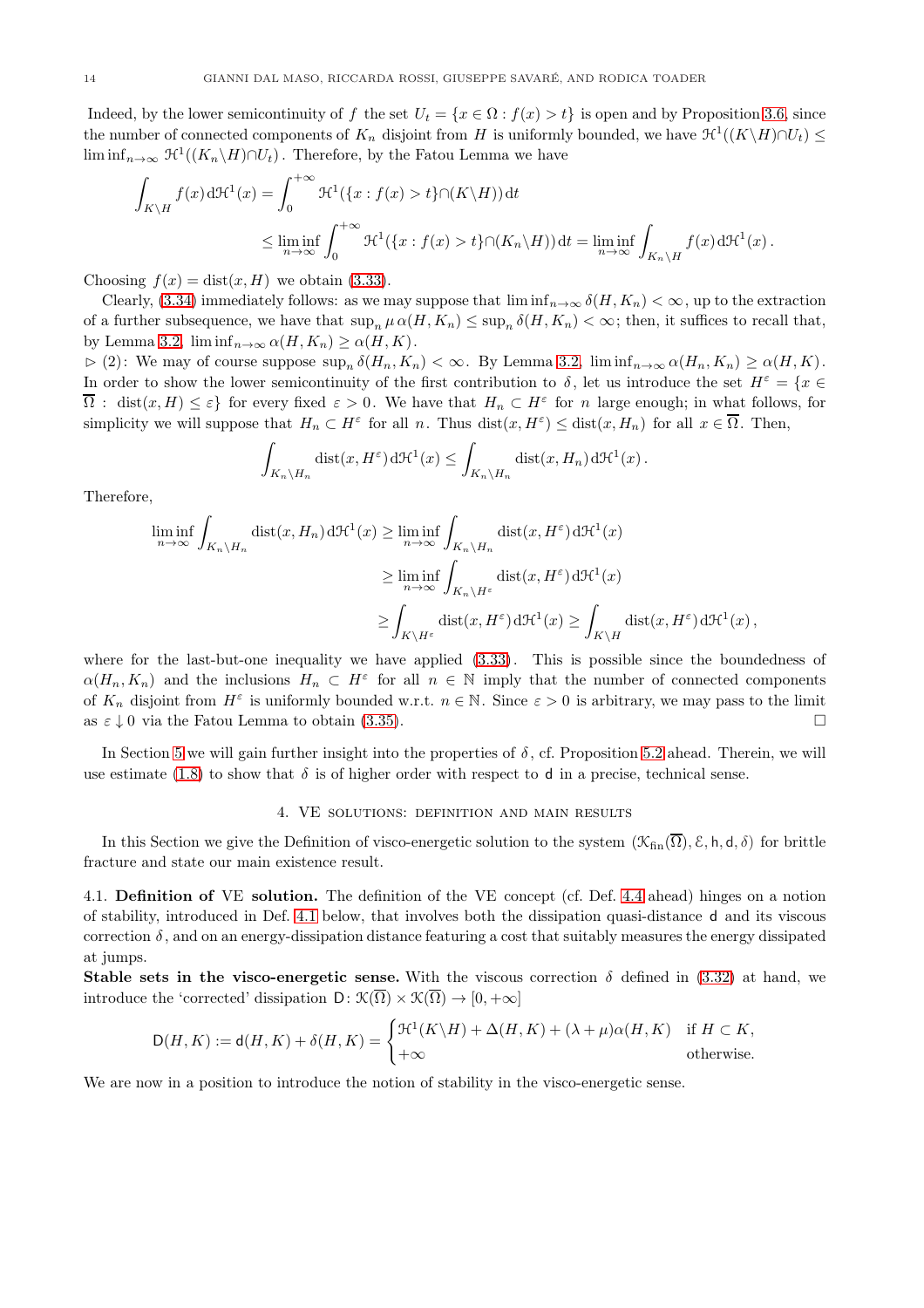Indeed, by the lower semicontinuity of $f$ the set $U_t = \{x \in \Omega : f(x) > t\}$ is open and by Proposition 3.6, since the number of connected components of $K_n$ disjoint from $H$ is uniformly bounded, we have $\mathcal{H}^1((K\setminus H)\cap U_t) \leq \liminf_{n\to\infty} \mathcal{H}^1((K_n\setminus H)\cap U_t)$. Therefore, by the Fatou Lemma we have

$$
\begin{aligned}
\int_{K\setminus H} f(x)\,\mathrm{d}\mathcal{H}^1(x) &= \int_0^{+\infty} \mathcal{H}^1(\{x : f(x) > t\}\cap(K\setminus H))\,\mathrm{d}t \\
&\leq \liminf_{n\to\infty} \int_0^{+\infty} \mathcal{H}^1(\{x : f(x) > t\}\cap(K_n\setminus H))\,\mathrm{d}t = \liminf_{n\to\infty} \int_{K_n\setminus H} f(x)\,\mathrm{d}\mathcal{H}^1(x)\,.
\end{aligned}
$$

Choosing $f(x) = \mathrm{dist}(x, H)$ we obtain (3.33).

Clearly, (3.34) immediately follows: as we may suppose that $\liminf_{n\to\infty} \delta(H, K_n) < \infty$, up to the extraction of a further subsequence, we have that $\sup_n \mu\,\alpha(H, K_n) \leq \sup_n \delta(H, K_n) < \infty$; then, it suffices to recall that, by Lemma 3.2, $\liminf_{n\to\infty} \alpha(H, K_n) \geq \alpha(H, K)$.

$\triangleright$ (2): We may of course suppose $\sup_n \delta(H_n, K_n) < \infty$. By Lemma 3.2, $\liminf_{n\to\infty} \alpha(H_n, K_n) \geq \alpha(H, K)$. In order to show the lower semicontinuity of the first contribution to $\delta$, let us introduce the set $H^\varepsilon = \{x \in \overline{\Omega} : \mathrm{dist}(x, H) \leq \varepsilon\}$ for every fixed $\varepsilon > 0$. We have that $H_n \subset H^\varepsilon$ for $n$ large enough; in what follows, for simplicity we will suppose that $H_n \subset H^\varepsilon$ for all $n$. Thus $\mathrm{dist}(x, H^\varepsilon) \leq \mathrm{dist}(x, H_n)$ for all $x \in \overline{\Omega}$. Then,

$$
\int_{K_n\setminus H_n} \mathrm{dist}(x, H^\varepsilon)\,\mathrm{d}\mathcal{H}^1(x) \leq \int_{K_n\setminus H_n} \mathrm{dist}(x, H_n)\,\mathrm{d}\mathcal{H}^1(x)\,.
$$

Therefore,

$$
\begin{aligned}
\liminf_{n\to\infty} \int_{K_n\setminus H_n} \mathrm{dist}(x, H_n)\,\mathrm{d}\mathcal{H}^1(x) &\geq \liminf_{n\to\infty} \int_{K_n\setminus H_n} \mathrm{dist}(x, H^\varepsilon)\,\mathrm{d}\mathcal{H}^1(x) \\
&\geq \liminf_{n\to\infty} \int_{K_n\setminus H^\varepsilon} \mathrm{dist}(x, H^\varepsilon)\,\mathrm{d}\mathcal{H}^1(x) \\
&\geq \int_{K\setminus H^\varepsilon} \mathrm{dist}(x, H^\varepsilon)\,\mathrm{d}\mathcal{H}^1(x) \geq \int_{K\setminus H} \mathrm{dist}(x, H^\varepsilon)\,\mathrm{d}\mathcal{H}^1(x)\,,
\end{aligned}
$$

where for the last-but-one inequality we have applied (3.33). This is possible since the boundedness of $\alpha(H_n, K_n)$ and the inclusions $H_n \subset H^\varepsilon$ for all $n \in \mathbb{N}$ imply that the number of connected components of $K_n$ disjoint from $H^\varepsilon$ is uniformly bounded w.r.t. $n \in \mathbb{N}$. Since $\varepsilon > 0$ is arbitrary, we may pass to the limit as $\varepsilon \downarrow 0$ via the Fatou Lemma to obtain (3.35). $\square$

In Section 5 we will gain further insight into the properties of $\delta$, cf. Proposition 5.2 ahead. Therein, we will use estimate (1.8) to show that $\delta$ is of higher order with respect to $\mathsf{d}$ in a precise, technical sense.

## 4. VE solutions: definition and main results

In this Section we give the Definition of visco-energetic solution to the system $(\mathcal{K}_{\mathrm{fin}}(\overline{\Omega}), \mathcal{E}, \mathsf{h}, \mathsf{d}, \delta)$ for brittle fracture and state our main existence result.

### 4.1. Definition of VE solution.

The definition of the VE concept (cf. Def. 4.4 ahead) hinges on a notion of stability, introduced in Def. 4.1 below, that involves both the dissipation quasi-distance $\mathsf{d}$ and its viscous correction $\delta$, and on an energy-dissipation distance featuring a cost that suitably measures the energy dissipated at jumps.

**Stable sets in the visco-energetic sense.** With the viscous correction $\delta$ defined in (3.32) at hand, we introduce the 'corrected' dissipation $\mathsf{D}\colon \mathcal{K}(\overline{\Omega}) \times \mathcal{K}(\overline{\Omega}) \to [0, +\infty]$

$$
\mathsf{D}(H, K) := \mathsf{d}(H, K) + \delta(H, K) = \begin{cases} \mathcal{H}^1(K\setminus H) + \Delta(H, K) + (\lambda + \mu)\alpha(H, K) & \text{if } H \subset K, \\ +\infty & \text{otherwise.} \end{cases}
$$

We are now in a position to introduce the notion of stability in the visco-energetic sense.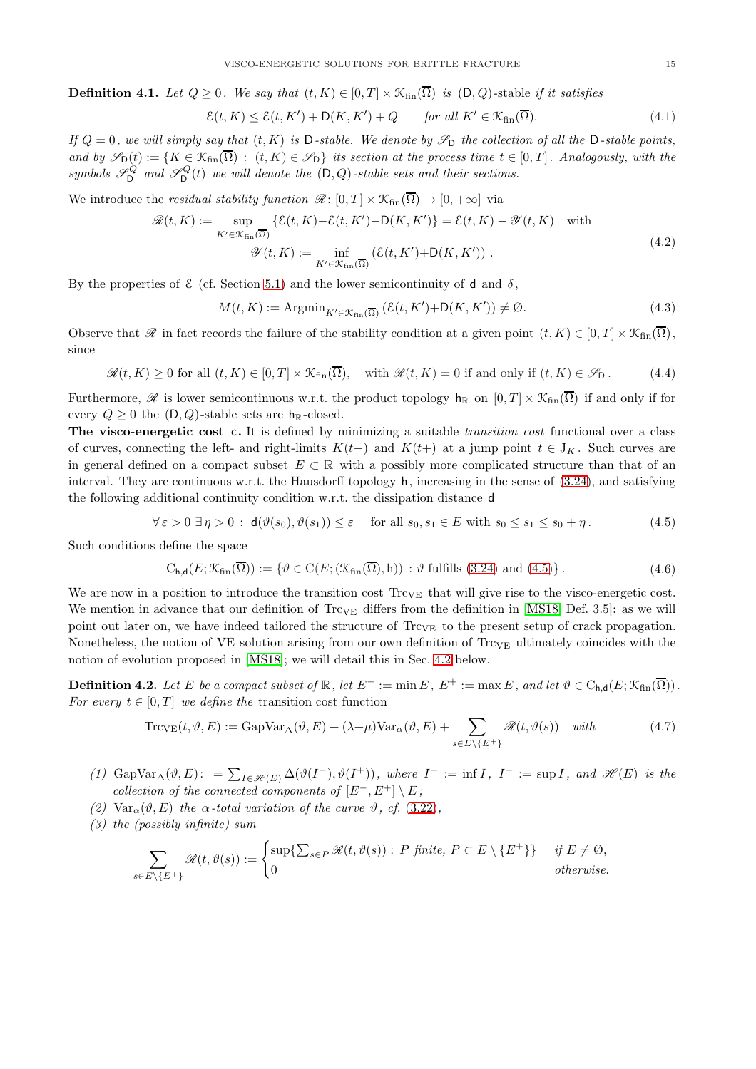**Definition 4.1.** *Let $Q \geq 0$. We say that $(t, K) \in [0, T] \times \mathcal{K}_{\mathrm{fin}}(\overline{\Omega})$ is $(\mathsf{D}, Q)$-stable if it satisfies*

$$
\mathcal{E}(t, K) \leq \mathcal{E}(t, K') + \mathsf{D}(K, K') + Q \qquad \text{for all } K' \in \mathcal{K}_{\mathrm{fin}}(\overline{\Omega}). \tag{4.1}
$$

*If $Q = 0$, we will simply say that $(t, K)$ is $\mathsf{D}$-stable. We denote by $\mathscr{S}_{\mathsf{D}}$ the collection of all the $\mathsf{D}$-stable points, and by $\mathscr{S}_{\mathsf{D}}(t) := \{K \in \mathcal{K}_{\mathrm{fin}}(\overline{\Omega}) \,:\, (t, K) \in \mathscr{S}_{\mathsf{D}}\}$ its section at the process time $t \in [0, T]$. Analogously, with the symbols $\mathscr{S}_{\mathsf{D}}^{Q}$ and $\mathscr{S}_{\mathsf{D}}^{Q}(t)$ we will denote the $(\mathsf{D}, Q)$-stable sets and their sections.*

We introduce the *residual stability function* $\mathscr{R} \colon [0, T] \times \mathcal{K}_{\mathrm{fin}}(\overline{\Omega}) \to [0, +\infty]$ via

$$
\begin{aligned}
\mathscr{R}(t, K) &:= \sup_{K' \in \mathcal{K}_{\mathrm{fin}}(\overline{\Omega})} \{\mathcal{E}(t, K) - \mathcal{E}(t, K') - \mathsf{D}(K, K')\} = \mathcal{E}(t, K) - \mathscr{Y}(t, K) \quad \text{with} \\
&\qquad \mathscr{Y}(t, K) := \inf_{K' \in \mathcal{K}_{\mathrm{fin}}(\overline{\Omega})} \left(\mathcal{E}(t, K') + \mathsf{D}(K, K')\right).
\end{aligned} \tag{4.2}
$$

By the properties of $\mathcal{E}$ (cf. Section 5.1) and the lower semicontinuity of $\mathsf{d}$ and $\delta$,

$$
M(t, K) := \mathrm{Argmin}_{K' \in \mathcal{K}_{\mathrm{fin}}(\overline{\Omega})} \left(\mathcal{E}(t, K') + \mathsf{D}(K, K')\right) \neq \emptyset. \tag{4.3}
$$

Observe that $\mathscr{R}$ in fact records the failure of the stability condition at a given point $(t, K) \in [0, T] \times \mathcal{K}_{\mathrm{fin}}(\overline{\Omega})$, since

$$
\mathscr{R}(t, K) \geq 0 \text{ for all } (t, K) \in [0, T] \times \mathcal{K}_{\mathrm{fin}}(\overline{\Omega}), \quad \text{with } \mathscr{R}(t, K) = 0 \text{ if and only if } (t, K) \in \mathscr{S}_{\mathsf{D}}\,. \tag{4.4}
$$

Furthermore, $\mathscr{R}$ is lower semicontinuous w.r.t. the product topology $\mathsf{h}_{\mathbb{R}}$ on $[0, T] \times \mathcal{K}_{\mathrm{fin}}(\overline{\Omega})$ if and only if for every $Q \geq 0$ the $(\mathsf{D}, Q)$-stable sets are $\mathsf{h}_{\mathbb{R}}$-closed.

**The visco-energetic cost $\mathsf{c}$.** It is defined by minimizing a suitable *transition cost* functional over a class of curves, connecting the left- and right-limits $K(t-)$ and $K(t+)$ at a jump point $t \in \mathrm{J}_K$. Such curves are in general defined on a compact subset $E \subset \mathbb{R}$ with a possibly more complicated structure than that of an interval. They are continuous w.r.t. the Hausdorff topology $\mathsf{h}$, increasing in the sense of (3.24), and satisfying the following additional continuity condition w.r.t. the dissipation distance $\mathsf{d}$

$$
\forall \, \varepsilon > 0 \ \exists \, \eta > 0 \, : \, \mathsf{d}(\vartheta(s_0), \vartheta(s_1)) \leq \varepsilon \quad \text{ for all } s_0, s_1 \in E \text{ with } s_0 \leq s_1 \leq s_0 + \eta\,. \tag{4.5}
$$

Such conditions define the space

$$
\mathrm{C}_{\mathsf{h},\mathsf{d}}(E; \mathcal{K}_{\mathrm{fin}}(\overline{\Omega})) := \{\vartheta \in \mathrm{C}(E; (\mathcal{K}_{\mathrm{fin}}(\overline{\Omega}), \mathsf{h})) \,:\, \vartheta \text{ fulfills (3.24) and (4.5)}\}\,. \tag{4.6}
$$

We are now in a position to introduce the transition cost $\mathrm{Trc}_{\mathrm{VE}}$ that will give rise to the visco-energetic cost. We mention in advance that our definition of $\mathrm{Trc}_{\mathrm{VE}}$ differs from the definition in [MS18, Def. 3.5]: as we will point out later on, we have indeed tailored the structure of $\mathrm{Trc}_{\mathrm{VE}}$ to the present setup of crack propagation. Nonetheless, the notion of VE solution arising from our own definition of $\mathrm{Trc}_{\mathrm{VE}}$ ultimately coincides with the notion of evolution proposed in [MS18]; we will detail this in Sec. 4.2 below.

**Definition 4.2.** *Let $E$ be a compact subset of $\mathbb{R}$, let $E^- := \min E$, $E^+ := \max E$, and let $\vartheta \in \mathrm{C}_{\mathsf{h},\mathsf{d}}(E; \mathcal{K}_{\mathrm{fin}}(\overline{\Omega}))$. For every $t \in [0, T]$ we define the* transition cost function

$$
\mathrm{Trc}_{\mathrm{VE}}(t, \vartheta, E) := \mathrm{GapVar}_{\Delta}(\vartheta, E) + (\lambda + \mu)\mathrm{Var}_{\alpha}(\vartheta, E) + \sum_{s \in E \setminus \{E^+\}} \mathscr{R}(t, \vartheta(s)) \quad \textit{with} \tag{4.7}
$$

1. *$\mathrm{GapVar}_{\Delta}(\vartheta, E) \colon = \sum_{I \in \mathscr{H}(E)} \Delta(\vartheta(I^-), \vartheta(I^+))$, where $I^- := \inf I$, $I^+ := \sup I$, and $\mathscr{H}(E)$ is the collection of the connected components of $[E^-, E^+] \setminus E$;*
2. *$\mathrm{Var}_{\alpha}(\vartheta, E)$ the $\alpha$-total variation of the curve $\vartheta$, cf. (3.22),*
3. *the (possibly infinite) sum*

$$
\sum_{s \in E \setminus \{E^+\}} \mathscr{R}(t, \vartheta(s)) := \begin{cases} \sup\{\sum_{s \in P} \mathscr{R}(t, \vartheta(s)) \,:\, P \text{ finite, } P \subset E \setminus \{E^+\}\} & \text{if } E \neq \emptyset, \\ 0 & \text{otherwise.} \end{cases}
$$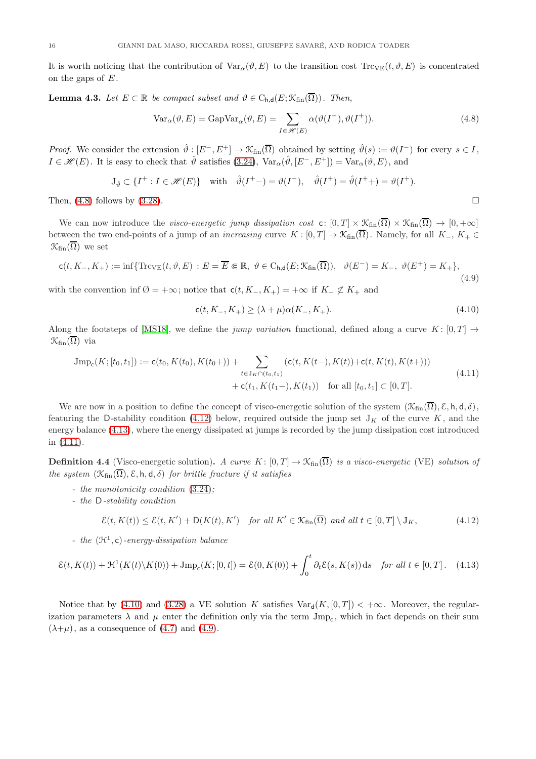It is worth noticing that the contribution of $\mathrm{Var}_\alpha(\vartheta, E)$ to the transition cost $\mathrm{Trc}_{\mathrm{VE}}(t, \vartheta, E)$ is concentrated on the gaps of $E$.

**Lemma 4.3.** *Let $E \subset \mathbb{R}$ be compact subset and $\vartheta \in \mathrm{C}_{\mathsf{h},\mathsf{d}}(E; \mathcal{K}_{\mathrm{fin}}(\overline{\Omega}))$. Then,*

$$\mathrm{Var}_\alpha(\vartheta, E) = \mathrm{GapVar}_\alpha(\vartheta, E) = \sum_{I \in \mathscr{H}(E)} \alpha(\vartheta(I^-), \vartheta(I^+)). \tag{4.8}$$

*Proof.* We consider the extension $\hat{\vartheta} : [E^-, E^+] \to \mathcal{K}_{\mathrm{fin}}(\overline{\Omega})$ obtained by setting $\hat{\vartheta}(s) := \vartheta(I^-)$ for every $s \in I$, $I \in \mathscr{H}(E)$. It is easy to check that $\hat{\vartheta}$ satisfies (3.24), $\mathrm{Var}_\alpha(\hat{\vartheta}, [E^-, E^+]) = \mathrm{Var}_\alpha(\vartheta, E)$, and

$$\mathrm{J}_{\hat{\vartheta}} \subset \{I^+ : I \in \mathscr{H}(E)\} \quad \text{with} \quad \hat{\vartheta}(I^+ -) = \vartheta(I^-), \quad \hat{\vartheta}(I^+) = \hat{\vartheta}(I^+ +) = \vartheta(I^+).$$

Then, (4.8) follows by (3.28). $\square$

We can now introduce the *visco-energetic jump dissipation cost* $\mathsf{c} \colon [0, T] \times \mathcal{K}_{\mathrm{fin}}(\overline{\Omega}) \times \mathcal{K}_{\mathrm{fin}}(\overline{\Omega}) \to [0, +\infty]$ between the two end-points of a jump of an *increasing* curve $K : [0, T] \to \mathcal{K}_{\mathrm{fin}}(\overline{\Omega})$. Namely, for all $K_-$, $K_+ \in \mathcal{K}_{\mathrm{fin}}(\overline{\Omega})$ we set

$$\mathsf{c}(t, K_-, K_+) := \inf\{\mathrm{Trc}_{\mathrm{VE}}(t, \vartheta, E) : E = \overline{E} \Subset \mathbb{R},\ \vartheta \in \mathrm{C}_{\mathsf{h},\mathsf{d}}(E; \mathcal{K}_{\mathrm{fin}}(\overline{\Omega})),\ \ \vartheta(E^-) = K_-,\ \vartheta(E^+) = K_+\}, \tag{4.9}$$

with the convention $\inf \emptyset = +\infty$; notice that $\mathsf{c}(t, K_-, K_+) = +\infty$ if $K_- \not\subset K_+$ and

$$\mathsf{c}(t, K_-, K_+) \geq (\lambda + \mu)\alpha(K_-, K_+). \tag{4.10}$$

Along the footsteps of [MS18], we define the *jump variation* functional, defined along a curve $K \colon [0, T] \to \mathcal{K}_{\mathrm{fin}}(\overline{\Omega})$ via

$$\begin{aligned} \mathrm{Jmp}_{\mathsf{c}}(K; [t_0, t_1]) := \mathsf{c}(t_0, K(t_0), K(t_0+)) + \sum_{t \in \mathrm{J}_K \cap (t_0, t_1)} &(\mathsf{c}(t, K(t-), K(t)) + \mathsf{c}(t, K(t), K(t+))) \\ &+ \mathsf{c}(t_1, K(t_1-), K(t_1)) \quad \text{for all } [t_0, t_1] \subset [0, T]. \end{aligned} \tag{4.11}$$

We are now in a position to define the concept of visco-energetic solution of the system $(\mathcal{K}_{\mathrm{fin}}(\overline{\Omega}), \mathcal{E}, \mathsf{h}, \mathsf{d}, \delta)$, featuring the $\mathsf{D}$-stability condition (4.12) below, required outside the jump set $\mathrm{J}_K$ of the curve $K$, and the energy balance (4.13), where the energy dissipated at jumps is recorded by the jump dissipation cost introduced in (4.11).

**Definition 4.4** (Visco-energetic solution)**.** *A curve $K \colon [0, T] \to \mathcal{K}_{\mathrm{fin}}(\overline{\Omega})$ is a visco-energetic* (VE) *solution of the system $(\mathcal{K}_{\mathrm{fin}}(\overline{\Omega}), \mathcal{E}, \mathsf{h}, \mathsf{d}, \delta)$ for brittle fracture if it satisfies*

- *the monotonicity condition* (3.24)*;*
- *the $\mathsf{D}$-stability condition*

$$\mathcal{E}(t, K(t)) \leq \mathcal{E}(t, K') + \mathsf{D}(K(t), K') \quad \textit{for all } K' \in \mathcal{K}_{\mathrm{fin}}(\overline{\Omega}) \textit{ and all } t \in [0, T] \setminus \mathrm{J}_K, \tag{4.12}$$

- *the $(\mathcal{H}^1, \mathsf{c})$-energy-dissipation balance*

$$\mathcal{E}(t, K(t)) + \mathcal{H}^1(K(t) \backslash K(0)) + \mathrm{Jmp}_{\mathsf{c}}(K; [0, t]) = \mathcal{E}(0, K(0)) + \int_0^t \partial_t \mathcal{E}(s, K(s))\, \mathrm{d}s \quad \textit{for all } t \in [0, T]\,. \tag{4.13}$$

Notice that by (4.10) and (3.28) a VE solution $K$ satisfies $\mathrm{Var}_{\mathsf{d}}(K, [0, T]) < +\infty$. Moreover, the regularization parameters $\lambda$ and $\mu$ enter the definition only via the term $\mathrm{Jmp}_{\mathsf{c}}$, which in fact depends on their sum $(\lambda + \mu)$, as a consequence of (4.7) and (4.9).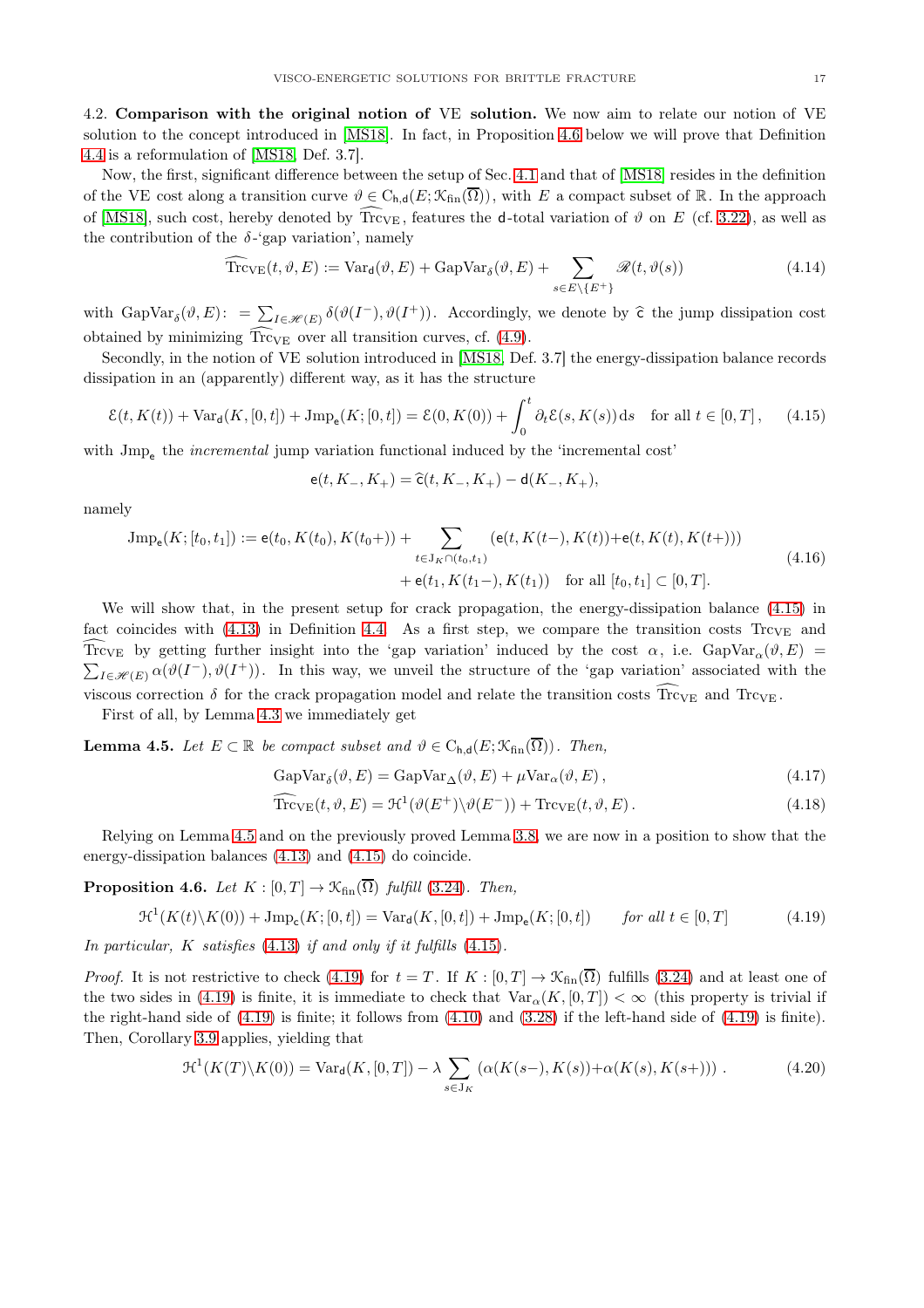4.2. **Comparison with the original notion of VE solution.** We now aim to relate our notion of VE solution to the concept introduced in [MS18]. In fact, in Proposition 4.6 below we will prove that Definition 4.4 is a reformulation of [MS18, Def. 3.7].

Now, the first, significant difference between the setup of Sec. 4.1 and that of [MS18] resides in the definition of the VE cost along a transition curve $\vartheta \in \mathrm{C}_{\mathsf{h},\mathsf{d}}(E;\mathcal{K}_{\mathrm{fin}}(\overline{\Omega}))$, with $E$ a compact subset of $\mathbb{R}$. In the approach of [MS18], such cost, hereby denoted by $\widehat{\mathrm{Trc}}_{\mathrm{VE}}$, features the $\mathsf{d}$-total variation of $\vartheta$ on $E$ (cf. 3.22), as well as the contribution of the $\delta$-'gap variation', namely

$$
\widehat{\mathrm{Trc}}_{\mathrm{VE}}(t,\vartheta,E) := \mathrm{Var}_{\mathsf{d}}(\vartheta,E) + \mathrm{GapVar}_{\delta}(\vartheta,E) + \sum_{s\in E\setminus\{E^+\}} \mathscr{R}(t,\vartheta(s)) \tag{4.14}
$$

with $\mathrm{GapVar}_{\delta}(\vartheta,E) :=\sum_{I\in\mathscr{H}(E)} \delta(\vartheta(I^-),\vartheta(I^+))$. Accordingly, we denote by $\widehat{\mathsf{c}}$ the jump dissipation cost obtained by minimizing $\widehat{\mathrm{Trc}}_{\mathrm{VE}}$ over all transition curves, cf. (4.9).

Secondly, in the notion of VE solution introduced in [MS18, Def. 3.7] the energy-dissipation balance records dissipation in an (apparently) different way, as it has the structure

$$
\mathcal{E}(t,K(t)) + \mathrm{Var}_{\mathsf{d}}(K,[0,t]) + \mathrm{Jmp}_{\mathsf{e}}(K;[0,t]) = \mathcal{E}(0,K(0)) + \int_0^t \partial_t\mathcal{E}(s,K(s))\,\mathrm{d}s \quad \text{for all } t\in[0,T], \tag{4.15}
$$

with $\mathrm{Jmp}_{\mathsf{e}}$ the *incremental* jump variation functional induced by the 'incremental cost'

$$
\mathsf{e}(t,K_-,K_+) = \widehat{\mathsf{c}}(t,K_-,K_+) - \mathsf{d}(K_-,K_+),
$$

namely

$$
\begin{aligned}
\mathrm{Jmp}_{\mathsf{e}}(K;[t_0,t_1]) := \mathsf{e}(t_0,K(t_0),K(t_0+)) + \sum_{t\in \mathrm{J}_K\cap(t_0,t_1)} \left(\mathsf{e}(t,K(t-),K(t)) + \mathsf{e}(t,K(t),K(t+))\right) \\
+ \mathsf{e}(t_1,K(t_1-),K(t_1)) \quad \text{for all } [t_0,t_1]\subset[0,T].
\end{aligned} \tag{4.16}
$$

We will show that, in the present setup for crack propagation, the energy-dissipation balance (4.15) in fact coincides with (4.13) in Definition 4.4. As a first step, we compare the transition costs $\mathrm{Trc}_{\mathrm{VE}}$ and $\widehat{\mathrm{Trc}}_{\mathrm{VE}}$ by getting further insight into the 'gap variation' induced by the cost $\alpha$, i.e. $\mathrm{GapVar}_{\alpha}(\vartheta,E) = \sum_{I\in\mathscr{H}(E)} \alpha(\vartheta(I^-),\vartheta(I^+))$. In this way, we unveil the structure of the 'gap variation' associated with the viscous correction $\delta$ for the crack propagation model and relate the transition costs $\widehat{\mathrm{Trc}}_{\mathrm{VE}}$ and $\mathrm{Trc}_{\mathrm{VE}}$.

First of all, by Lemma 4.3 we immediately get

**Lemma 4.5.** *Let $E\subset\mathbb{R}$ be compact subset and $\vartheta \in \mathrm{C}_{\mathsf{h},\mathsf{d}}(E;\mathcal{K}_{\mathrm{fin}}(\overline{\Omega}))$. Then,*

$$
\mathrm{GapVar}_{\delta}(\vartheta,E) = \mathrm{GapVar}_{\Delta}(\vartheta,E) + \mu\mathrm{Var}_{\alpha}(\vartheta,E), \tag{4.17}
$$

$$
\widehat{\mathrm{Trc}}_{\mathrm{VE}}(t,\vartheta,E) = \mathcal{H}^1(\vartheta(E^+)\setminus\vartheta(E^-)) + \mathrm{Trc}_{\mathrm{VE}}(t,\vartheta,E). \tag{4.18}
$$

Relying on Lemma 4.5 and on the previously proved Lemma 3.8, we are now in a position to show that the energy-dissipation balances (4.13) and (4.15) do coincide.

**Proposition 4.6.** *Let $K:[0,T]\to\mathcal{K}_{\mathrm{fin}}(\overline{\Omega})$ fulfill (3.24). Then,*

$$
\mathcal{H}^1(K(t)\setminus K(0)) + \mathrm{Jmp}_{\mathsf{c}}(K;[0,t]) = \mathrm{Var}_{\mathsf{d}}(K,[0,t]) + \mathrm{Jmp}_{\mathsf{e}}(K;[0,t]) \qquad \textit{for all } t\in[0,T] \tag{4.19}
$$

*In particular, $K$ satisfies (4.13) if and only if it fulfills (4.15).*

*Proof.* It is not restrictive to check (4.19) for $t=T$. If $K:[0,T]\to\mathcal{K}_{\mathrm{fin}}(\overline{\Omega})$ fulfills (3.24) and at least one of the two sides in (4.19) is finite, it is immediate to check that $\mathrm{Var}_{\alpha}(K,[0,T])<\infty$ (this property is trivial if the right-hand side of (4.19) is finite; it follows from (4.10) and (3.28) if the left-hand side of (4.19) is finite). Then, Corollary 3.9 applies, yielding that

$$
\mathcal{H}^1(K(T)\setminus K(0)) = \mathrm{Var}_{\mathsf{d}}(K,[0,T]) - \lambda\sum_{s\in\mathrm{J}_K}\left(\alpha(K(s-),K(s)) + \alpha(K(s),K(s+))\right). \tag{4.20}
$$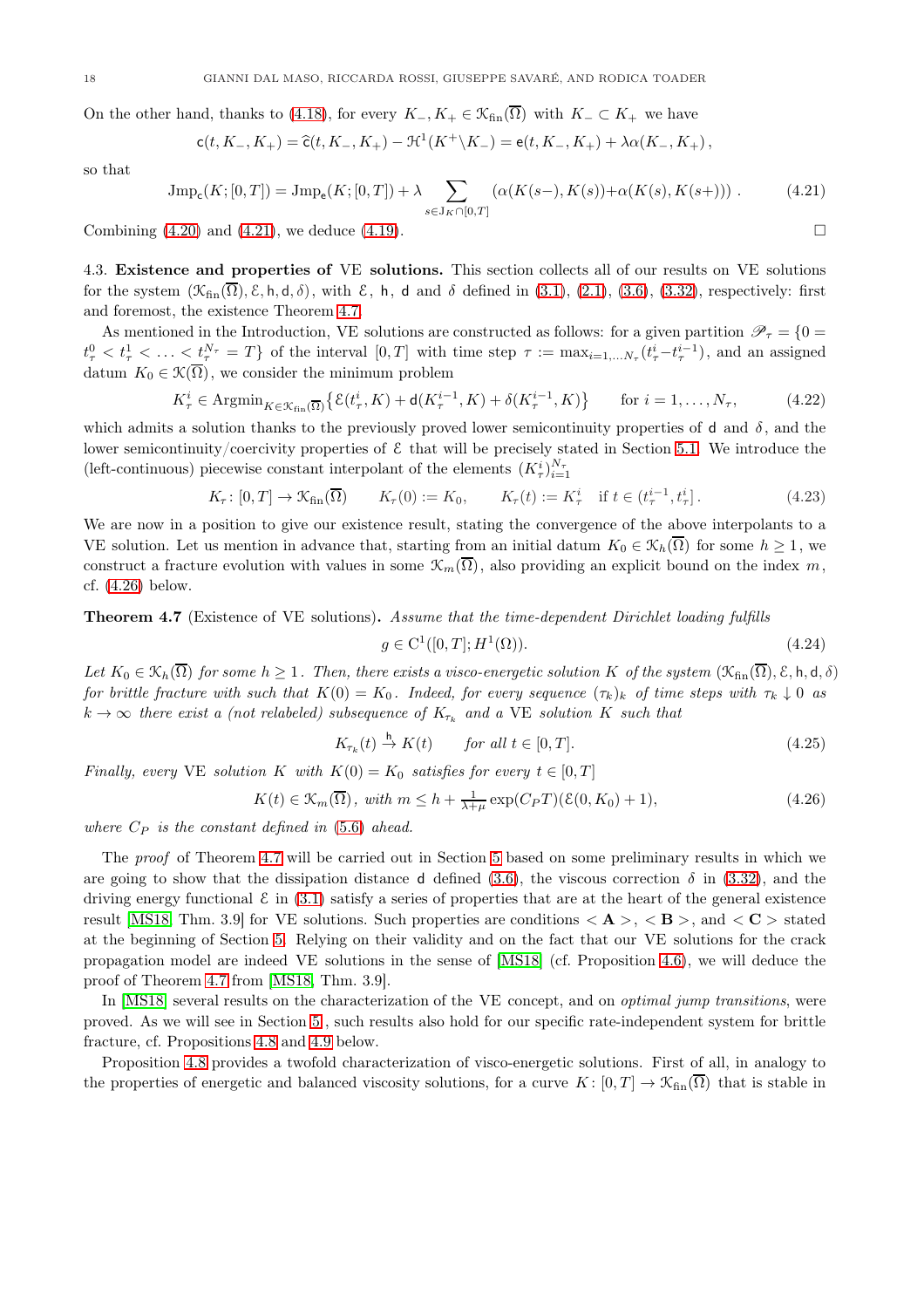On the other hand, thanks to (4.18), for every $K_-, K_+ \in \mathcal{K}_{\mathrm{fin}}(\overline{\Omega})$ with $K_- \subset K_+$ we have

$$\mathsf{c}(t, K_-, K_+) = \widehat{\mathsf{c}}(t, K_-, K_+) - \mathcal{H}^1(K^+ \backslash K_-) = \mathsf{e}(t, K_-, K_+) + \lambda \alpha(K_-, K_+)\,,$$

so that

$$\mathrm{Jmp}_{\mathsf{c}}(K;[0,T]) = \mathrm{Jmp}_{\mathsf{e}}(K;[0,T]) + \lambda \sum_{s \in \mathrm{J}_K \cap [0,T]} \left(\alpha(K(s-), K(s)) + \alpha(K(s), K(s+))\right)\,. \tag{4.21}$$

Combining (4.20) and (4.21), we deduce (4.19). $\square$

4.3. **Existence and properties of** VE **solutions.** This section collects all of our results on VE solutions for the system $(\mathcal{K}_{\mathrm{fin}}(\overline{\Omega}), \mathcal{E}, \mathsf{h}, \mathsf{d}, \delta)$, with $\mathcal{E}$, $\mathsf{h}$, $\mathsf{d}$ and $\delta$ defined in (3.1), (2.1), (3.6), (3.32), respectively: first and foremost, the existence Theorem 4.7.

As mentioned in the Introduction, VE solutions are constructed as follows: for a given partition $\mathscr{P}_\tau = \{0 = t_\tau^0 < t_\tau^1 < \ldots < t_\tau^{N_\tau} = T\}$ of the interval $[0,T]$ with time step $\tau := \max_{i=1,\ldots N_\tau}(t_\tau^i - t_\tau^{i-1})$, and an assigned datum $K_0 \in \mathcal{K}(\overline{\Omega})$, we consider the minimum problem

$$K_\tau^i \in \mathrm{Argmin}_{K \in \mathcal{K}_{\mathrm{fin}}(\overline{\Omega})} \left\{ \mathcal{E}(t_\tau^i, K) + \mathsf{d}(K_\tau^{i-1}, K) + \delta(K_\tau^{i-1}, K) \right\} \qquad \text{for } i = 1, \ldots, N_\tau, \tag{4.22}$$

which admits a solution thanks to the previously proved lower semicontinuity properties of $\mathsf{d}$ and $\delta$, and the lower semicontinuity/coercivity properties of $\mathcal{E}$ that will be precisely stated in Section 5.1. We introduce the (left-continuous) piecewise constant interpolant of the elements $(K_\tau^i)_{i=1}^{N_\tau}$

$$K_\tau \colon [0,T] \to \mathcal{K}_{\mathrm{fin}}(\overline{\Omega}) \qquad K_\tau(0) := K_0, \qquad K_\tau(t) := K_\tau^i \quad \text{if } t \in (t_\tau^{i-1}, t_\tau^i]\,. \tag{4.23}$$

We are now in a position to give our existence result, stating the convergence of the above interpolants to a VE solution. Let us mention in advance that, starting from an initial datum $K_0 \in \mathcal{K}_h(\overline{\Omega})$ for some $h \geq 1$, we construct a fracture evolution with values in some $\mathcal{K}_m(\overline{\Omega})$, also providing an explicit bound on the index $m$, cf. (4.26) below.

**Theorem 4.7** (Existence of VE solutions)**.** *Assume that the time-dependent Dirichlet loading fulfills*

$$g \in \mathrm{C}^1([0,T]; H^1(\Omega)). \tag{4.24}$$

*Let $K_0 \in \mathcal{K}_h(\overline{\Omega})$ for some $h \geq 1$. Then, there exists a visco-energetic solution $K$ of the system $(\mathcal{K}_{\mathrm{fin}}(\overline{\Omega}), \mathcal{E}, \mathsf{h}, \mathsf{d}, \delta)$ for brittle fracture with such that $K(0) = K_0$. Indeed, for every sequence $(\tau_k)_k$ of time steps with $\tau_k \downarrow 0$ as $k \to \infty$ there exist a (not relabeled) subsequence of $K_{\tau_k}$ and a* VE *solution $K$ such that*

$$K_{\tau_k}(t) \xrightarrow{\mathsf{h}} K(t) \qquad \text{for all } t \in [0,T]. \tag{4.25}$$

*Finally, every* VE *solution $K$ with $K(0) = K_0$ satisfies for every $t \in [0,T]$*

$$K(t) \in \mathcal{K}_m(\overline{\Omega}), \text{ with } m \leq h + \tfrac{1}{\lambda+\mu} \exp(C_P T)(\mathcal{E}(0, K_0) + 1), \tag{4.26}$$

*where $C_P$ is the constant defined in* (5.6) *ahead.*

The *proof* of Theorem 4.7 will be carried out in Section 5 based on some preliminary results in which we are going to show that the dissipation distance $\mathsf{d}$ defined (3.6), the viscous correction $\delta$ in (3.32), and the driving energy functional $\mathcal{E}$ in (3.1) satisfy a series of properties that are at the heart of the general existence result [MS18, Thm. 3.9] for VE solutions. Such properties are conditions $<\mathbf{A}>$, $<\mathbf{B}>$, and $<\mathbf{C}>$ stated at the beginning of Section 5. Relying on their validity and on the fact that our VE solutions for the crack propagation model are indeed VE solutions in the sense of [MS18] (cf. Proposition 4.6), we will deduce the proof of Theorem 4.7 from [MS18, Thm. 3.9].

In [MS18] several results on the characterization of the VE concept, and on *optimal jump transitions*, were proved. As we will see in Section 5, such results also hold for our specific rate-independent system for brittle fracture, cf. Propositions 4.8 and 4.9 below.

Proposition 4.8 provides a twofold characterization of visco-energetic solutions. First of all, in analogy to the properties of energetic and balanced viscosity solutions, for a curve $K\colon [0,T] \to \mathcal{K}_{\mathrm{fin}}(\overline{\Omega})$ that is stable in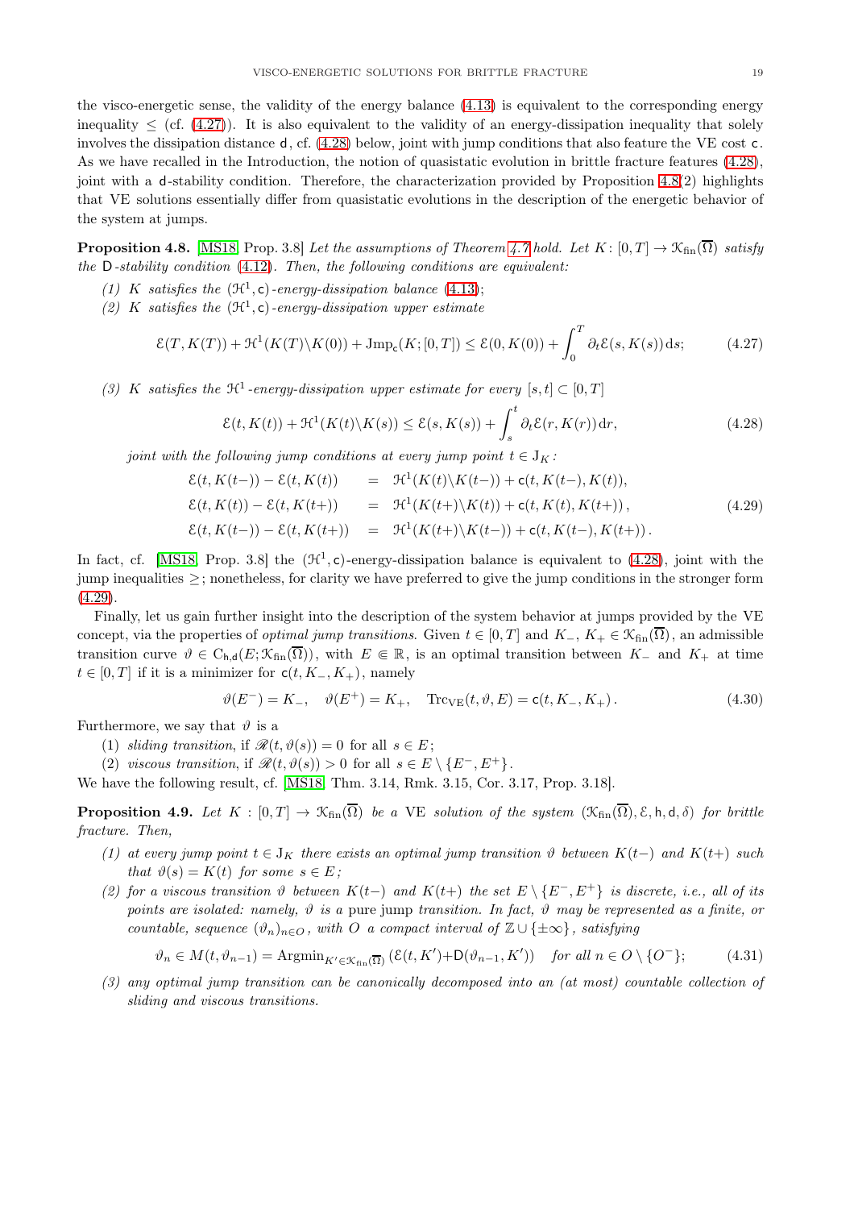the visco-energetic sense, the validity of the energy balance (4.13) is equivalent to the corresponding energy inequality $\leq$ (cf. (4.27)). It is also equivalent to the validity of an energy-dissipation inequality that solely involves the dissipation distance $\mathsf{d}$, cf. (4.28) below, joint with jump conditions that also feature the VE cost $\mathsf{c}$. As we have recalled in the Introduction, the notion of quasistatic evolution in brittle fracture features (4.28), joint with a $\mathsf{d}$-stability condition. Therefore, the characterization provided by Proposition 4.8(2) highlights that VE solutions essentially differ from quasistatic evolutions in the description of the energetic behavior of the system at jumps.

**Proposition 4.8.** [MS18, Prop. 3.8] *Let the assumptions of Theorem 4.7 hold. Let $K\colon [0,T] \to \mathcal{K}_{\mathrm{fin}}(\overline{\Omega})$ satisfy the $\mathsf{D}$-stability condition (4.12). Then, the following conditions are equivalent:*

*(1) $K$ satisfies the $(\mathcal{H}^1, \mathsf{c})$-energy-dissipation balance (4.13);*

*(2) $K$ satisfies the $(\mathcal{H}^1, \mathsf{c})$-energy-dissipation upper estimate*

$$\mathcal{E}(T, K(T)) + \mathcal{H}^1(K(T)\backslash K(0)) + \mathrm{Jmp}_{\mathsf{c}}(K; [0,T]) \leq \mathcal{E}(0, K(0)) + \int_0^T \partial_t \mathcal{E}(s, K(s))\,\mathrm{d}s; \tag{4.27}$$

*(3) $K$ satisfies the $\mathcal{H}^1$-energy-dissipation upper estimate for every $[s,t] \subset [0,T]$*

$$\mathcal{E}(t, K(t)) + \mathcal{H}^1(K(t)\backslash K(s)) \leq \mathcal{E}(s, K(s)) + \int_s^t \partial_t \mathcal{E}(r, K(r))\,\mathrm{d}r, \tag{4.28}$$

*joint with the following jump conditions at every jump point $t \in \mathrm{J}_K$:*

$$\begin{aligned}
\mathcal{E}(t, K(t-)) - \mathcal{E}(t, K(t)) &= \mathcal{H}^1(K(t)\backslash K(t-)) + \mathsf{c}(t, K(t-), K(t)),\\
\mathcal{E}(t, K(t)) - \mathcal{E}(t, K(t+)) &= \mathcal{H}^1(K(t+)\backslash K(t)) + \mathsf{c}(t, K(t), K(t+)),\\
\mathcal{E}(t, K(t-)) - \mathcal{E}(t, K(t+)) &= \mathcal{H}^1(K(t+)\backslash K(t-)) + \mathsf{c}(t, K(t-), K(t+)).
\end{aligned} \tag{4.29}$$

In fact, cf. [MS18, Prop. 3.8] the $(\mathcal{H}^1, \mathsf{c})$-energy-dissipation balance is equivalent to (4.28), joint with the jump inequalities $\geq$; nonetheless, for clarity we have preferred to give the jump conditions in the stronger form (4.29).

Finally, let us gain further insight into the description of the system behavior at jumps provided by the VE concept, via the properties of *optimal jump transitions*. Given $t \in [0,T]$ and $K_-$, $K_+ \in \mathcal{K}_{\mathrm{fin}}(\overline{\Omega})$, an admissible transition curve $\vartheta \in \mathrm{C}_{\mathsf{h},\mathsf{d}}(E; \mathcal{K}_{\mathrm{fin}}(\overline{\Omega}))$, with $E \Subset \mathbb{R}$, is an optimal transition between $K_-$ and $K_+$ at time $t \in [0,T]$ if it is a minimizer for $\mathsf{c}(t, K_-, K_+)$, namely

$$\vartheta(E^-) = K_-, \quad \vartheta(E^+) = K_+, \quad \mathrm{Trc}_{\mathrm{VE}}(t, \vartheta, E) = \mathsf{c}(t, K_-, K_+)\,. \tag{4.30}$$

Furthermore, we say that $\vartheta$ is a

(1) *sliding transition*, if $\mathscr{R}(t, \vartheta(s)) = 0$ for all $s \in E$;
(2) *viscous transition*, if $\mathscr{R}(t, \vartheta(s)) > 0$ for all $s \in E \setminus \{E^-, E^+\}$.

We have the following result, cf. [MS18, Thm. 3.14, Rmk. 3.15, Cor. 3.17, Prop. 3.18].

**Proposition 4.9.** *Let $K : [0,T] \to \mathcal{K}_{\mathrm{fin}}(\overline{\Omega})$ be a VE solution of the system $(\mathcal{K}_{\mathrm{fin}}(\overline{\Omega}), \mathcal{E}, \mathsf{h}, \mathsf{d}, \delta)$ for brittle fracture. Then,*

*(1) at every jump point $t \in \mathrm{J}_K$ there exists an optimal jump transition $\vartheta$ between $K(t-)$ and $K(t+)$ such that $\vartheta(s) = K(t)$ for some $s \in E$;*

*(2) for a viscous transition $\vartheta$ between $K(t-)$ and $K(t+)$ the set $E \setminus \{E^-, E^+\}$ is discrete, i.e., all of its points are isolated: namely, $\vartheta$ is a* pure jump *transition. In fact, $\vartheta$ may be represented as a finite, or countable, sequence $(\vartheta_n)_{n \in O}$, with $O$ a compact interval of $\mathbb{Z} \cup \{\pm\infty\}$, satisfying*

$$\vartheta_n \in M(t, \vartheta_{n-1}) = \mathrm{Argmin}_{K' \in \mathcal{K}_{\mathrm{fin}}(\overline{\Omega})} \left(\mathcal{E}(t, K') + \mathsf{D}(\vartheta_{n-1}, K')\right) \quad \text{for all } n \in O \setminus \{O^-\}; \tag{4.31}$$

*(3) any optimal jump transition can be canonically decomposed into an (at most) countable collection of sliding and viscous transitions.*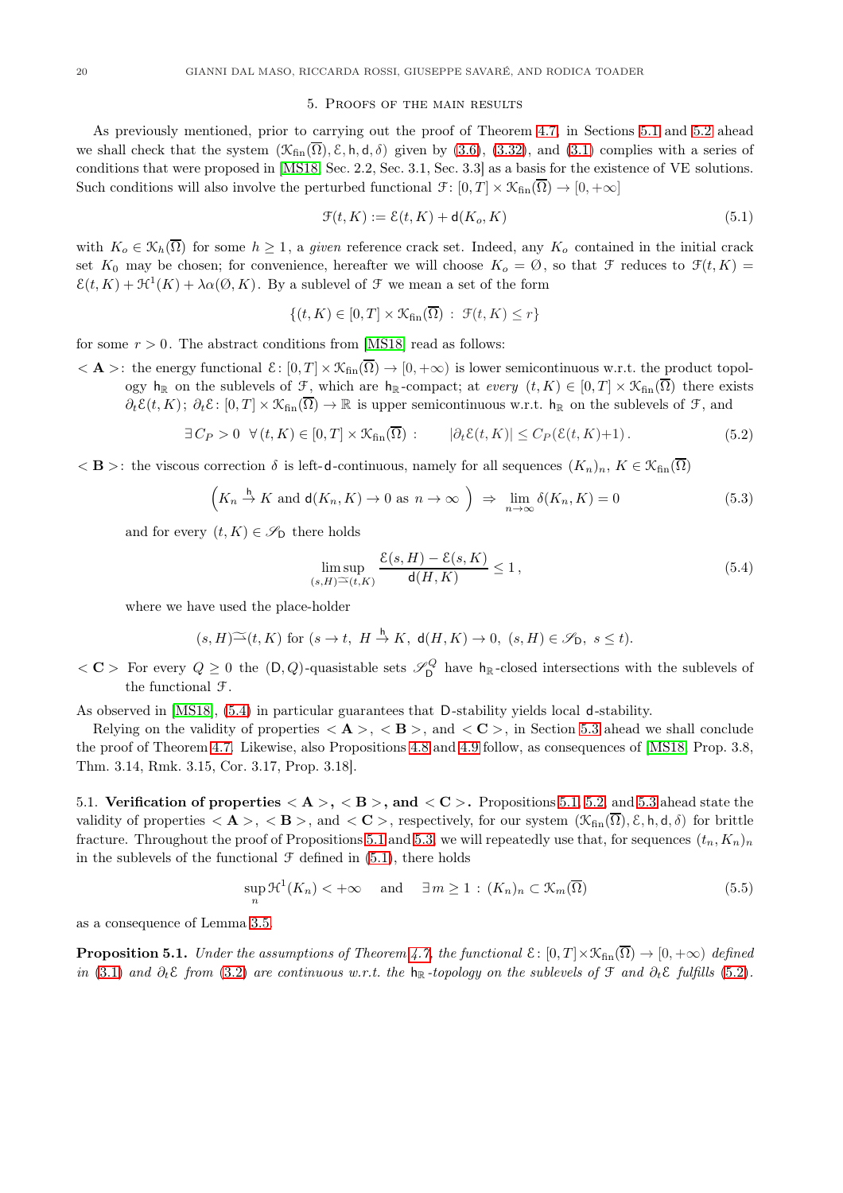## 5. Proofs of the main results

As previously mentioned, prior to carrying out the proof of Theorem 4.7, in Sections 5.1 and 5.2 ahead we shall check that the system $(\mathcal{K}_{\rm fin}(\overline{\Omega}), \mathcal{E}, \mathsf{h}, \mathsf{d}, \delta)$ given by (3.6), (3.32), and (3.1) complies with a series of conditions that were proposed in [MS18, Sec. 2.2, Sec. 3.1, Sec. 3.3] as a basis for the existence of VE solutions. Such conditions will also involve the perturbed functional $\mathcal{F}\colon [0,T] \times \mathcal{K}_{\rm fin}(\overline{\Omega}) \to [0,+\infty]$

$$\mathcal{F}(t,K) := \mathcal{E}(t,K) + \mathsf{d}(K_o, K) \tag{5.1}$$

with $K_o \in \mathcal{K}_h(\overline{\Omega})$ for some $h \geq 1$, a *given* reference crack set. Indeed, any $K_o$ contained in the initial crack set $K_0$ may be chosen; for convenience, hereafter we will choose $K_o = \emptyset$, so that $\mathcal{F}$ reduces to $\mathcal{F}(t,K) = \mathcal{E}(t,K) + \mathcal{H}^1(K) + \lambda\alpha(\emptyset, K)$. By a sublevel of $\mathcal{F}$ we mean a set of the form

$$\{(t,K) \in [0,T] \times \mathcal{K}_{\rm fin}(\overline{\Omega}) \, : \, \mathcal{F}(t,K) \leq r\}$$

for some $r > 0$. The abstract conditions from [MS18] read as follows:

$<\mathbf{A}>$: the energy functional $\mathcal{E}\colon [0,T] \times \mathcal{K}_{\rm fin}(\overline{\Omega}) \to [0,+\infty)$ is lower semicontinuous w.r.t. the product topology $\mathsf{h}_{\mathbb{R}}$ on the sublevels of $\mathcal{F}$, which are $\mathsf{h}_{\mathbb{R}}$-compact; at *every* $(t,K) \in [0,T] \times \mathcal{K}_{\rm fin}(\overline{\Omega})$ there exists $\partial_t \mathcal{E}(t,K)$; $\partial_t \mathcal{E}\colon [0,T] \times \mathcal{K}_{\rm fin}(\overline{\Omega}) \to \mathbb{R}$ is upper semicontinuous w.r.t. $\mathsf{h}_{\mathbb{R}}$ on the sublevels of $\mathcal{F}$, and

$$\exists\, C_P > 0 \ \ \forall\, (t,K) \in [0,T] \times \mathcal{K}_{\rm fin}(\overline{\Omega}) : \qquad |\partial_t \mathcal{E}(t,K)| \leq C_P(\mathcal{E}(t,K) + 1)\,. \tag{5.2}$$

$<\mathbf{B}>$: the viscous correction $\delta$ is left-$\mathsf{d}$-continuous, namely for all sequences $(K_n)_n$, $K \in \mathcal{K}_{\rm fin}(\overline{\Omega})$

$$\Big( K_n \stackrel{\mathsf{h}}{\to} K \text{ and } \mathsf{d}(K_n, K) \to 0 \text{ as } n \to \infty \Big) \ \Rightarrow \ \lim_{n\to\infty} \delta(K_n, K) = 0 \tag{5.3}$$

and for every $(t,K) \in \mathscr{S}_{\mathsf{D}}$ there holds

$$\limsup_{(s,H) \stackrel{\sim}{\to} (t,K)} \frac{\mathcal{E}(s,H) - \mathcal{E}(s,K)}{\mathsf{d}(H,K)} \leq 1\,, \tag{5.4}$$

where we have used the place-holder

$$(s,H) \stackrel{\sim}{\to} (t,K) \text{ for } (s \to t, \ H \stackrel{\mathsf{h}}{\to} K, \ \mathsf{d}(H,K) \to 0, \ (s,H) \in \mathscr{S}_{\mathsf{D}}, \ s \leq t).$$

$<\mathbf{C}>$ For every $Q \geq 0$ the $(\mathsf{D}, Q)$-quasistable sets $\mathscr{S}_{\mathsf{D}}^Q$ have $\mathsf{h}_{\mathbb{R}}$-closed intersections with the sublevels of the functional $\mathcal{F}$.

As observed in [MS18], (5.4) in particular guarantees that $\mathsf{D}$-stability yields local $\mathsf{d}$-stability.

Relying on the validity of properties $<\mathbf{A}>$, $<\mathbf{B}>$, and $<\mathbf{C}>$, in Section 5.3 ahead we shall conclude the proof of Theorem 4.7. Likewise, also Propositions 4.8 and 4.9 follow, as consequences of [MS18, Prop. 3.8, Thm. 3.14, Rmk. 3.15, Cor. 3.17, Prop. 3.18].

### 5.1. Verification of properties $<\mathbf{A}>$, $<\mathbf{B}>$, and $<\mathbf{C}>$.

Propositions 5.1, 5.2, and 5.3 ahead state the validity of properties $<\mathbf{A}>$, $<\mathbf{B}>$, and $<\mathbf{C}>$, respectively, for our system $(\mathcal{K}_{\rm fin}(\overline{\Omega}), \mathcal{E}, \mathsf{h}, \mathsf{d}, \delta)$ for brittle fracture. Throughout the proof of Propositions 5.1 and 5.3, we will repeatedly use that, for sequences $(t_n, K_n)_n$ in the sublevels of the functional $\mathcal{F}$ defined in (5.1), there holds

$$\sup_n \mathcal{H}^1(K_n) < +\infty \quad \text{ and } \quad \exists\, m \geq 1 \, : \, (K_n)_n \subset \mathcal{K}_m(\overline{\Omega}) \tag{5.5}$$

as a consequence of Lemma 3.5.

**Proposition 5.1.** *Under the assumptions of Theorem 4.7, the functional $\mathcal{E}\colon [0,T] \times \mathcal{K}_{\rm fin}(\overline{\Omega}) \to [0,+\infty)$ defined in (3.1) and $\partial_t \mathcal{E}$ from (3.2) are continuous w.r.t. the $\mathsf{h}_{\mathbb{R}}$-topology on the sublevels of $\mathcal{F}$ and $\partial_t \mathcal{E}$ fulfills (5.2).*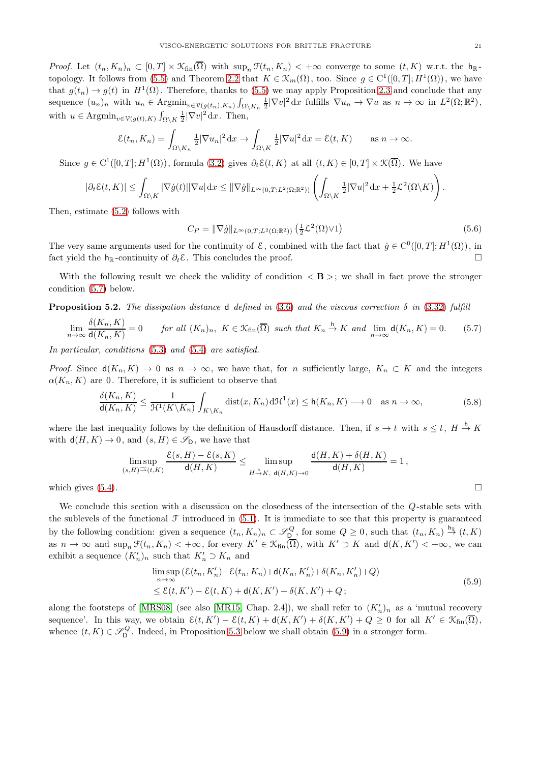*Proof.* Let $(t_n, K_n)_n \subset [0,T] \times \mathcal{K}_{\mathrm{fin}}(\overline{\Omega})$ with $\sup_n \mathcal{F}(t_n, K_n) < +\infty$ converge to some $(t, K)$ w.r.t. the $\mathsf{h}_{\mathbb{R}}$-topology. It follows from (5.5) and Theorem 2.2 that $K \in \mathcal{K}_m(\overline{\Omega})$, too. Since $g \in \mathrm{C}^1([0,T]; H^1(\Omega))$, we have that $g(t_n) \to g(t)$ in $H^1(\Omega)$. Therefore, thanks to (5.5) we may apply Proposition 2.3 and conclude that any sequence $(u_n)_n$ with $u_n \in \mathrm{Argmin}_{v \in \mathcal{V}(g(t_n), K_n)} \int_{\Omega\setminus K_n} \frac{1}{2}|\nabla v|^2 \,\mathrm{d}x$ fulfills $\nabla u_n \to \nabla u$ as $n \to \infty$ in $L^2(\Omega;\mathbb{R}^2)$, with $u \in \mathrm{Argmin}_{v \in \mathcal{V}(g(t),K)} \int_{\Omega\setminus K} \frac{1}{2}|\nabla v|^2 \,\mathrm{d}x$. Then,

$$
\mathcal{E}(t_n, K_n) = \int_{\Omega\setminus K_n} \tfrac{1}{2}|\nabla u_n|^2 \,\mathrm{d}x \to \int_{\Omega\setminus K} \tfrac{1}{2}|\nabla u|^2 \,\mathrm{d}x = \mathcal{E}(t,K) \qquad \text{as } n \to \infty.
$$

Since $g \in \mathrm{C}^1([0,T]; H^1(\Omega))$, formula (3.2) gives $\partial_t \mathcal{E}(t,K)$ at all $(t,K) \in [0,T] \times \mathcal{K}(\overline{\Omega})$. We have

$$
|\partial_t \mathcal{E}(t,K)| \le \int_{\Omega\setminus K} |\nabla \dot{g}(t)||\nabla u| \,\mathrm{d}x \le \|\nabla \dot{g}\|_{L^\infty(0,T;L^2(\Omega;\mathbb{R}^2))} \left( \int_{\Omega\setminus K} \tfrac{1}{2}|\nabla u|^2 \,\mathrm{d}x + \tfrac{1}{2}\mathcal{L}^2(\Omega\setminus K) \right).
$$

Then, estimate (5.2) follows with

$$
C_P = \|\nabla \dot{g}\|_{L^\infty(0,T;L^2(\Omega;\mathbb{R}^2))} \left( \tfrac{1}{2}\mathcal{L}^2(\Omega) \vee 1 \right) \tag{5.6}
$$

The very same arguments used for the continuity of $\mathcal{E}$, combined with the fact that $\dot{g} \in \mathrm{C}^0([0,T]; H^1(\Omega))$, in fact yield the $\mathsf{h}_{\mathbb{R}}$-continuity of $\partial_t \mathcal{E}$. This concludes the proof. $\square$

With the following result we check the validity of condition $<\mathbf{B}>$; we shall in fact prove the stronger condition (5.7) below.

**Proposition 5.2.** *The dissipation distance* $\mathsf{d}$ *defined in* (3.6) *and the viscous correction* $\delta$ *in* (3.32) *fulfill*

$$
\lim_{n\to\infty} \frac{\delta(K_n, K)}{\mathsf{d}(K_n,K)} = 0 \qquad \text{for all } (K_n)_n,\ K \in \mathcal{K}_{\mathrm{fin}}(\overline{\Omega}) \text{ such that } K_n \overset{\mathsf{h}}{\to} K \text{ and } \lim_{n\to\infty} \mathsf{d}(K_n, K) = 0. \tag{5.7}
$$

*In particular, conditions* (5.3) *and* (5.4) *are satisfied.*

*Proof.* Since $\mathsf{d}(K_n, K) \to 0$ as $n \to \infty$, we have that, for $n$ sufficiently large, $K_n \subset K$ and the integers $\alpha(K_n, K)$ are $0$. Therefore, it is sufficient to observe that

$$
\frac{\delta(K_n, K)}{\mathsf{d}(K_n,K)} \le \frac{1}{\mathcal{H}^1(K\setminus K_n)} \int_{K\setminus K_n} \mathrm{dist}(x, K_n) \,\mathrm{d}\mathcal{H}^1(x) \le \mathsf{h}(K_n, K) \longrightarrow 0 \quad \text{as } n \to \infty, \tag{5.8}
$$

where the last inequality follows by the definition of Hausdorff distance. Then, if $s \to t$ with $s \le t$, $H \overset{\mathsf{h}}{\to} K$ with $\mathsf{d}(H,K) \to 0$, and $(s,H) \in \mathscr{S}_{\mathsf{D}}$, we have that

$$
\limsup_{(s,H)\rightharpoonup(t,K)} \frac{\mathcal{E}(s,H) - \mathcal{E}(s,K)}{\mathsf{d}(H,K)} \le \limsup_{H \overset{\mathsf{h}}{\to} K,\ \mathsf{d}(H,K)\to 0} \frac{\mathsf{d}(H,K) + \delta(H,K)}{\mathsf{d}(H,K)} = 1\,,
$$

which gives (5.4). $\square$

We conclude this section with a discussion on the closedness of the intersection of the $Q$-stable sets with the sublevels of the functional $\mathcal{F}$ introduced in (5.1). It is immediate to see that this property is guaranteed by the following condition: given a sequence $(t_n, K_n)_n \subset \mathscr{S}_{\mathsf{D}}^Q$, for some $Q \ge 0$, such that $(t_n, K_n) \overset{\mathsf{h}_{\mathbb{R}}}{\to} (t,K)$ as $n \to \infty$ and $\sup_n \mathcal{F}(t_n, K_n) < +\infty$, for every $K' \in \mathcal{K}_{\mathrm{fin}}(\overline{\Omega})$, with $K' \supset K$ and $\mathsf{d}(K,K') < +\infty$, we can exhibit a sequence $(K'_n)_n$ such that $K'_n \supset K_n$ and

$$
\begin{aligned}
&\limsup_{n\to\infty} \left(\mathcal{E}(t_n, K'_n) - \mathcal{E}(t_n, K_n) + \mathsf{d}(K_n, K'_n) + \delta(K_n, K'_n) + Q\right) \\
&\le \mathcal{E}(t, K') - \mathcal{E}(t,K) + \mathsf{d}(K,K') + \delta(K,K') + Q\,;
\end{aligned} \tag{5.9}
$$

along the footsteps of [MRS08] (see also [MR15, Chap. 2.4]), we shall refer to $(K'_n)_n$ as a 'mutual recovery sequence'. In this way, we obtain $\mathcal{E}(t,K') - \mathcal{E}(t,K) + \mathsf{d}(K,K') + \delta(K,K') + Q \ge 0$ for all $K' \in \mathcal{K}_{\mathrm{fin}}(\overline{\Omega})$, whence $(t,K) \in \mathscr{S}_{\mathsf{D}}^Q$. Indeed, in Proposition 5.3 below we shall obtain (5.9) in a stronger form.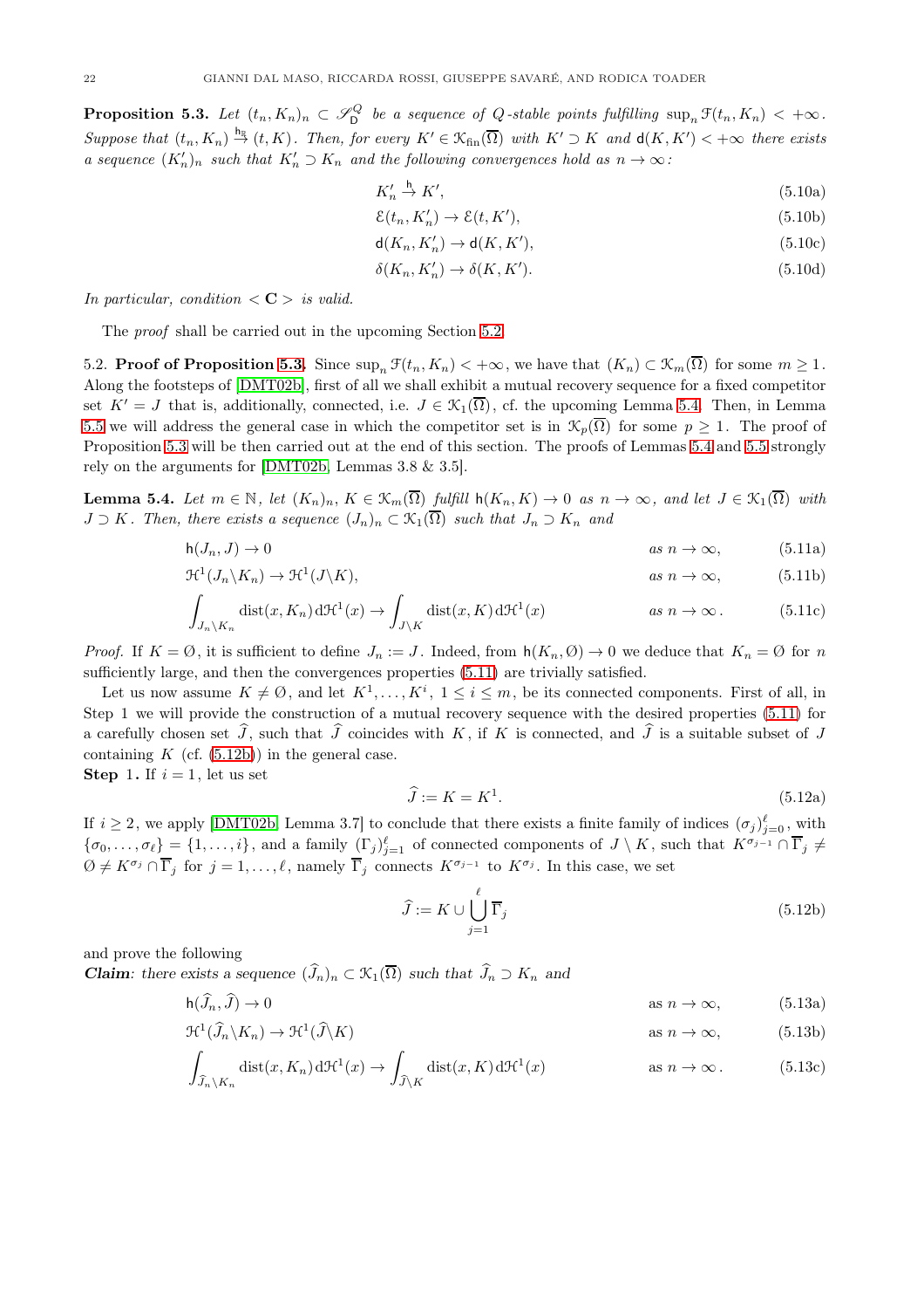**Proposition 5.3.** *Let $(t_n, K_n)_n \subset \mathscr{S}^Q_{\mathsf{D}}$ be a sequence of $Q$-stable points fulfilling $\sup_n \mathcal{F}(t_n, K_n) < +\infty$. Suppose that $(t_n, K_n) \xrightarrow{\mathsf{h}_{\mathbb{R}}} (t, K)$. Then, for every $K' \in \mathcal{K}_{\mathrm{fin}}(\overline{\Omega})$ with $K' \supset K$ and $\mathsf{d}(K, K') < +\infty$ there exists a sequence $(K'_n)_n$ such that $K'_n \supset K_n$ and the following convergences hold as $n \to \infty$:*

$$K'_n \xrightarrow{\mathsf{h}} K', \tag{5.10a}$$

$$\mathcal{E}(t_n, K'_n) \to \mathcal{E}(t, K'), \tag{5.10b}$$

$$\mathsf{d}(K_n, K'_n) \to \mathsf{d}(K, K'), \tag{5.10c}$$

$$\delta(K_n, K'_n) \to \delta(K, K'). \tag{5.10d}$$

*In particular, condition $<\mathbf{C}>$ is valid.*

The *proof* shall be carried out in the upcoming Section 5.2.

5.2. **Proof of Proposition 5.3.** Since $\sup_n \mathcal{F}(t_n, K_n) < +\infty$, we have that $(K_n) \subset \mathcal{K}_m(\overline{\Omega})$ for some $m \geq 1$. Along the footsteps of [DMT02b], first of all we shall exhibit a mutual recovery sequence for a fixed competitor set $K' = J$ that is, additionally, connected, i.e. $J \in \mathcal{K}_1(\overline{\Omega})$, cf. the upcoming Lemma 5.4. Then, in Lemma 5.5 we will address the general case in which the competitor set is in $\mathcal{K}_p(\overline{\Omega})$ for some $p \geq 1$. The proof of Proposition 5.3 will be then carried out at the end of this section. The proofs of Lemmas 5.4 and 5.5 strongly rely on the arguments for [DMT02b, Lemmas 3.8 & 3.5].

**Lemma 5.4.** *Let $m \in \mathbb{N}$, let $(K_n)_n$, $K \in \mathcal{K}_m(\overline{\Omega})$ fulfill $\mathsf{h}(K_n, K) \to 0$ as $n \to \infty$, and let $J \in \mathcal{K}_1(\overline{\Omega})$ with $J \supset K$. Then, there exists a sequence $(J_n)_n \subset \mathcal{K}_1(\overline{\Omega})$ such that $J_n \supset K_n$ and*

$$\mathsf{h}(J_n, J) \to 0 \qquad \text{as } n \to \infty, \tag{5.11a}$$

$$\mathcal{H}^1(J_n \backslash K_n) \to \mathcal{H}^1(J \backslash K), \qquad \text{as } n \to \infty, \tag{5.11b}$$

$$\int_{J_n \backslash K_n} \mathrm{dist}(x, K_n)\, \mathrm{d}\mathcal{H}^1(x) \to \int_{J \backslash K} \mathrm{dist}(x, K)\, \mathrm{d}\mathcal{H}^1(x) \qquad \text{as } n \to \infty. \tag{5.11c}$$

*Proof.* If $K = \emptyset$, it is sufficient to define $J_n := J$. Indeed, from $\mathsf{h}(K_n, \emptyset) \to 0$ we deduce that $K_n = \emptyset$ for $n$ sufficiently large, and then the convergences properties (5.11) are trivially satisfied.

Let us now assume $K \neq \emptyset$, and let $K^1, \ldots, K^i$, $1 \leq i \leq m$, be its connected components. First of all, in Step 1 we will provide the construction of a mutual recovery sequence with the desired properties (5.11) for a carefully chosen set $\widehat{J}$, such that $\widehat{J}$ coincides with $K$, if $K$ is connected, and $\widehat{J}$ is a suitable subset of $J$ containing $K$ (cf. (5.12b)) in the general case.

**Step 1.** If $i = 1$, let us set

$$\widehat{J} := K = K^1. \tag{5.12a}$$

If $i \geq 2$, we apply [DMT02b, Lemma 3.7] to conclude that there exists a finite family of indices $(\sigma_j)_{j=0}^{\ell}$, with $\{\sigma_0, \ldots, \sigma_\ell\} = \{1, \ldots, i\}$, and a family $(\Gamma_j)_{j=1}^{\ell}$ of connected components of $J \setminus K$, such that $K^{\sigma_{j-1}} \cap \overline{\Gamma}_j \neq \emptyset \neq K^{\sigma_j} \cap \overline{\Gamma}_j$ for $j = 1, \ldots, \ell$, namely $\overline{\Gamma}_j$ connects $K^{\sigma_{j-1}}$ to $K^{\sigma_j}$. In this case, we set

$$\widehat{J} := K \cup \bigcup_{j=1}^{\ell} \overline{\Gamma}_j \tag{5.12b}$$

and prove the following

***Claim**: there exists a sequence $(\widehat{J}_n)_n \subset \mathcal{K}_1(\overline{\Omega})$ such that $\widehat{J}_n \supset K_n$ and*

$$\mathsf{h}(\widehat{J}_n, \widehat{J}) \to 0 \qquad \text{as } n \to \infty, \tag{5.13a}$$

$$\mathcal{H}^1(\widehat{J}_n \backslash K_n) \to \mathcal{H}^1(\widehat{J} \backslash K) \qquad \text{as } n \to \infty, \tag{5.13b}$$

$$\int_{\widehat{J}_n \backslash K_n} \mathrm{dist}(x, K_n)\, \mathrm{d}\mathcal{H}^1(x) \to \int_{\widehat{J} \backslash K} \mathrm{dist}(x, K)\, \mathrm{d}\mathcal{H}^1(x) \qquad \text{as } n \to \infty. \tag{5.13c}$$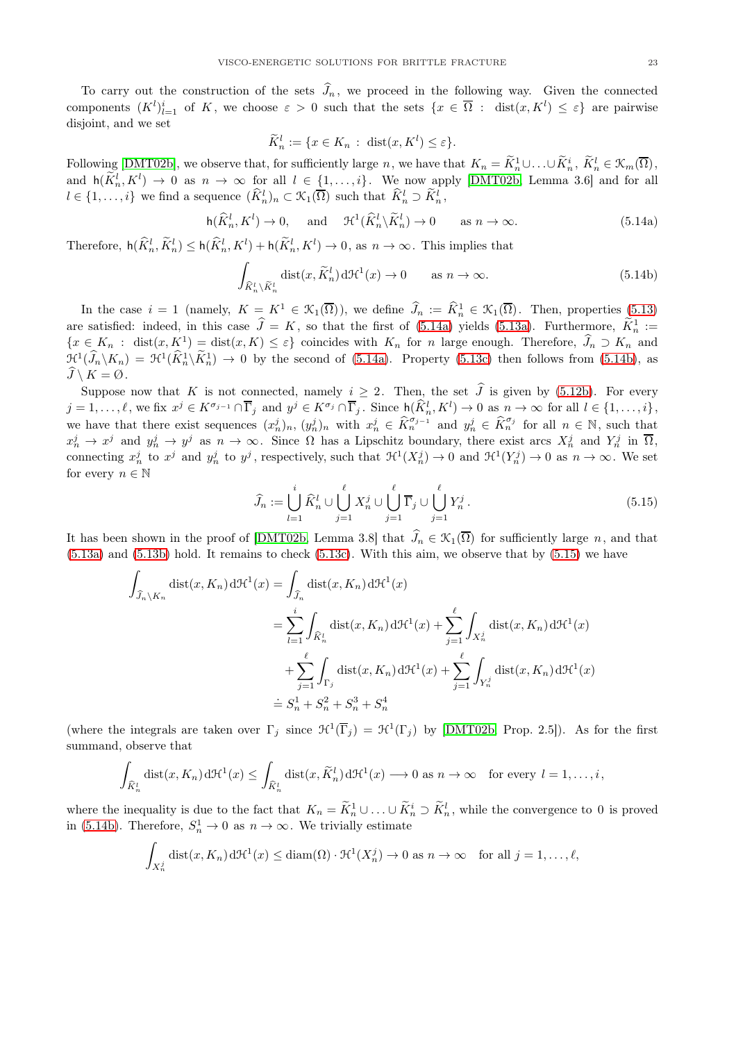To carry out the construction of the sets $\widehat{J}_n$, we proceed in the following way. Given the connected components $(K^l)_{l=1}^i$ of $K$, we choose $\varepsilon > 0$ such that the sets $\{x \in \overline{\Omega} \,:\, \mathrm{dist}(x, K^l) \le \varepsilon\}$ are pairwise disjoint, and we set

$$\widetilde{K}_n^l := \{x \in K_n \,:\, \mathrm{dist}(x, K^l) \le \varepsilon\}.$$

Following [DMT02b], we observe that, for sufficiently large $n$, we have that $K_n = \widetilde{K}_n^1 \cup \ldots \cup \widetilde{K}_n^i$, $\widetilde{K}_n^l \in \mathcal{K}_m(\overline{\Omega})$, and $\mathsf{h}(\widetilde{K}_n^l, K^l) \to 0$ as $n \to \infty$ for all $l \in \{1, \ldots, i\}$. We now apply [DMT02b, Lemma 3.6] and for all $l \in \{1, \ldots, i\}$ we find a sequence $(\widehat{K}_n^l)_n \subset \mathcal{K}_1(\overline{\Omega})$ such that $\widehat{K}_n^l \supset \widetilde{K}_n^l$,

$$\mathsf{h}(\widehat{K}_n^l, K^l) \to 0, \quad \text{and} \quad \mathcal{H}^1(\widehat{K}_n^l \backslash \widetilde{K}_n^l) \to 0 \qquad \text{as } n \to \infty. \tag{5.14a}$$

Therefore, $\mathsf{h}(\widehat{K}_n^l, \widetilde{K}_n^l) \le \mathsf{h}(\widehat{K}_n^l, K^l) + \mathsf{h}(\widetilde{K}_n^l, K^l) \to 0$, as $n \to \infty$. This implies that

$$\int_{\widehat{K}_n^l \backslash \widetilde{K}_n^l} \mathrm{dist}(x, \widetilde{K}_n^l)\, \mathrm{d}\mathcal{H}^1(x) \to 0 \qquad \text{as } n \to \infty. \tag{5.14b}$$

In the case $i = 1$ (namely, $K = K^1 \in \mathcal{K}_1(\overline{\Omega})$), we define $\widehat{J}_n := \widehat{K}_n^1 \in \mathcal{K}_1(\overline{\Omega})$. Then, properties (5.13) are satisfied: indeed, in this case $\widehat{J} = K$, so that the first of (5.14a) yields (5.13a). Furthermore, $\widetilde{K}_n^1 := \{x \in K_n \,:\, \mathrm{dist}(x, K^1) = \mathrm{dist}(x, K) \le \varepsilon\}$ coincides with $K_n$ for $n$ large enough. Therefore, $\widehat{J}_n \supset K_n$ and $\mathcal{H}^1(\widehat{J}_n \backslash K_n) = \mathcal{H}^1(\widehat{K}_n^1 \backslash \widetilde{K}_n^1) \to 0$ by the second of (5.14a). Property (5.13c) then follows from (5.14b), as $\widehat{J} \setminus K = \emptyset$.

Suppose now that $K$ is not connected, namely $i \ge 2$. Then, the set $\widehat{J}$ is given by (5.12b). For every $j = 1, \ldots, \ell$, we fix $x^j \in K^{\sigma_{j-1}} \cap \overline{\Gamma}_j$ and $y^j \in K^{\sigma_j} \cap \overline{\Gamma}_j$. Since $\mathsf{h}(\widehat{K}_n^l, K^l) \to 0$ as $n \to \infty$ for all $l \in \{1, \ldots, i\}$, we have that there exist sequences $(x_n^j)_n$, $(y_n^j)_n$ with $x_n^j \in \widehat{K}_n^{\sigma_{j-1}}$ and $y_n^j \in \widehat{K}_n^{\sigma_j}$ for all $n \in \mathbb{N}$, such that $x_n^j \to x^j$ and $y_n^j \to y^j$ as $n \to \infty$. Since $\Omega$ has a Lipschitz boundary, there exist arcs $X_n^j$ and $Y_n^j$ in $\overline{\Omega}$, connecting $x_n^j$ to $x^j$ and $y_n^j$ to $y^j$, respectively, such that $\mathcal{H}^1(X_n^j) \to 0$ and $\mathcal{H}^1(Y_n^j) \to 0$ as $n \to \infty$. We set for every $n \in \mathbb{N}$

$$\widehat{J}_n := \bigcup_{l=1}^{i} \widehat{K}_n^l \cup \bigcup_{j=1}^{\ell} X_n^j \cup \bigcup_{j=1}^{\ell} \overline{\Gamma}_j \cup \bigcup_{j=1}^{\ell} Y_n^j\,. \tag{5.15}$$

It has been shown in the proof of [DMT02b, Lemma 3.8] that $\widehat{J}_n \in \mathcal{K}_1(\overline{\Omega})$ for sufficiently large $n$, and that (5.13a) and (5.13b) hold. It remains to check (5.13c). With this aim, we observe that by (5.15) we have

$$\begin{aligned}
\int_{\widehat{J}_n \backslash K_n} \mathrm{dist}(x, K_n)\, \mathrm{d}\mathcal{H}^1(x) &= \int_{\widehat{J}_n} \mathrm{dist}(x, K_n)\, \mathrm{d}\mathcal{H}^1(x) \\
&= \sum_{l=1}^{i} \int_{\widehat{K}_n^l} \mathrm{dist}(x, K_n)\, \mathrm{d}\mathcal{H}^1(x) + \sum_{j=1}^{\ell} \int_{X_n^j} \mathrm{dist}(x, K_n)\, \mathrm{d}\mathcal{H}^1(x) \\
&\quad + \sum_{j=1}^{\ell} \int_{\Gamma_j} \mathrm{dist}(x, K_n)\, \mathrm{d}\mathcal{H}^1(x) + \sum_{j=1}^{\ell} \int_{Y_n^j} \mathrm{dist}(x, K_n)\, \mathrm{d}\mathcal{H}^1(x) \\
&\doteq S_n^1 + S_n^2 + S_n^3 + S_n^4
\end{aligned}$$

(where the integrals are taken over $\Gamma_j$ since $\mathcal{H}^1(\overline{\Gamma}_j) = \mathcal{H}^1(\Gamma_j)$ by [DMT02b, Prop. 2.5]). As for the first summand, observe that

$$\int_{\widehat{K}_n^l} \mathrm{dist}(x, K_n)\, \mathrm{d}\mathcal{H}^1(x) \le \int_{\widehat{K}_n^l} \mathrm{dist}(x, \widetilde{K}_n^l)\, \mathrm{d}\mathcal{H}^1(x) \longrightarrow 0 \text{ as } n \to \infty \quad \text{for every } l = 1, \ldots, i,$$

where the inequality is due to the fact that $K_n = \widetilde{K}_n^1 \cup \ldots \cup \widetilde{K}_n^i \supset \widetilde{K}_n^l$, while the convergence to 0 is proved in (5.14b). Therefore, $S_n^1 \to 0$ as $n \to \infty$. We trivially estimate

$$\int_{X_n^j} \mathrm{dist}(x, K_n)\, \mathrm{d}\mathcal{H}^1(x) \le \mathrm{diam}(\Omega) \cdot \mathcal{H}^1(X_n^j) \to 0 \text{ as } n \to \infty \quad \text{for all } j = 1, \ldots, \ell,$$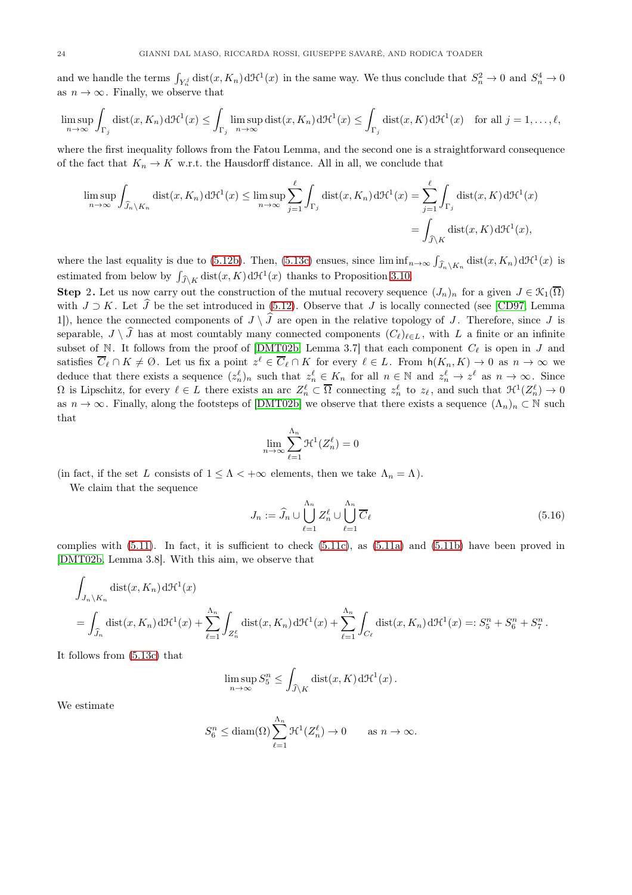and we handle the terms $\int_{Y_n^j} \mathrm{dist}(x, K_n)\, \mathrm{d}\mathcal{H}^1(x)$ in the same way. We thus conclude that $S_n^2 \to 0$ and $S_n^4 \to 0$ as $n \to \infty$. Finally, we observe that

$$\limsup_{n\to\infty} \int_{\Gamma_j} \mathrm{dist}(x, K_n)\, \mathrm{d}\mathcal{H}^1(x) \le \int_{\Gamma_j} \limsup_{n\to\infty} \mathrm{dist}(x, K_n)\, \mathrm{d}\mathcal{H}^1(x) \le \int_{\Gamma_j} \mathrm{dist}(x, K)\, \mathrm{d}\mathcal{H}^1(x) \quad \text{for all } j = 1, \ldots, \ell,$$

where the first inequality follows from the Fatou Lemma, and the second one is a straightforward consequence of the fact that $K_n \to K$ w.r.t. the Hausdorff distance. All in all, we conclude that

$$\begin{aligned}
\limsup_{n\to\infty} \int_{\widehat{J}_n \setminus K_n} \mathrm{dist}(x, K_n)\, \mathrm{d}\mathcal{H}^1(x) \le \limsup_{n\to\infty} \sum_{j=1}^{\ell} \int_{\Gamma_j} \mathrm{dist}(x, K_n)\, \mathrm{d}\mathcal{H}^1(x) &= \sum_{j=1}^{\ell} \int_{\Gamma_j} \mathrm{dist}(x, K)\, \mathrm{d}\mathcal{H}^1(x) \\
&= \int_{\widehat{J} \setminus K} \mathrm{dist}(x, K)\, \mathrm{d}\mathcal{H}^1(x),
\end{aligned}$$

where the last equality is due to (5.12b). Then, (5.13c) ensues, since $\liminf_{n\to\infty} \int_{\widehat{J}_n \setminus K_n} \mathrm{dist}(x, K_n)\, \mathrm{d}\mathcal{H}^1(x)$ is estimated from below by $\int_{\widehat{J} \setminus K} \mathrm{dist}(x, K)\, \mathrm{d}\mathcal{H}^1(x)$ thanks to Proposition 3.10.

**Step 2.** Let us now carry out the construction of the mutual recovery sequence $(J_n)_n$ for a given $J \in \mathcal{K}_1(\overline{\Omega})$ with $J \supset K$. Let $\widehat{J}$ be the set introduced in (5.12). Observe that $J$ is locally connected (see [CD97, Lemma 1]), hence the connected components of $J \setminus \widehat{J}$ are open in the relative topology of $J$. Therefore, since $J$ is separable, $J \setminus \widehat{J}$ has at most countably many connected components $(C_\ell)_{\ell \in L}$, with $L$ a finite or an infinite subset of $\mathbb{N}$. It follows from the proof of [DMT02b, Lemma 3.7] that each component $C_\ell$ is open in $J$ and satisfies $\overline{C}_\ell \cap K \neq \emptyset$. Let us fix a point $z^\ell \in \overline{C}_\ell \cap K$ for every $\ell \in L$. From $\mathsf{h}(K_n, K) \to 0$ as $n \to \infty$ we deduce that there exists a sequence $(z_n^\ell)_n$ such that $z_n^\ell \in K_n$ for all $n \in \mathbb{N}$ and $z_n^\ell \to z^\ell$ as $n \to \infty$. Since $\Omega$ is Lipschitz, for every $\ell \in L$ there exists an arc $Z_n^\ell \subset \overline{\Omega}$ connecting $z_n^\ell$ to $z_\ell$, and such that $\mathcal{H}^1(Z_n^\ell) \to 0$ as $n \to \infty$. Finally, along the footsteps of [DMT02b] we observe that there exists a sequence $(\Lambda_n)_n \subset \mathbb{N}$ such that

$$\lim_{n\to\infty} \sum_{\ell=1}^{\Lambda_n} \mathcal{H}^1(Z_n^\ell) = 0$$

(in fact, if the set $L$ consists of $1 \le \Lambda < +\infty$ elements, then we take $\Lambda_n = \Lambda$).

We claim that the sequence

$$J_n := \widehat{J}_n \cup \bigcup_{\ell=1}^{\Lambda_n} Z_n^\ell \cup \bigcup_{\ell=1}^{\Lambda_n} \overline{C}_\ell \tag{5.16}$$

complies with (5.11). In fact, it is sufficient to check (5.11c), as (5.11a) and (5.11b) have been proved in [DMT02b, Lemma 3.8]. With this aim, we observe that

$$\begin{aligned}
&\int_{J_n \setminus K_n} \mathrm{dist}(x, K_n)\, \mathrm{d}\mathcal{H}^1(x) \\
&= \int_{\widehat{J}_n} \mathrm{dist}(x, K_n)\, \mathrm{d}\mathcal{H}^1(x) + \sum_{\ell=1}^{\Lambda_n} \int_{Z_n^\ell} \mathrm{dist}(x, K_n)\, \mathrm{d}\mathcal{H}^1(x) + \sum_{\ell=1}^{\Lambda_n} \int_{C_\ell} \mathrm{dist}(x, K_n)\, \mathrm{d}\mathcal{H}^1(x) =: S_5^n + S_6^n + S_7^n\,.
\end{aligned}$$

It follows from (5.13c) that

$$\limsup_{n\to\infty} S_5^n \le \int_{\widehat{J} \setminus K} \mathrm{dist}(x, K)\, \mathrm{d}\mathcal{H}^1(x)\,.$$

We estimate

$$S_6^n \le \mathrm{diam}(\Omega) \sum_{\ell=1}^{\Lambda_n} \mathcal{H}^1(Z_n^\ell) \to 0 \qquad \text{as } n \to \infty.$$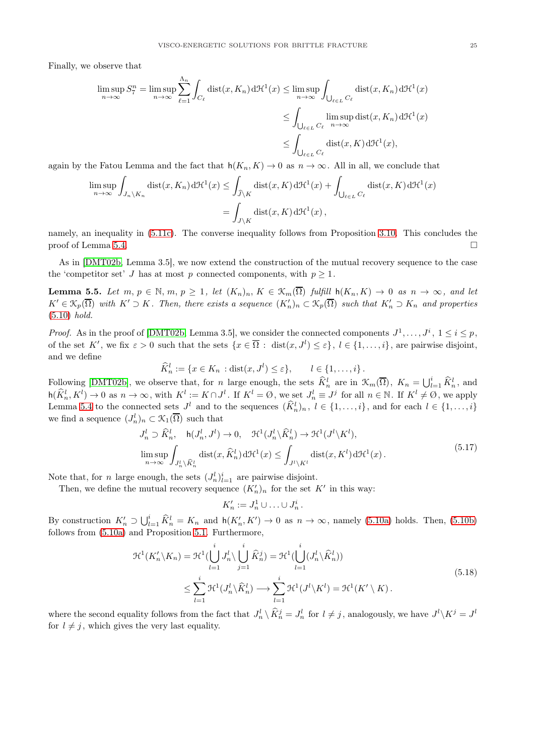Finally, we observe that

$$
\begin{aligned}
\limsup_{n\to\infty} S_7^n = \limsup_{n\to\infty} \sum_{\ell=1}^{\Lambda_n} \int_{C_\ell} \mathrm{dist}(x,K_n)\,\mathrm{d}\mathcal{H}^1(x) &\le \limsup_{n\to\infty} \int_{\bigcup_{\ell\in L} C_\ell} \mathrm{dist}(x,K_n)\,\mathrm{d}\mathcal{H}^1(x) \\
&\le \int_{\bigcup_{\ell\in L} C_\ell} \limsup_{n\to\infty} \mathrm{dist}(x,K_n)\,\mathrm{d}\mathcal{H}^1(x) \\
&\le \int_{\bigcup_{\ell\in L} C_\ell} \mathrm{dist}(x,K)\,\mathrm{d}\mathcal{H}^1(x),
\end{aligned}
$$

again by the Fatou Lemma and the fact that $\mathsf{h}(K_n,K)\to 0$ as $n\to\infty$. All in all, we conclude that

$$
\begin{aligned}
\limsup_{n\to\infty} \int_{J_n\setminus K_n} \mathrm{dist}(x,K_n)\,\mathrm{d}\mathcal{H}^1(x) &\le \int_{\widehat{J}\setminus K} \mathrm{dist}(x,K)\,\mathrm{d}\mathcal{H}^1(x) + \int_{\bigcup_{\ell\in L} C_\ell} \mathrm{dist}(x,K)\,\mathrm{d}\mathcal{H}^1(x) \\
&= \int_{J\setminus K} \mathrm{dist}(x,K)\,\mathrm{d}\mathcal{H}^1(x)\,,
\end{aligned}
$$

namely, an inequality in (5.11c). The converse inequality follows from Proposition 3.10. This concludes the proof of Lemma 5.4. $\square$

As in [DMT02b, Lemma 3.5], we now extend the construction of the mutual recovery sequence to the case the 'competitor set' $J$ has at most $p$ connected components, with $p\ge 1$.

**Lemma 5.5.** *Let $m,\,p\in\mathbb{N}$, $m,\,p\ge 1$, let $(K_n)_n,\,K\in\mathcal{K}_m(\overline{\Omega})$ fulfill $\mathsf{h}(K_n,K)\to 0$ as $n\to\infty$, and let $K'\in\mathcal{K}_p(\overline{\Omega})$ with $K'\supset K$. Then, there exists a sequence $(K_n')_n\subset\mathcal{K}_p(\overline{\Omega})$ such that $K_n'\supset K_n$ and properties (5.10) hold.*

*Proof.* As in the proof of [DMT02b, Lemma 3.5], we consider the connected components $J^1,\ldots,J^i$, $1\le i\le p$, of the set $K'$, we fix $\varepsilon>0$ such that the sets $\{x\in\overline{\Omega}:\ \mathrm{dist}(x,J^l)\le\varepsilon\}$, $l\in\{1,\ldots,i\}$, are pairwise disjoint, and we define

$$
\widehat{K}_n^l := \{x\in K_n : \mathrm{dist}(x,J^l)\le\varepsilon\},\qquad l\in\{1,\ldots,i\}\,.
$$

Following [DMT02b], we observe that, for $n$ large enough, the sets $\widehat{K}_n^l$ are in $\mathcal{K}_m(\overline{\Omega})$, $K_n=\bigcup_{l=1}^i \widehat{K}_n^l$, and $\mathsf{h}(\widehat{K}_n^l,K^l)\to 0$ as $n\to\infty$, with $K^l:=K\cap J^l$. If $K^l=\emptyset$, we set $J_n^l\equiv J^j$ for all $n\in\mathbb{N}$. If $K^l\ne\emptyset$, we apply Lemma 5.4 to the connected sets $J^l$ and to the sequences $(\widehat{K}_n^l)_n$, $l\in\{1,\ldots,i\}$, and for each $l\in\{1,\ldots,i\}$ we find a sequence $(J_n^l)_n\subset\mathcal{K}_1(\overline{\Omega})$ such that

$$
\begin{aligned}
&J_n^l\supset\widehat{K}_n^l,\quad \mathsf{h}(J_n^l,J^l)\to 0,\quad \mathcal{H}^1(J_n^l\setminus\widehat{K}_n^l)\to\mathcal{H}^1(J^l\setminus K^l),\\
&\limsup_{n\to\infty}\int_{J_n^l\setminus\widehat{K}_n^l}\mathrm{dist}(x,\widehat{K}_n^l)\,\mathrm{d}\mathcal{H}^1(x)\le\int_{J^l\setminus K^l}\mathrm{dist}(x,K^l)\,\mathrm{d}\mathcal{H}^1(x)\,.
\end{aligned}
\tag{5.17}
$$

Note that, for $n$ large enough, the sets $(J_n^l)_{l=1}^i$ are pairwise disjoint.

Then, we define the mutual recovery sequence $(K_n')_n$ for the set $K'$ in this way:

$$
K_n' := J_n^1\cup\ldots\cup J_n^i\,.
$$

By construction $K_n'\supset\bigcup_{l=1}^i\widehat{K}_n^l=K_n$ and $\mathsf{h}(K_n',K')\to 0$ as $n\to\infty$, namely (5.10a) holds. Then, (5.10b) follows from (5.10a) and Proposition 5.1. Furthermore,

$$
\begin{aligned}
\mathcal{H}^1(K_n'\setminus K_n) = \mathcal{H}^1\Big(\bigcup_{l=1}^i J_n^l\setminus\bigcup_{j=1}^i\widehat{K}_n^j\Big) &= \mathcal{H}^1\Big(\bigcup_{l=1}^i (J_n^l\setminus\widehat{K}_n^l)\Big)\\
&\le\sum_{l=1}^i\mathcal{H}^1(J_n^l\setminus\widehat{K}_n^l)\longrightarrow\sum_{l=1}^i\mathcal{H}^1(J^l\setminus K^l)=\mathcal{H}^1(K'\setminus K)\,.
\end{aligned}
\tag{5.18}
$$

where the second equality follows from the fact that $J_n^l\setminus\widehat{K}_n^j=J_n^l$ for $l\ne j$, analogously, we have $J^l\setminus K^j=J^l$ for $l\ne j$, which gives the very last equality.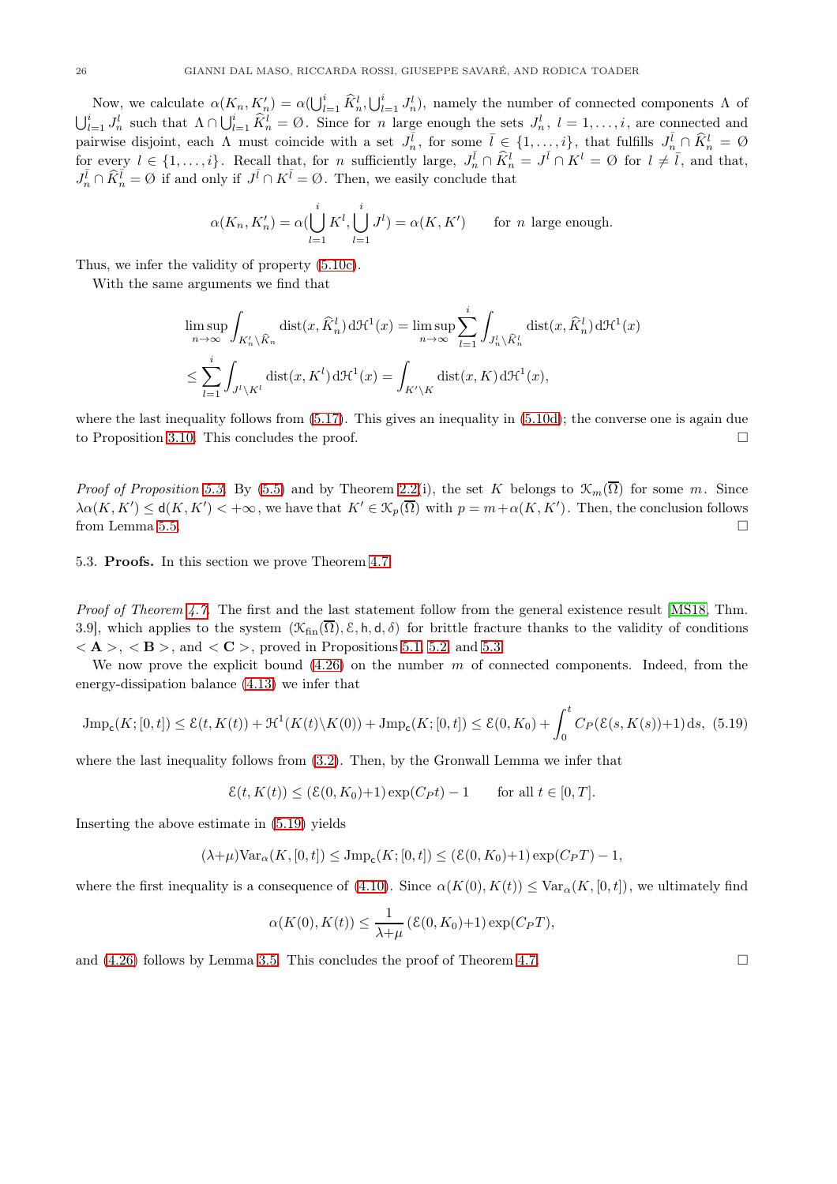Now, we calculate $\alpha(K_n, K'_n) = \alpha(\bigcup_{l=1}^{i} \widehat{K}_n^l, \bigcup_{l=1}^{i} J_n^l)$, namely the number of connected components $\Lambda$ of $\bigcup_{l=1}^{i} J_n^l$ such that $\Lambda \cap \bigcup_{l=1}^{i} \widehat{K}_n^l = \emptyset$. Since for $n$ large enough the sets $J_n^l$, $l = 1, \ldots, i$, are connected and pairwise disjoint, each $\Lambda$ must coincide with a set $J_n^{\bar{l}}$, for some $\bar{l} \in \{1, \ldots, i\}$, that fulfills $J_n^{\bar{l}} \cap \widehat{K}_n^l = \emptyset$ for every $l \in \{1, \ldots, i\}$. Recall that, for $n$ sufficiently large, $J_n^{\bar{l}} \cap \widehat{K}_n^l = J^{\bar{l}} \cap K^l = \emptyset$ for $l \neq \bar{l}$, and that, $J_n^{\bar{l}} \cap \widehat{K}_n^{\bar{l}} = \emptyset$ if and only if $J^{\bar{l}} \cap K^{\bar{l}} = \emptyset$. Then, we easily conclude that

$$\alpha(K_n, K'_n) = \alpha(\bigcup_{l=1}^{i} K^l, \bigcup_{l=1}^{i} J^l) = \alpha(K, K') \qquad \text{for } n \text{ large enough.}$$

Thus, we infer the validity of property (5.10c).

With the same arguments we find that

$$\limsup_{n\to\infty} \int_{K'_n \setminus \widehat{K}_n} \mathrm{dist}(x, \widehat{K}_n^l)\, \mathrm{d}\mathcal{H}^1(x) = \limsup_{n\to\infty} \sum_{l=1}^{i} \int_{J_n^l \setminus \widehat{K}_n^l} \mathrm{dist}(x, \widehat{K}_n^l)\, \mathrm{d}\mathcal{H}^1(x)$$
$$\leq \sum_{l=1}^{i} \int_{J^l \setminus K^l} \mathrm{dist}(x, K^l)\, \mathrm{d}\mathcal{H}^1(x) = \int_{K' \setminus K} \mathrm{dist}(x, K)\, \mathrm{d}\mathcal{H}^1(x),$$

where the last inequality follows from (5.17). This gives an inequality in (5.10d); the converse one is again due to Proposition 3.10. This concludes the proof. $\square$

*Proof of Proposition 5.3.* By (5.5) and by Theorem 2.2(i), the set $K$ belongs to $\mathcal{K}_m(\overline{\Omega})$ for some $m$. Since $\lambda\alpha(K, K') \leq \mathsf{d}(K, K') < +\infty$, we have that $K' \in \mathcal{K}_p(\overline{\Omega})$ with $p = m + \alpha(K, K')$. Then, the conclusion follows from Lemma 5.5. $\square$

5.3. **Proofs.** In this section we prove Theorem 4.7.

*Proof of Theorem 4.7.* The first and the last statement follow from the general existence result [MS18, Thm. 3.9], which applies to the system $(\mathcal{K}_{\mathrm{fin}}(\overline{\Omega}), \mathcal{E}, \mathsf{h}, \mathsf{d}, \delta)$ for brittle fracture thanks to the validity of conditions $<\mathbf{A}>$, $<\mathbf{B}>$, and $<\mathbf{C}>$, proved in Propositions 5.1, 5.2, and 5.3.

We now prove the explicit bound (4.26) on the number $m$ of connected components. Indeed, from the energy-dissipation balance (4.13) we infer that

$$\mathrm{Jmp}_{\mathsf{c}}(K; [0,t]) \leq \mathcal{E}(t, K(t)) + \mathcal{H}^1(K(t) \setminus K(0)) + \mathrm{Jmp}_{\mathsf{c}}(K; [0,t]) \leq \mathcal{E}(0, K_0) + \int_0^t C_P(\mathcal{E}(s, K(s)) + 1)\, \mathrm{d}s, \tag{5.19}$$

where the last inequality follows from (3.2). Then, by the Gronwall Lemma we infer that

$$\mathcal{E}(t, K(t)) \leq (\mathcal{E}(0, K_0) + 1) \exp(C_P t) - 1 \qquad \text{for all } t \in [0, T].$$

Inserting the above estimate in (5.19) yields

$$(\lambda + \mu) \mathrm{Var}_\alpha(K, [0,t]) \leq \mathrm{Jmp}_{\mathsf{c}}(K; [0,t]) \leq (\mathcal{E}(0, K_0) + 1) \exp(C_P T) - 1,$$

where the first inequality is a consequence of (4.10). Since $\alpha(K(0), K(t)) \leq \mathrm{Var}_\alpha(K, [0,t])$, we ultimately find

$$\alpha(K(0), K(t)) \leq \frac{1}{\lambda + \mu} (\mathcal{E}(0, K_0) + 1) \exp(C_P T),$$

and (4.26) follows by Lemma 3.5. This concludes the proof of Theorem 4.7. $\square$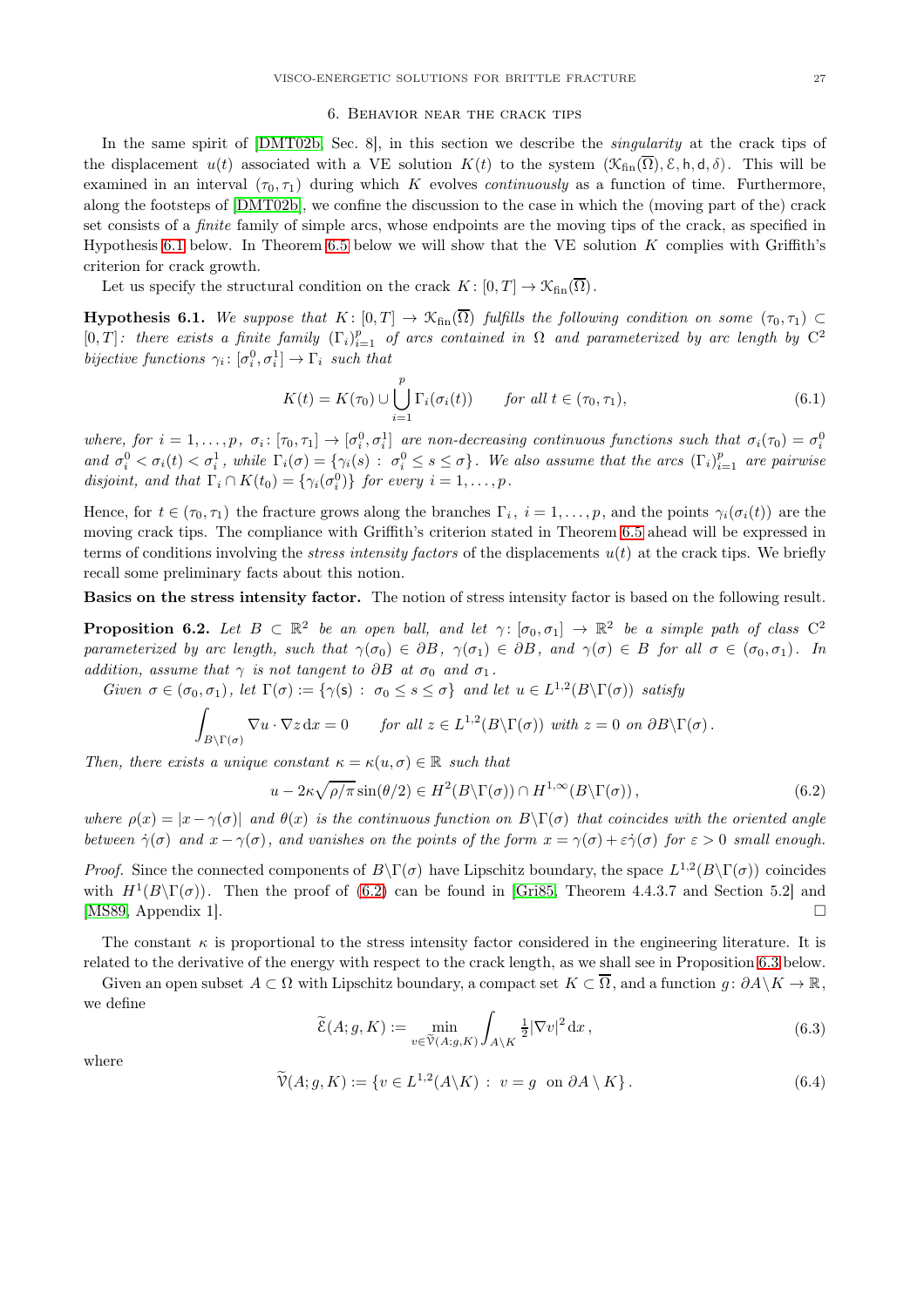## 6. Behavior near the crack tips

In the same spirit of [DMT02b, Sec. 8], in this section we describe the *singularity* at the crack tips of the displacement $u(t)$ associated with a VE solution $K(t)$ to the system $(\mathcal{K}_{\mathrm{fin}}(\overline{\Omega}), \mathcal{E}, \mathsf{h}, \mathsf{d}, \delta)$. This will be examined in an interval $(\tau_0, \tau_1)$ during which $K$ evolves *continuously* as a function of time. Furthermore, along the footsteps of [DMT02b], we confine the discussion to the case in which the (moving part of the) crack set consists of a *finite* family of simple arcs, whose endpoints are the moving tips of the crack, as specified in Hypothesis 6.1 below. In Theorem 6.5 below we will show that the VE solution $K$ complies with Griffith's criterion for crack growth.

Let us specify the structural condition on the crack $K\colon [0,T] \to \mathcal{K}_{\mathrm{fin}}(\overline{\Omega})$.

**Hypothesis 6.1.** *We suppose that $K\colon [0,T] \to \mathcal{K}_{\mathrm{fin}}(\overline{\Omega})$ fulfills the following condition on some $(\tau_0, \tau_1) \subset [0,T]$: there exists a finite family $(\Gamma_i)_{i=1}^p$ of arcs contained in $\Omega$ and parameterized by arc length by $\mathrm{C}^2$ bijective functions $\gamma_i\colon [\sigma_i^0, \sigma_i^1] \to \Gamma_i$ such that*

$$
K(t) = K(\tau_0) \cup \bigcup_{i=1}^{p} \Gamma_i(\sigma_i(t)) \qquad \text{for all } t \in (\tau_0, \tau_1), \tag{6.1}
$$

*where, for $i = 1, \ldots, p$, $\sigma_i\colon [\tau_0, \tau_1] \to [\sigma_i^0, \sigma_i^1]$ are non-decreasing continuous functions such that $\sigma_i(\tau_0) = \sigma_i^0$ and $\sigma_i^0 < \sigma_i(t) < \sigma_i^1$, while $\Gamma_i(\sigma) = \{\gamma_i(s) : \sigma_i^0 \le s \le \sigma\}$. We also assume that the arcs $(\Gamma_i)_{i=1}^p$ are pairwise disjoint, and that $\Gamma_i \cap K(t_0) = \{\gamma_i(\sigma_i^0)\}$ for every $i = 1, \ldots, p$.*

Hence, for $t \in (\tau_0, \tau_1)$ the fracture grows along the branches $\Gamma_i$, $i = 1, \ldots, p$, and the points $\gamma_i(\sigma_i(t))$ are the moving crack tips. The compliance with Griffith's criterion stated in Theorem 6.5 ahead will be expressed in terms of conditions involving the *stress intensity factors* of the displacements $u(t)$ at the crack tips. We briefly recall some preliminary facts about this notion.

**Basics on the stress intensity factor.** The notion of stress intensity factor is based on the following result.

**Proposition 6.2.** *Let $B \subset \mathbb{R}^2$ be an open ball, and let $\gamma\colon [\sigma_0, \sigma_1] \to \mathbb{R}^2$ be a simple path of class $\mathrm{C}^2$ parameterized by arc length, such that $\gamma(\sigma_0) \in \partial B$, $\gamma(\sigma_1) \in \partial B$, and $\gamma(\sigma) \in B$ for all $\sigma \in (\sigma_0, \sigma_1)$. In addition, assume that $\gamma$ is not tangent to $\partial B$ at $\sigma_0$ and $\sigma_1$.*

*Given $\sigma \in (\sigma_0, \sigma_1)$, let $\Gamma(\sigma) := \{\gamma(\mathsf{s}) : \sigma_0 \le \mathsf{s} \le \sigma\}$ and let $u \in L^{1,2}(B \backslash \Gamma(\sigma))$ satisfy*

$$
\int_{B\backslash\Gamma(\sigma)} \nabla u \cdot \nabla z \, \mathrm{d}x = 0 \qquad \text{for all } z \in L^{1,2}(B\backslash\Gamma(\sigma)) \text{ with } z = 0 \text{ on } \partial B\backslash\Gamma(\sigma).
$$

*Then, there exists a unique constant $\kappa = \kappa(u, \sigma) \in \mathbb{R}$ such that*

$$
u - 2\kappa\sqrt{\rho/\pi}\sin(\theta/2) \in H^2(B\backslash\Gamma(\sigma)) \cap H^{1,\infty}(B\backslash\Gamma(\sigma)), \tag{6.2}
$$

*where $\rho(x) = |x - \gamma(\sigma)|$ and $\theta(x)$ is the continuous function on $B\backslash\Gamma(\sigma)$ that coincides with the oriented angle between $\dot\gamma(\sigma)$ and $x - \gamma(\sigma)$, and vanishes on the points of the form $x = \gamma(\sigma) + \varepsilon\dot\gamma(\sigma)$ for $\varepsilon > 0$ small enough.*

*Proof.* Since the connected components of $B\backslash\Gamma(\sigma)$ have Lipschitz boundary, the space $L^{1,2}(B\backslash\Gamma(\sigma))$ coincides with $H^1(B\backslash\Gamma(\sigma))$. Then the proof of (6.2) can be found in [Gri85, Theorem 4.4.3.7 and Section 5.2] and [MS89, Appendix 1]. □

The constant $\kappa$ is proportional to the stress intensity factor considered in the engineering literature. It is related to the derivative of the energy with respect to the crack length, as we shall see in Proposition 6.3 below.

Given an open subset $A \subset \Omega$ with Lipschitz boundary, a compact set $K \subset \overline{\Omega}$, and a function $g\colon \partial A \backslash K \to \mathbb{R}$, we define

$$
\widetilde{\mathcal{E}}(A; g, K) := \min_{v \in \widetilde{\mathcal{V}}(A;g,K)} \int_{A\backslash K} \tfrac{1}{2}|\nabla v|^2 \, \mathrm{d}x \,, \tag{6.3}
$$

where

$$
\widetilde{\mathcal{V}}(A; g, K) := \{v \in L^{1,2}(A\backslash K) : v = g \ \text{ on } \partial A \setminus K\}. \tag{6.4}
$$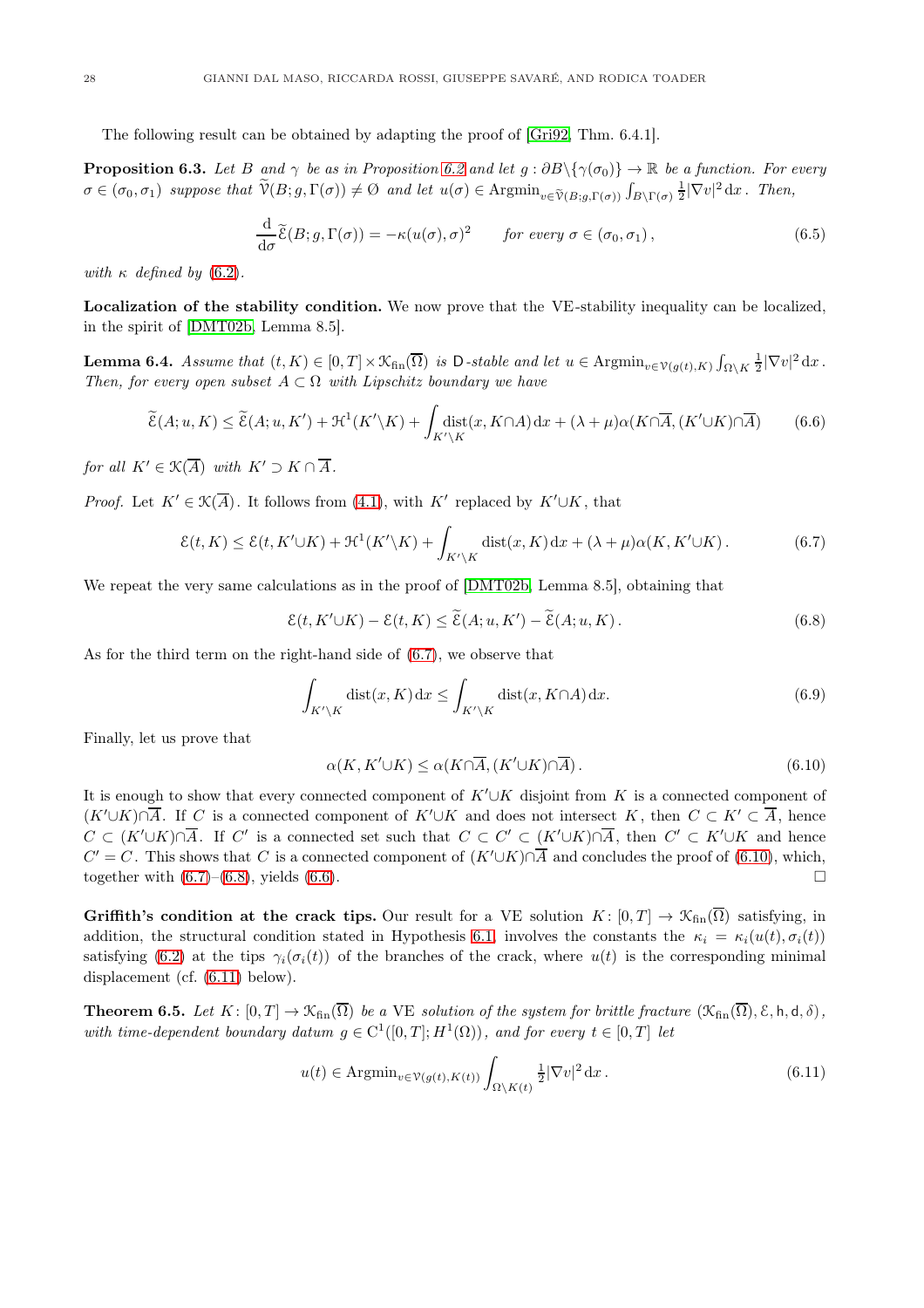The following result can be obtained by adapting the proof of [Gri92, Thm. 6.4.1].

**Proposition 6.3.** *Let $B$ and $\gamma$ be as in Proposition 6.2 and let $g : \partial B\backslash\{\gamma(\sigma_0)\} \to \mathbb{R}$ be a function. For every $\sigma \in (\sigma_0, \sigma_1)$ suppose that $\widetilde{\mathcal{V}}(B; g, \Gamma(\sigma)) \neq \emptyset$ and let $u(\sigma) \in \mathrm{Argmin}_{v\in\widetilde{\mathcal{V}}(B;g,\Gamma(\sigma))} \int_{B\backslash\Gamma(\sigma)} \frac{1}{2}|\nabla v|^2 \,\mathrm{d}x$. Then,*

$$\frac{\mathrm{d}}{\mathrm{d}\sigma}\widetilde{\mathcal{E}}(B; g, \Gamma(\sigma)) = -\kappa(u(\sigma), \sigma)^2 \qquad \textit{for every } \sigma \in (\sigma_0, \sigma_1)\,, \tag{6.5}$$

*with $\kappa$ defined by (6.2).*

**Localization of the stability condition.** We now prove that the VE-stability inequality can be localized, in the spirit of [DMT02b, Lemma 8.5].

**Lemma 6.4.** *Assume that $(t, K) \in [0, T] \times \mathcal{K}_{\mathrm{fin}}(\overline{\Omega})$ is $\mathsf{D}$-stable and let $u \in \mathrm{Argmin}_{v\in\mathcal{V}(g(t),K)} \int_{\Omega\backslash K} \frac{1}{2}|\nabla v|^2 \,\mathrm{d}x$. Then, for every open subset $A \subset \Omega$ with Lipschitz boundary we have*

$$\widetilde{\mathcal{E}}(A; u, K) \leq \widetilde{\mathcal{E}}(A; u, K') + \mathcal{H}^1(K'\backslash K) + \int_{K'\backslash K} \mathrm{dist}(x, K\cap A)\,\mathrm{d}x + (\lambda + \mu)\alpha(K\cap\overline{A}, (K'\cup K)\cap\overline{A}) \tag{6.6}$$

*for all $K' \in \mathcal{K}(\overline{A})$ with $K' \supset K \cap \overline{A}$.*

*Proof.* Let $K' \in \mathcal{K}(\overline{A})$. It follows from (4.1), with $K'$ replaced by $K'\cup K$, that

$$\mathcal{E}(t, K) \leq \mathcal{E}(t, K'\cup K) + \mathcal{H}^1(K'\backslash K) + \int_{K'\backslash K} \mathrm{dist}(x, K)\,\mathrm{d}x + (\lambda + \mu)\alpha(K, K'\cup K)\,. \tag{6.7}$$

We repeat the very same calculations as in the proof of [DMT02b, Lemma 8.5], obtaining that

$$\mathcal{E}(t, K'\cup K) - \mathcal{E}(t, K) \leq \widetilde{\mathcal{E}}(A; u, K') - \widetilde{\mathcal{E}}(A; u, K)\,. \tag{6.8}$$

As for the third term on the right-hand side of (6.7), we observe that

$$\int_{K'\backslash K} \mathrm{dist}(x, K)\,\mathrm{d}x \leq \int_{K'\backslash K} \mathrm{dist}(x, K\cap A)\,\mathrm{d}x. \tag{6.9}$$

Finally, let us prove that

$$\alpha(K, K'\cup K) \leq \alpha(K\cap\overline{A}, (K'\cup K)\cap\overline{A})\,. \tag{6.10}$$

It is enough to show that every connected component of $K'\cup K$ disjoint from $K$ is a connected component of $(K'\cup K)\cap\overline{A}$. If $C$ is a connected component of $K'\cup K$ and does not intersect $K$, then $C \subset K' \subset \overline{A}$, hence $C \subset (K'\cup K)\cap\overline{A}$. If $C'$ is a connected set such that $C \subset C' \subset (K'\cup K)\cap\overline{A}$, then $C' \subset K'\cup K$ and hence $C' = C$. This shows that $C$ is a connected component of $(K'\cup K)\cap\overline{A}$ and concludes the proof of (6.10), which, together with (6.7)–(6.8), yields (6.6). $\square$

**Griffith's condition at the crack tips.** Our result for a VE solution $K : [0, T] \to \mathcal{K}_{\mathrm{fin}}(\overline{\Omega})$ satisfying, in addition, the structural condition stated in Hypothesis 6.1, involves the constants the $\kappa_i = \kappa_i(u(t), \sigma_i(t))$ satisfying (6.2) at the tips $\gamma_i(\sigma_i(t))$ of the branches of the crack, where $u(t)$ is the corresponding minimal displacement (cf. (6.11) below).

**Theorem 6.5.** *Let $K : [0, T] \to \mathcal{K}_{\mathrm{fin}}(\overline{\Omega})$ be a* VE *solution of the system for brittle fracture $(\mathcal{K}_{\mathrm{fin}}(\overline{\Omega}), \mathcal{E}, \mathsf{h}, \mathsf{d}, \delta)$, with time-dependent boundary datum $g \in \mathrm{C}^1([0, T]; H^1(\Omega))$, and for every $t \in [0, T]$ let*

$$u(t) \in \mathrm{Argmin}_{v\in\mathcal{V}(g(t),K(t))} \int_{\Omega\backslash K(t)} \tfrac{1}{2}|\nabla v|^2 \,\mathrm{d}x\,. \tag{6.11}$$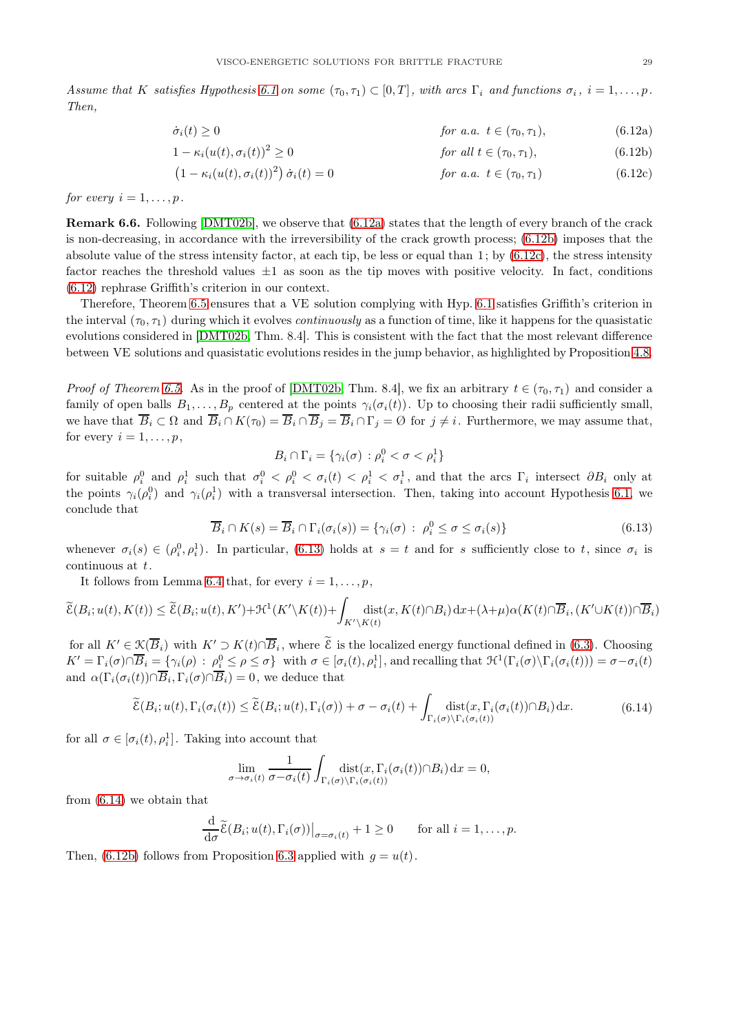*Assume that $K$ satisfies Hypothesis 6.1 on some $(\tau_0,\tau_1)\subset[0,T]$, with arcs $\Gamma_i$ and functions $\sigma_i$, $i=1,\dots,p$. Then,*

$$\dot\sigma_i(t)\geq 0 \qquad \text{for a.a. } t\in(\tau_0,\tau_1), \tag{6.12a}$$

$$1-\kappa_i(u(t),\sigma_i(t))^2\geq 0 \qquad \text{for all } t\in(\tau_0,\tau_1), \tag{6.12b}$$

$$\big(1-\kappa_i(u(t),\sigma_i(t))^2\big)\,\dot\sigma_i(t)=0 \qquad \text{for a.a. } t\in(\tau_0,\tau_1) \tag{6.12c}$$

*for every $i=1,\dots,p$.*

**Remark 6.6.** Following [DMT02b], we observe that (6.12a) states that the length of every branch of the crack is non-decreasing, in accordance with the irreversibility of the crack growth process; (6.12b) imposes that the absolute value of the stress intensity factor, at each tip, be less or equal than 1; by (6.12c), the stress intensity factor reaches the threshold values $\pm1$ as soon as the tip moves with positive velocity. In fact, conditions (6.12) rephrase Griffith's criterion in our context.

Therefore, Theorem 6.5 ensures that a VE solution complying with Hyp. 6.1 satisfies Griffith's criterion in the interval $(\tau_0,\tau_1)$ during which it evolves *continuously* as a function of time, like it happens for the quasistatic evolutions considered in [DMT02b, Thm. 8.4]. This is consistent with the fact that the most relevant difference between VE solutions and quasistatic evolutions resides in the jump behavior, as highlighted by Proposition 4.8.

*Proof of Theorem 6.5.* As in the proof of [DMT02b, Thm. 8.4], we fix an arbitrary $t\in(\tau_0,\tau_1)$ and consider a family of open balls $B_1,\dots,B_p$ centered at the points $\gamma_i(\sigma_i(t))$. Up to choosing their radii sufficiently small, we have that $\overline B_i\subset\Omega$ and $\overline B_i\cap K(\tau_0)=\overline B_i\cap\overline B_j=\overline B_i\cap\Gamma_j=\emptyset$ for $j\neq i$. Furthermore, we may assume that, for every $i=1,\dots,p$,

$$B_i\cap\Gamma_i=\{\gamma_i(\sigma)\,:\,\rho_i^0<\sigma<\rho_i^1\}$$

for suitable $\rho_i^0$ and $\rho_i^1$ such that $\sigma_i^0<\rho_i^0<\sigma_i(t)<\rho_i^1<\sigma_i^1$, and that the arcs $\Gamma_i$ intersect $\partial B_i$ only at the points $\gamma_i(\rho_i^0)$ and $\gamma_i(\rho_i^1)$ with a transversal intersection. Then, taking into account Hypothesis 6.1, we conclude that

$$\overline B_i\cap K(s)=\overline B_i\cap\Gamma_i(\sigma_i(s))=\{\gamma_i(\sigma)\,:\,\rho_i^0\leq\sigma\leq\sigma_i(s)\} \tag{6.13}$$

whenever $\sigma_i(s)\in(\rho_i^0,\rho_i^1)$. In particular, (6.13) holds at $s=t$ and for $s$ sufficiently close to $t$, since $\sigma_i$ is continuous at $t$.

It follows from Lemma 6.4 that, for every $i=1,\dots,p$,

$$\widetilde{\mathcal E}(B_i;u(t),K(t))\leq\widetilde{\mathcal E}(B_i;u(t),K')+\mathcal H^1(K'\setminus K(t))+\int_{K'\setminus K(t)}\mathrm{dist}(x,K(t)\cap B_i)\,\mathrm dx+(\lambda+\mu)\alpha(K(t)\cap\overline B_i,(K'\cup K(t))\cap\overline B_i)$$

for all $K'\in\mathcal K(\overline B_i)$ with $K'\supset K(t)\cap\overline B_i$, where $\widetilde{\mathcal E}$ is the localized energy functional defined in (6.3). Choosing $K'=\Gamma_i(\sigma)\cap\overline B_i=\{\gamma_i(\rho)\,:\,\rho_i^0\leq\rho\leq\sigma\}$ with $\sigma\in[\sigma_i(t),\rho_i^1]$, and recalling that $\mathcal H^1(\Gamma_i(\sigma)\setminus\Gamma_i(\sigma_i(t)))=\sigma-\sigma_i(t)$ and $\alpha(\Gamma_i(\sigma_i(t))\cap\overline B_i,\Gamma_i(\sigma)\cap\overline B_i)=0$, we deduce that

$$\widetilde{\mathcal E}(B_i;u(t),\Gamma_i(\sigma_i(t)))\leq\widetilde{\mathcal E}(B_i;u(t),\Gamma_i(\sigma))+\sigma-\sigma_i(t)+\int_{\Gamma_i(\sigma)\setminus\Gamma_i(\sigma_i(t))}\mathrm{dist}(x,\Gamma_i(\sigma_i(t))\cap B_i)\,\mathrm dx. \tag{6.14}$$

for all $\sigma\in[\sigma_i(t),\rho_i^1]$. Taking into account that

$$\lim_{\sigma\to\sigma_i(t)}\frac{1}{\sigma-\sigma_i(t)}\int_{\Gamma_i(\sigma)\setminus\Gamma_i(\sigma_i(t))}\mathrm{dist}(x,\Gamma_i(\sigma_i(t))\cap B_i)\,\mathrm dx=0,$$

from (6.14) we obtain that

$$\frac{\mathrm d}{\mathrm d\sigma}\widetilde{\mathcal E}(B_i;u(t),\Gamma_i(\sigma))\big|_{\sigma=\sigma_i(t)}+1\geq 0 \qquad \text{for all } i=1,\dots,p.$$

Then, (6.12b) follows from Proposition 6.3 applied with $g=u(t)$.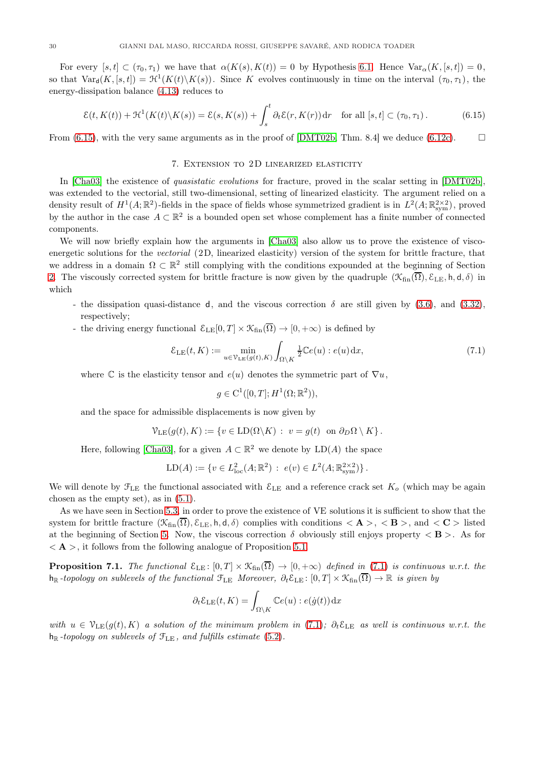For every $[s,t] \subset (\tau_0, \tau_1)$ we have that $\alpha(K(s), K(t)) = 0$ by Hypothesis 6.1. Hence $\mathrm{Var}_\alpha(K,[s,t]) = 0$, so that $\mathrm{Var}_\mathsf{d}(K,[s,t]) = \mathcal{H}^1(K(t)\backslash K(s))$. Since $K$ evolves continuously in time on the interval $(\tau_0, \tau_1)$, the energy-dissipation balance (4.13) reduces to

$$
\mathcal{E}(t, K(t)) + \mathcal{H}^1(K(t)\backslash K(s)) = \mathcal{E}(s, K(s)) + \int_s^t \partial_t \mathcal{E}(r, K(r))\,\mathrm{d}r \quad \text{for all } [s,t] \subset (\tau_0, \tau_1)\,. \tag{6.15}
$$

From (6.15), with the very same arguments as in the proof of [DMT02b, Thm. 8.4] we deduce (6.12c). □

## 7. Extension to 2D linearized elasticity

In [Cha03] the existence of *quasistatic evolutions* for fracture, proved in the scalar setting in [DMT02b], was extended to the vectorial, still two-dimensional, setting of linearized elasticity. The argument relied on a density result of $H^1(A;\mathbb{R}^2)$-fields in the space of fields whose symmetrized gradient is in $L^2(A;\mathbb{R}^{2\times 2}_{\mathrm{sym}})$, proved by the author in the case $A \subset \mathbb{R}^2$ is a bounded open set whose complement has a finite number of connected components.

We will now briefly explain how the arguments in [Cha03] also allow us to prove the existence of visco-energetic solutions for the *vectorial* (2D, linearized elasticity) version of the system for brittle fracture, that we address in a domain $\Omega \subset \mathbb{R}^2$ still complying with the conditions expounded at the beginning of Section 2. The viscously corrected system for brittle fracture is now given by the quadruple $(\mathcal{K}_{\mathrm{fin}}(\overline{\Omega}), \mathcal{E}_{\mathrm{LE}}, \mathsf{h}, \mathsf{d}, \delta)$ in which

- the dissipation quasi-distance $\mathsf{d}$, and the viscous correction $\delta$ are still given by (3.6), and (3.32), respectively;
- the driving energy functional $\mathcal{E}_{\mathrm{LE}}[0,T] \times \mathcal{K}_{\mathrm{fin}}(\overline{\Omega}) \to [0,+\infty)$ is defined by

$$
\mathcal{E}_{\mathrm{LE}}(t,K) := \min_{u \in \mathcal{V}_{\mathrm{LE}}(g(t),K)} \int_{\Omega\backslash K} \tfrac{1}{2}\mathbb{C}e(u) : e(u)\,\mathrm{d}x, \tag{7.1}
$$

where $\mathbb{C}$ is the elasticity tensor and $e(u)$ denotes the symmetric part of $\nabla u$,

$$
g \in \mathrm{C}^1([0,T]; H^1(\Omega;\mathbb{R}^2)),
$$

and the space for admissible displacements is now given by

$$
\mathcal{V}_{\mathrm{LE}}(g(t),K) := \{ v \in \mathrm{LD}(\Omega\backslash K) \,:\, v = g(t) \ \text{ on } \partial_D\Omega \setminus K \}\,.
$$

Here, following [Cha03], for a given $A \subset \mathbb{R}^2$ we denote by $\mathrm{LD}(A)$ the space

$$
\mathrm{LD}(A) := \{ v \in L^2_{\mathrm{loc}}(A;\mathbb{R}^2) \,:\, e(v) \in L^2(A;\mathbb{R}^{2\times 2}_{\mathrm{sym}}) \}\,.
$$

We will denote by $\mathcal{F}_{\mathrm{LE}}$ the functional associated with $\mathcal{E}_{\mathrm{LE}}$ and a reference crack set $K_o$ (which may be again chosen as the empty set), as in (5.1).

As we have seen in Section 5.3, in order to prove the existence of VE solutions it is sufficient to show that the system for brittle fracture $(\mathcal{K}_{\mathrm{fin}}(\overline{\Omega}), \mathcal{E}_{\mathrm{LE}}, \mathsf{h}, \mathsf{d}, \delta)$ complies with conditions $<\mathbf{A}>$, $<\mathbf{B}>$, and $<\mathbf{C}>$ listed at the beginning of Section 5. Now, the viscous correction $\delta$ obviously still enjoys property $<\mathbf{B}>$. As for $<\mathbf{A}>$, it follows from the following analogue of Proposition 5.1.

**Proposition 7.1.** *The functional $\mathcal{E}_{\mathrm{LE}} \colon [0,T] \times \mathcal{K}_{\mathrm{fin}}(\overline{\Omega}) \to [0,+\infty)$ defined in (7.1) is continuous w.r.t. the $\mathsf{h}_\mathbb{R}$-topology on sublevels of the functional $\mathcal{F}_{\mathrm{LE}}$ Moreover, $\partial_t\mathcal{E}_{\mathrm{LE}} \colon [0,T] \times \mathcal{K}_{\mathrm{fin}}(\overline{\Omega}) \to \mathbb{R}$ is given by*

$$
\partial_t \mathcal{E}_{\mathrm{LE}}(t,K) = \int_{\Omega\backslash K} \mathbb{C}e(u) : e(\dot{g}(t))\,\mathrm{d}x
$$

*with $u \in \mathcal{V}_{\mathrm{LE}}(g(t),K)$ a solution of the minimum problem in (7.1); $\partial_t\mathcal{E}_{\mathrm{LE}}$ as well is continuous w.r.t. the $\mathsf{h}_\mathbb{R}$-topology on sublevels of $\mathcal{F}_{\mathrm{LE}}$, and fulfills estimate (5.2).*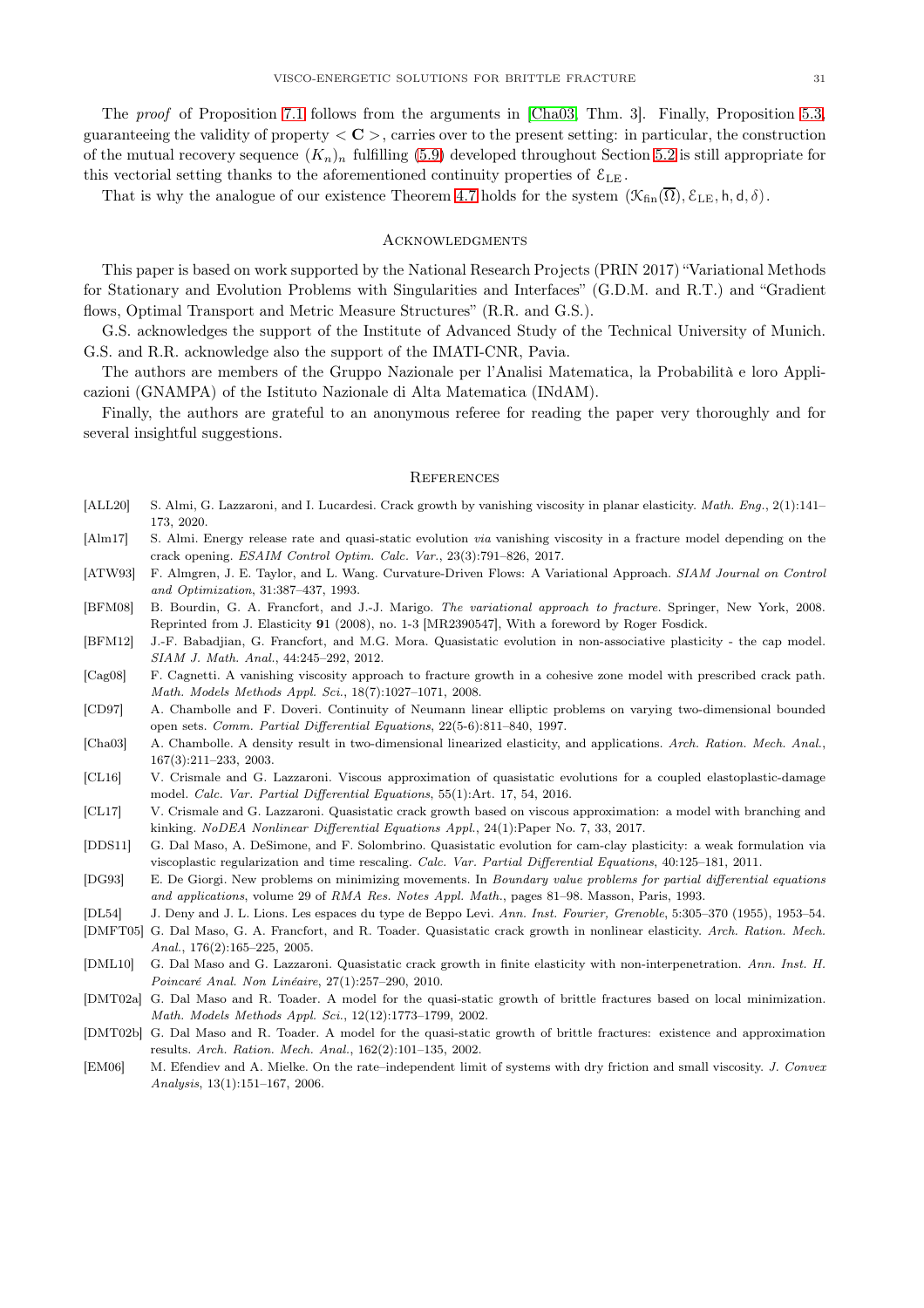The *proof* of Proposition 7.1 follows from the arguments in [Cha03, Thm. 3]. Finally, Proposition 5.3, guaranteeing the validity of property $< \mathbf{C} >$, carries over to the present setting: in particular, the construction of the mutual recovery sequence $(K_n)_n$ fulfilling (5.9) developed throughout Section 5.2 is still appropriate for this vectorial setting thanks to the aforementioned continuity properties of $\mathcal{E}_{\mathrm{LE}}$.

That is why the analogue of our existence Theorem 4.7 holds for the system $(\mathcal{K}_{\mathrm{fin}}(\overline{\Omega}), \mathcal{E}_{\mathrm{LE}}, \mathsf{h}, \mathsf{d}, \delta)$.

## Acknowledgments

This paper is based on work supported by the National Research Projects (PRIN 2017) "Variational Methods for Stationary and Evolution Problems with Singularities and Interfaces" (G.D.M. and R.T.) and "Gradient flows, Optimal Transport and Metric Measure Structures" (R.R. and G.S.).

G.S. acknowledges the support of the Institute of Advanced Study of the Technical University of Munich. G.S. and R.R. acknowledge also the support of the IMATI-CNR, Pavia.

The authors are members of the Gruppo Nazionale per l'Analisi Matematica, la Probabilità e loro Applicazioni (GNAMPA) of the Istituto Nazionale di Alta Matematica (INdAM).

Finally, the authors are grateful to an anonymous referee for reading the paper very thoroughly and for several insightful suggestions.

## References

[ALL20] S. Almi, G. Lazzaroni, and I. Lucardesi. Crack growth by vanishing viscosity in planar elasticity. *Math. Eng.*, 2(1):141–173, 2020.

[Alm17] S. Almi. Energy release rate and quasi-static evolution *via* vanishing viscosity in a fracture model depending on the crack opening. *ESAIM Control Optim. Calc. Var.*, 23(3):791–826, 2017.

[ATW93] F. Almgren, J. E. Taylor, and L. Wang. Curvature-Driven Flows: A Variational Approach. *SIAM Journal on Control and Optimization*, 31:387–437, 1993.

[BFM08] B. Bourdin, G. A. Francfort, and J.-J. Marigo. *The variational approach to fracture*. Springer, New York, 2008. Reprinted from J. Elasticity **91** (2008), no. 1-3 [MR2390547], With a foreword by Roger Fosdick.

[BFM12] J.-F. Babadjian, G. Francfort, and M.G. Mora. Quasistatic evolution in non-associative plasticity - the cap model. *SIAM J. Math. Anal.*, 44:245–292, 2012.

[Cag08] F. Cagnetti. A vanishing viscosity approach to fracture growth in a cohesive zone model with prescribed crack path. *Math. Models Methods Appl. Sci.*, 18(7):1027–1071, 2008.

[CD97] A. Chambolle and F. Doveri. Continuity of Neumann linear elliptic problems on varying two-dimensional bounded open sets. *Comm. Partial Differential Equations*, 22(5-6):811–840, 1997.

[Cha03] A. Chambolle. A density result in two-dimensional linearized elasticity, and applications. *Arch. Ration. Mech. Anal.*, 167(3):211–233, 2003.

[CL16] V. Crismale and G. Lazzaroni. Viscous approximation of quasistatic evolutions for a coupled elastoplastic-damage model. *Calc. Var. Partial Differential Equations*, 55(1):Art. 17, 54, 2016.

[CL17] V. Crismale and G. Lazzaroni. Quasistatic crack growth based on viscous approximation: a model with branching and kinking. *NoDEA Nonlinear Differential Equations Appl.*, 24(1):Paper No. 7, 33, 2017.

[DDS11] G. Dal Maso, A. DeSimone, and F. Solombrino. Quasistatic evolution for cam-clay plasticity: a weak formulation via viscoplastic regularization and time rescaling. *Calc. Var. Partial Differential Equations*, 40:125–181, 2011.

[DG93] E. De Giorgi. New problems on minimizing movements. In *Boundary value problems for partial differential equations and applications*, volume 29 of *RMA Res. Notes Appl. Math.*, pages 81–98. Masson, Paris, 1993.

[DL54] J. Deny and J. L. Lions. Les espaces du type de Beppo Levi. *Ann. Inst. Fourier, Grenoble*, 5:305–370 (1955), 1953–54.

[DMFT05] G. Dal Maso, G. A. Francfort, and R. Toader. Quasistatic crack growth in nonlinear elasticity. *Arch. Ration. Mech. Anal.*, 176(2):165–225, 2005.

[DML10] G. Dal Maso and G. Lazzaroni. Quasistatic crack growth in finite elasticity with non-interpenetration. *Ann. Inst. H. Poincaré Anal. Non Linéaire*, 27(1):257–290, 2010.

[DMT02a] G. Dal Maso and R. Toader. A model for the quasi-static growth of brittle fractures based on local minimization. *Math. Models Methods Appl. Sci.*, 12(12):1773–1799, 2002.

[DMT02b] G. Dal Maso and R. Toader. A model for the quasi-static growth of brittle fractures: existence and approximation results. *Arch. Ration. Mech. Anal.*, 162(2):101–135, 2002.

[EM06] M. Efendiev and A. Mielke. On the rate–independent limit of systems with dry friction and small viscosity. *J. Convex Analysis*, 13(1):151–167, 2006.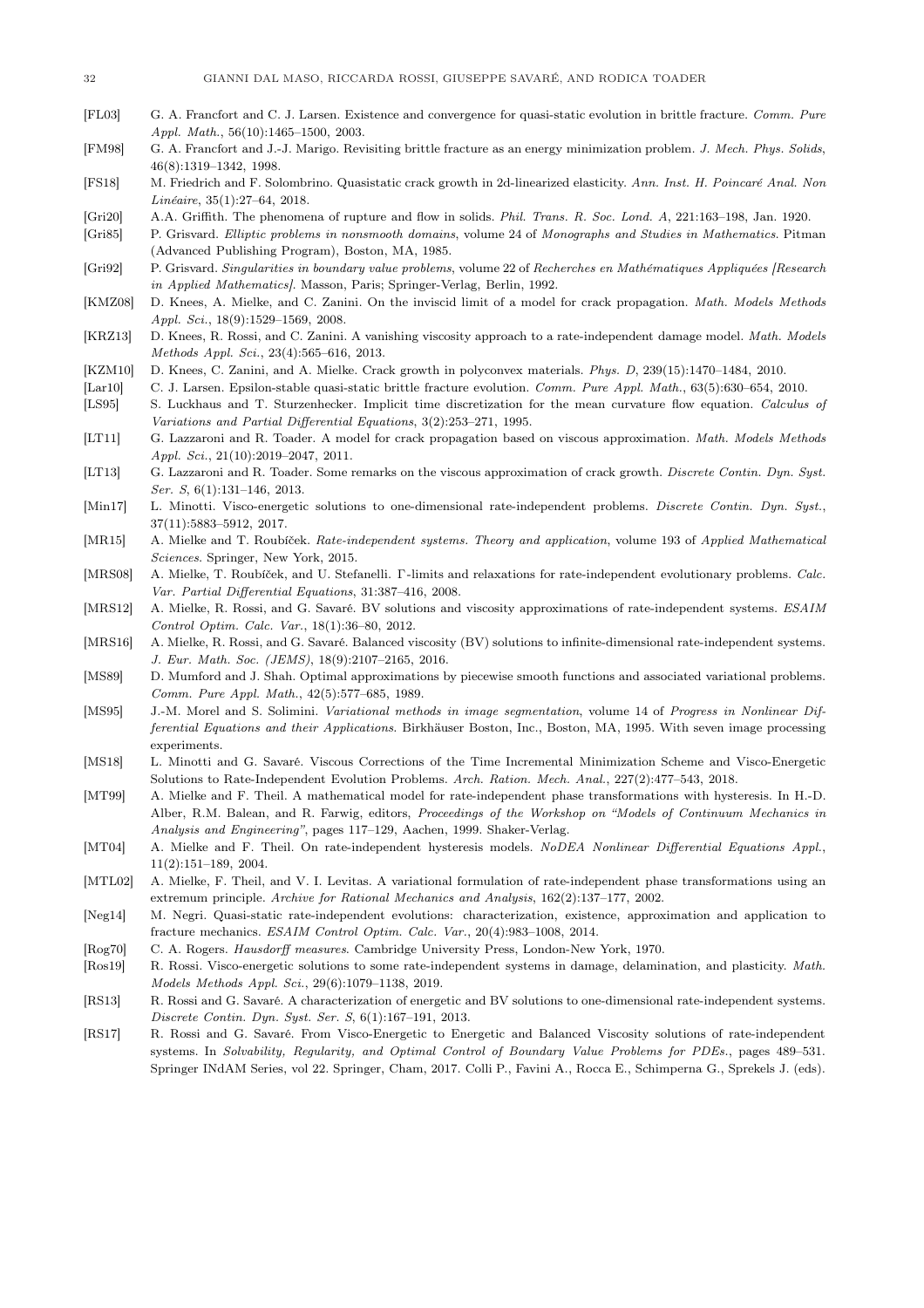[FL03] G. A. Francfort and C. J. Larsen. Existence and convergence for quasi-static evolution in brittle fracture. *Comm. Pure Appl. Math.*, 56(10):1465–1500, 2003.

[FM98] G. A. Francfort and J.-J. Marigo. Revisiting brittle fracture as an energy minimization problem. *J. Mech. Phys. Solids*, 46(8):1319–1342, 1998.

[FS18] M. Friedrich and F. Solombrino. Quasistatic crack growth in 2d-linearized elasticity. *Ann. Inst. H. Poincaré Anal. Non Linéaire*, 35(1):27–64, 2018.

[Gri20] A.A. Griffith. The phenomena of rupture and flow in solids. *Phil. Trans. R. Soc. Lond. A*, 221:163–198, Jan. 1920.

[Gri85] P. Grisvard. *Elliptic problems in nonsmooth domains*, volume 24 of *Monographs and Studies in Mathematics*. Pitman (Advanced Publishing Program), Boston, MA, 1985.

[Gri92] P. Grisvard. *Singularities in boundary value problems*, volume 22 of *Recherches en Mathématiques Appliquées [Research in Applied Mathematics]*. Masson, Paris; Springer-Verlag, Berlin, 1992.

[KMZ08] D. Knees, A. Mielke, and C. Zanini. On the inviscid limit of a model for crack propagation. *Math. Models Methods Appl. Sci.*, 18(9):1529–1569, 2008.

[KRZ13] D. Knees, R. Rossi, and C. Zanini. A vanishing viscosity approach to a rate-independent damage model. *Math. Models Methods Appl. Sci.*, 23(4):565–616, 2013.

[KZM10] D. Knees, C. Zanini, and A. Mielke. Crack growth in polyconvex materials. *Phys. D*, 239(15):1470–1484, 2010.

[Lar10] C. J. Larsen. Epsilon-stable quasi-static brittle fracture evolution. *Comm. Pure Appl. Math.*, 63(5):630–654, 2010.

[LS95] S. Luckhaus and T. Sturzenhecker. Implicit time discretization for the mean curvature flow equation. *Calculus of Variations and Partial Differential Equations*, 3(2):253–271, 1995.

[LT11] G. Lazzaroni and R. Toader. A model for crack propagation based on viscous approximation. *Math. Models Methods Appl. Sci.*, 21(10):2019–2047, 2011.

[LT13] G. Lazzaroni and R. Toader. Some remarks on the viscous approximation of crack growth. *Discrete Contin. Dyn. Syst. Ser. S*, 6(1):131–146, 2013.

[Min17] L. Minotti. Visco-energetic solutions to one-dimensional rate-independent problems. *Discrete Contin. Dyn. Syst.*, 37(11):5883–5912, 2017.

[MR15] A. Mielke and T. Roubíček. *Rate-independent systems. Theory and application*, volume 193 of *Applied Mathematical Sciences*. Springer, New York, 2015.

[MRS08] A. Mielke, T. Roubíček, and U. Stefanelli. Γ-limits and relaxations for rate-independent evolutionary problems. *Calc. Var. Partial Differential Equations*, 31:387–416, 2008.

[MRS12] A. Mielke, R. Rossi, and G. Savaré. BV solutions and viscosity approximations of rate-independent systems. *ESAIM Control Optim. Calc. Var.*, 18(1):36–80, 2012.

[MRS16] A. Mielke, R. Rossi, and G. Savaré. Balanced viscosity (BV) solutions to infinite-dimensional rate-independent systems. *J. Eur. Math. Soc. (JEMS)*, 18(9):2107–2165, 2016.

[MS89] D. Mumford and J. Shah. Optimal approximations by piecewise smooth functions and associated variational problems. *Comm. Pure Appl. Math.*, 42(5):577–685, 1989.

[MS95] J.-M. Morel and S. Solimini. *Variational methods in image segmentation*, volume 14 of *Progress in Nonlinear Differential Equations and their Applications*. Birkhäuser Boston, Inc., Boston, MA, 1995. With seven image processing experiments.

[MS18] L. Minotti and G. Savaré. Viscous Corrections of the Time Incremental Minimization Scheme and Visco-Energetic Solutions to Rate-Independent Evolution Problems. *Arch. Ration. Mech. Anal.*, 227(2):477–543, 2018.

[MT99] A. Mielke and F. Theil. A mathematical model for rate-independent phase transformations with hysteresis. In H.-D. Alber, R.M. Balean, and R. Farwig, editors, *Proceedings of the Workshop on "Models of Continuum Mechanics in Analysis and Engineering"*, pages 117–129, Aachen, 1999. Shaker-Verlag.

[MT04] A. Mielke and F. Theil. On rate-independent hysteresis models. *NoDEA Nonlinear Differential Equations Appl.*, 11(2):151–189, 2004.

[MTL02] A. Mielke, F. Theil, and V. I. Levitas. A variational formulation of rate-independent phase transformations using an extremum principle. *Archive for Rational Mechanics and Analysis*, 162(2):137–177, 2002.

[Neg14] M. Negri. Quasi-static rate-independent evolutions: characterization, existence, approximation and application to fracture mechanics. *ESAIM Control Optim. Calc. Var.*, 20(4):983–1008, 2014.

[Rog70] C. A. Rogers. *Hausdorff measures*. Cambridge University Press, London-New York, 1970.

[Ros19] R. Rossi. Visco-energetic solutions to some rate-independent systems in damage, delamination, and plasticity. *Math. Models Methods Appl. Sci.*, 29(6):1079–1138, 2019.

[RS13] R. Rossi and G. Savaré. A characterization of energetic and BV solutions to one-dimensional rate-independent systems. *Discrete Contin. Dyn. Syst. Ser. S*, 6(1):167–191, 2013.

[RS17] R. Rossi and G. Savaré. From Visco-Energetic to Energetic and Balanced Viscosity solutions of rate-independent systems. In *Solvability, Regularity, and Optimal Control of Boundary Value Problems for PDEs.*, pages 489–531. Springer INdAM Series, vol 22. Springer, Cham, 2017. Colli P., Favini A., Rocca E., Schimperna G., Sprekels J. (eds).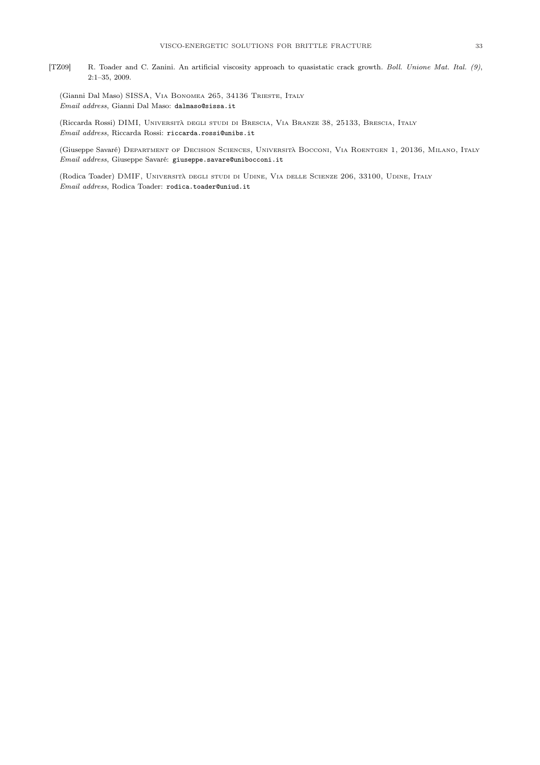[TZ09] R. Toader and C. Zanini. An artificial viscosity approach to quasistatic crack growth. *Boll. Unione Mat. Ital. (9)*, 2:1–35, 2009.

(Gianni Dal Maso) SISSA, Via Bonomea 265, 34136 Trieste, Italy
*Email address*, Gianni Dal Maso: `dalmaso@sissa.it`

(Riccarda Rossi) DIMI, Università degli studi di Brescia, Via Branze 38, 25133, Brescia, Italy
*Email address*, Riccarda Rossi: `riccarda.rossi@unibs.it`

(Giuseppe Savaré) Department of Decision Sciences, Università Bocconi, Via Roentgen 1, 20136, Milano, Italy
*Email address*, Giuseppe Savaré: `giuseppe.savare@unibocconi.it`

(Rodica Toader) DMIF, Università degli studi di Udine, Via delle Scienze 206, 33100, Udine, Italy
*Email address*, Rodica Toader: `rodica.toader@uniud.it`